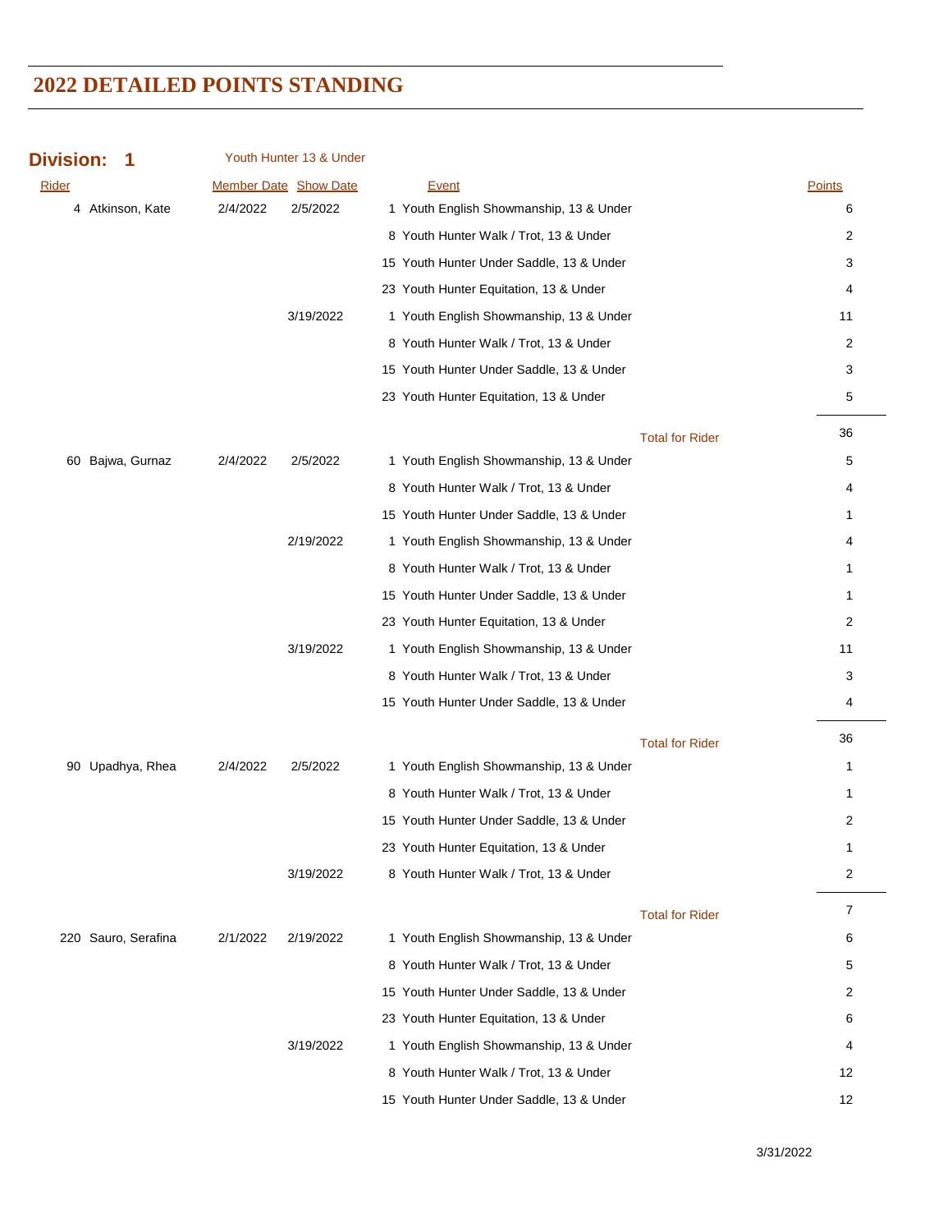# 2022 DETAILED POINTS STANDING

**Division: 1** Youth Hunter 13 & Under

| Rider | Member Date | Show Date | Event | Points |
|---|---|---|---|---|
| 4 Atkinson, Kate | 2/4/2022 | 2/5/2022 | 1 Youth English Showmanship, 13 & Under | 6 |
| | | | 8 Youth Hunter Walk / Trot, 13 & Under | 2 |
| | | | 15 Youth Hunter Under Saddle, 13 & Under | 3 |
| | | | 23 Youth Hunter Equitation, 13 & Under | 4 |
| | | 3/19/2022 | 1 Youth English Showmanship, 13 & Under | 11 |
| | | | 8 Youth Hunter Walk / Trot, 13 & Under | 2 |
| | | | 15 Youth Hunter Under Saddle, 13 & Under | 3 |
| | | | 23 Youth Hunter Equitation, 13 & Under | 5 |
| | | | Total for Rider | 36 |
| 60 Bajwa, Gurnaz | 2/4/2022 | 2/5/2022 | 1 Youth English Showmanship, 13 & Under | 5 |
| | | | 8 Youth Hunter Walk / Trot, 13 & Under | 4 |
| | | | 15 Youth Hunter Under Saddle, 13 & Under | 1 |
| | | 2/19/2022 | 1 Youth English Showmanship, 13 & Under | 4 |
| | | | 8 Youth Hunter Walk / Trot, 13 & Under | 1 |
| | | | 15 Youth Hunter Under Saddle, 13 & Under | 1 |
| | | | 23 Youth Hunter Equitation, 13 & Under | 2 |
| | | 3/19/2022 | 1 Youth English Showmanship, 13 & Under | 11 |
| | | | 8 Youth Hunter Walk / Trot, 13 & Under | 3 |
| | | | 15 Youth Hunter Under Saddle, 13 & Under | 4 |
| | | | Total for Rider | 36 |
| 90 Upadhya, Rhea | 2/4/2022 | 2/5/2022 | 1 Youth English Showmanship, 13 & Under | 1 |
| | | | 8 Youth Hunter Walk / Trot, 13 & Under | 1 |
| | | | 15 Youth Hunter Under Saddle, 13 & Under | 2 |
| | | | 23 Youth Hunter Equitation, 13 & Under | 1 |
| | | 3/19/2022 | 8 Youth Hunter Walk / Trot, 13 & Under | 2 |
| | | | Total for Rider | 7 |
| 220 Sauro, Serafina | 2/1/2022 | 2/19/2022 | 1 Youth English Showmanship, 13 & Under | 6 |
| | | | 8 Youth Hunter Walk / Trot, 13 & Under | 5 |
| | | | 15 Youth Hunter Under Saddle, 13 & Under | 2 |
| | | | 23 Youth Hunter Equitation, 13 & Under | 6 |
| | | 3/19/2022 | 1 Youth English Showmanship, 13 & Under | 4 |
| | | | 8 Youth Hunter Walk / Trot, 13 & Under | 12 |
| | | | 15 Youth Hunter Under Saddle, 13 & Under | 12 |

3/31/2022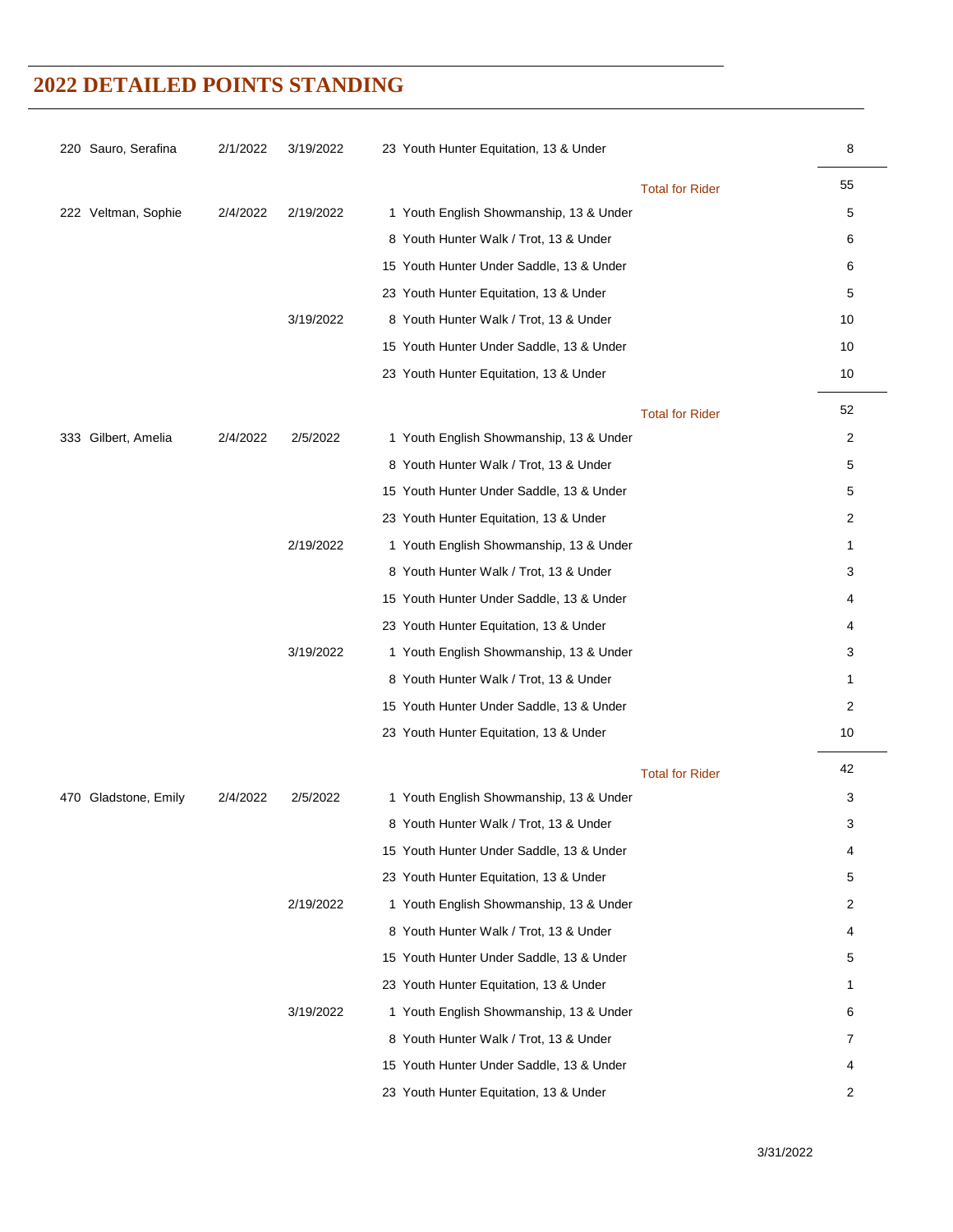## 2022 DETAILED POINTS STANDING

| Rider | Date 1 | Date 2 | Class | Points |
|---|---|---|---|---|
| 220 Sauro, Serafina | 2/1/2022 | 3/19/2022 | 23 Youth Hunter Equitation, 13 & Under | 8 |
| | | | Total for Rider | 55 |
| 222 Veltman, Sophie | 2/4/2022 | 2/19/2022 | 1 Youth English Showmanship, 13 & Under | 5 |
| | | | 8 Youth Hunter Walk / Trot, 13 & Under | 6 |
| | | | 15 Youth Hunter Under Saddle, 13 & Under | 6 |
| | | | 23 Youth Hunter Equitation, 13 & Under | 5 |
| | | 3/19/2022 | 8 Youth Hunter Walk / Trot, 13 & Under | 10 |
| | | | 15 Youth Hunter Under Saddle, 13 & Under | 10 |
| | | | 23 Youth Hunter Equitation, 13 & Under | 10 |
| | | | Total for Rider | 52 |
| 333 Gilbert, Amelia | 2/4/2022 | 2/5/2022 | 1 Youth English Showmanship, 13 & Under | 2 |
| | | | 8 Youth Hunter Walk / Trot, 13 & Under | 5 |
| | | | 15 Youth Hunter Under Saddle, 13 & Under | 5 |
| | | | 23 Youth Hunter Equitation, 13 & Under | 2 |
| | | 2/19/2022 | 1 Youth English Showmanship, 13 & Under | 1 |
| | | | 8 Youth Hunter Walk / Trot, 13 & Under | 3 |
| | | | 15 Youth Hunter Under Saddle, 13 & Under | 4 |
| | | | 23 Youth Hunter Equitation, 13 & Under | 4 |
| | | 3/19/2022 | 1 Youth English Showmanship, 13 & Under | 3 |
| | | | 8 Youth Hunter Walk / Trot, 13 & Under | 1 |
| | | | 15 Youth Hunter Under Saddle, 13 & Under | 2 |
| | | | 23 Youth Hunter Equitation, 13 & Under | 10 |
| | | | Total for Rider | 42 |
| 470 Gladstone, Emily | 2/4/2022 | 2/5/2022 | 1 Youth English Showmanship, 13 & Under | 3 |
| | | | 8 Youth Hunter Walk / Trot, 13 & Under | 3 |
| | | | 15 Youth Hunter Under Saddle, 13 & Under | 4 |
| | | | 23 Youth Hunter Equitation, 13 & Under | 5 |
| | | 2/19/2022 | 1 Youth English Showmanship, 13 & Under | 2 |
| | | | 8 Youth Hunter Walk / Trot, 13 & Under | 4 |
| | | | 15 Youth Hunter Under Saddle, 13 & Under | 5 |
| | | | 23 Youth Hunter Equitation, 13 & Under | 1 |
| | | 3/19/2022 | 1 Youth English Showmanship, 13 & Under | 6 |
| | | | 8 Youth Hunter Walk / Trot, 13 & Under | 7 |
| | | | 15 Youth Hunter Under Saddle, 13 & Under | 4 |
| | | | 23 Youth Hunter Equitation, 13 & Under | 2 |

3/31/2022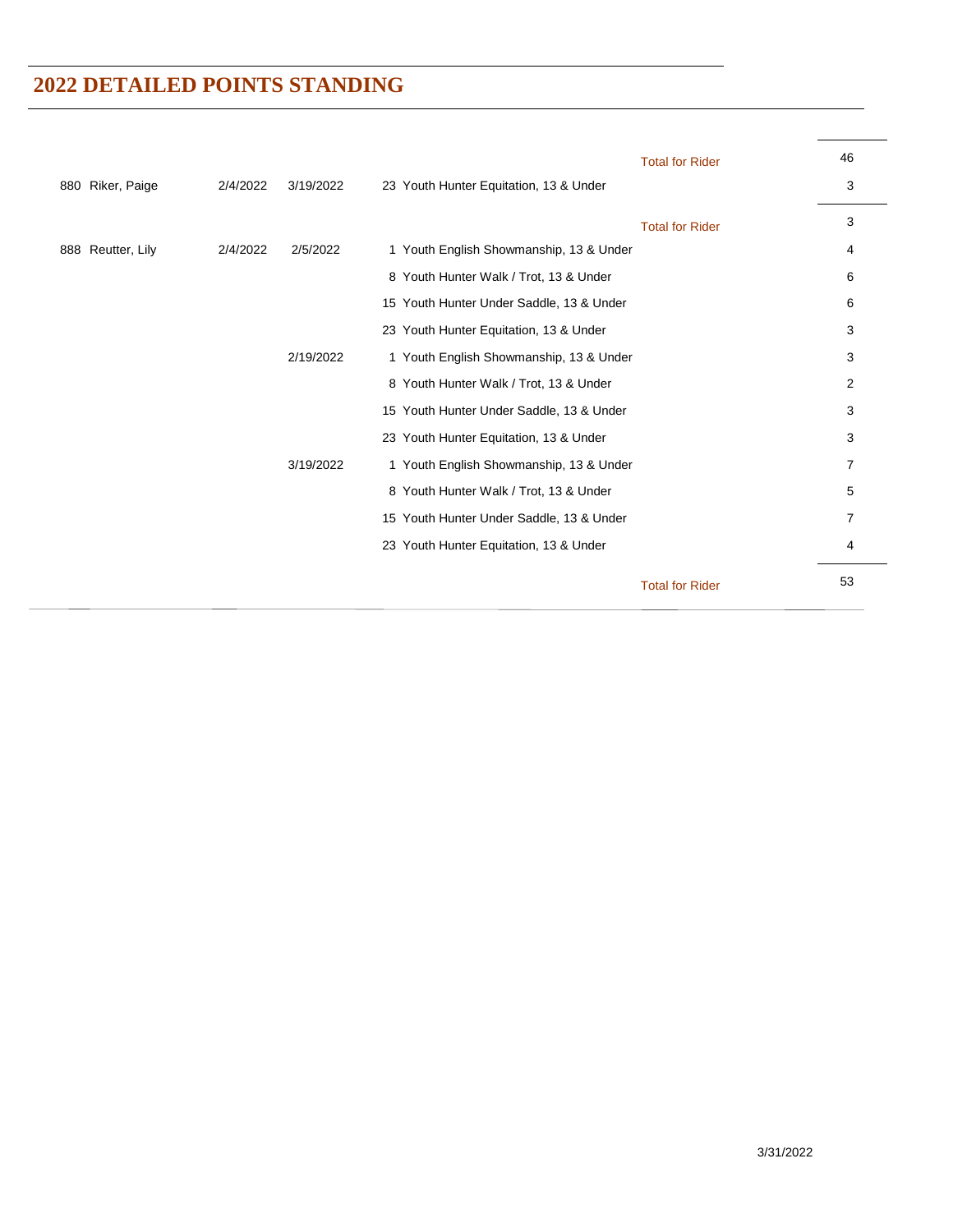## 2022 DETAILED POINTS STANDING

| | | | | | |
|---|---|---|---|---|---|
| | | | | Total for Rider | 46 |
| 880 Riker, Paige | 2/4/2022 | 3/19/2022 | 23 Youth Hunter Equitation, 13 & Under | | 3 |
| | | | | Total for Rider | 3 |
| 888 Reutter, Lily | 2/4/2022 | 2/5/2022 | 1 Youth English Showmanship, 13 & Under | | 4 |
| | | | 8 Youth Hunter Walk / Trot, 13 & Under | | 6 |
| | | | 15 Youth Hunter Under Saddle, 13 & Under | | 6 |
| | | | 23 Youth Hunter Equitation, 13 & Under | | 3 |
| | | 2/19/2022 | 1 Youth English Showmanship, 13 & Under | | 3 |
| | | | 8 Youth Hunter Walk / Trot, 13 & Under | | 2 |
| | | | 15 Youth Hunter Under Saddle, 13 & Under | | 3 |
| | | | 23 Youth Hunter Equitation, 13 & Under | | 3 |
| | | 3/19/2022 | 1 Youth English Showmanship, 13 & Under | | 7 |
| | | | 8 Youth Hunter Walk / Trot, 13 & Under | | 5 |
| | | | 15 Youth Hunter Under Saddle, 13 & Under | | 7 |
| | | | 23 Youth Hunter Equitation, 13 & Under | | 4 |
| | | | | Total for Rider | 53 |

3/31/2022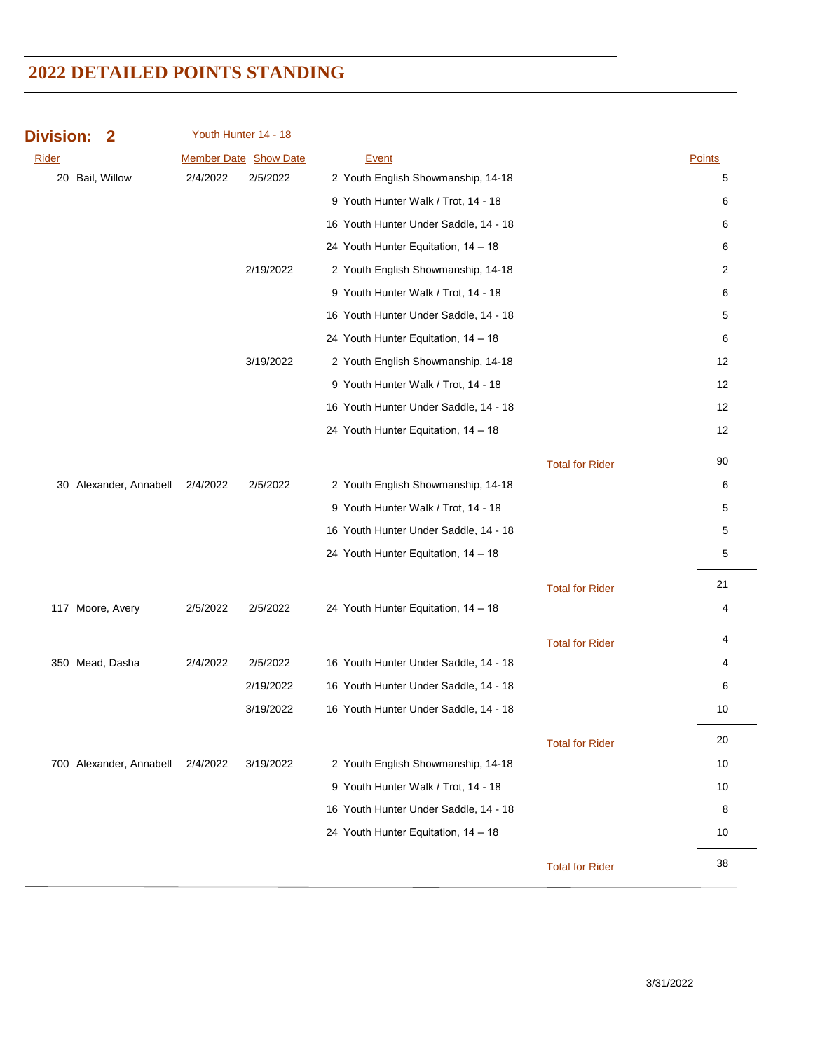# 2022 DETAILED POINTS STANDING

## Division: 2 — Youth Hunter 14 - 18

| Rider | | Member Date | Show Date | Event | | Points |
|---|---|---|---|---|---|---|
| 20 | Bail, Willow | 2/4/2022 | 2/5/2022 | 2 Youth English Showmanship, 14-18 | | 5 |
| | | | | 9 Youth Hunter Walk / Trot, 14 - 18 | | 6 |
| | | | | 16 Youth Hunter Under Saddle, 14 - 18 | | 6 |
| | | | | 24 Youth Hunter Equitation, 14 – 18 | | 6 |
| | | | 2/19/2022 | 2 Youth English Showmanship, 14-18 | | 2 |
| | | | | 9 Youth Hunter Walk / Trot, 14 - 18 | | 6 |
| | | | | 16 Youth Hunter Under Saddle, 14 - 18 | | 5 |
| | | | | 24 Youth Hunter Equitation, 14 – 18 | | 6 |
| | | | 3/19/2022 | 2 Youth English Showmanship, 14-18 | | 12 |
| | | | | 9 Youth Hunter Walk / Trot, 14 - 18 | | 12 |
| | | | | 16 Youth Hunter Under Saddle, 14 - 18 | | 12 |
| | | | | 24 Youth Hunter Equitation, 14 – 18 | | 12 |
| | | | | | Total for Rider | 90 |
| 30 | Alexander, Annabell | 2/4/2022 | 2/5/2022 | 2 Youth English Showmanship, 14-18 | | 6 |
| | | | | 9 Youth Hunter Walk / Trot, 14 - 18 | | 5 |
| | | | | 16 Youth Hunter Under Saddle, 14 - 18 | | 5 |
| | | | | 24 Youth Hunter Equitation, 14 – 18 | | 5 |
| | | | | | Total for Rider | 21 |
| 117 | Moore, Avery | 2/5/2022 | 2/5/2022 | 24 Youth Hunter Equitation, 14 – 18 | | 4 |
| | | | | | Total for Rider | 4 |
| 350 | Mead, Dasha | 2/4/2022 | 2/5/2022 | 16 Youth Hunter Under Saddle, 14 - 18 | | 4 |
| | | | 2/19/2022 | 16 Youth Hunter Under Saddle, 14 - 18 | | 6 |
| | | | 3/19/2022 | 16 Youth Hunter Under Saddle, 14 - 18 | | 10 |
| | | | | | Total for Rider | 20 |
| 700 | Alexander, Annabell | 2/4/2022 | 3/19/2022 | 2 Youth English Showmanship, 14-18 | | 10 |
| | | | | 9 Youth Hunter Walk / Trot, 14 - 18 | | 10 |
| | | | | 16 Youth Hunter Under Saddle, 14 - 18 | | 8 |
| | | | | 24 Youth Hunter Equitation, 14 – 18 | | 10 |
| | | | | | Total for Rider | 38 |

3/31/2022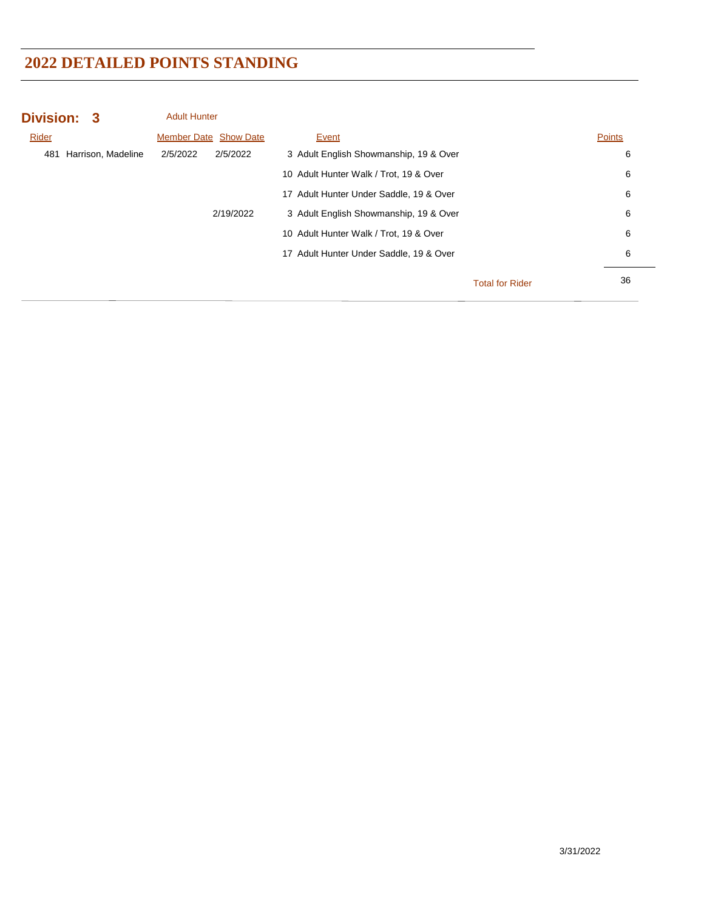# 2022 DETAILED POINTS STANDING

## Division: 3 Adult Hunter

| Rider | Member Date | Show Date | Event | Points |
|---|---|---|---|---|
| 481 Harrison, Madeline | 2/5/2022 | 2/5/2022 | 3 Adult English Showmanship, 19 & Over | 6 |
| | | | 10 Adult Hunter Walk / Trot, 19 & Over | 6 |
| | | | 17 Adult Hunter Under Saddle, 19 & Over | 6 |
| | | 2/19/2022 | 3 Adult English Showmanship, 19 & Over | 6 |
| | | | 10 Adult Hunter Walk / Trot, 19 & Over | 6 |
| | | | 17 Adult Hunter Under Saddle, 19 & Over | 6 |
| | | | Total for Rider | 36 |

3/31/2022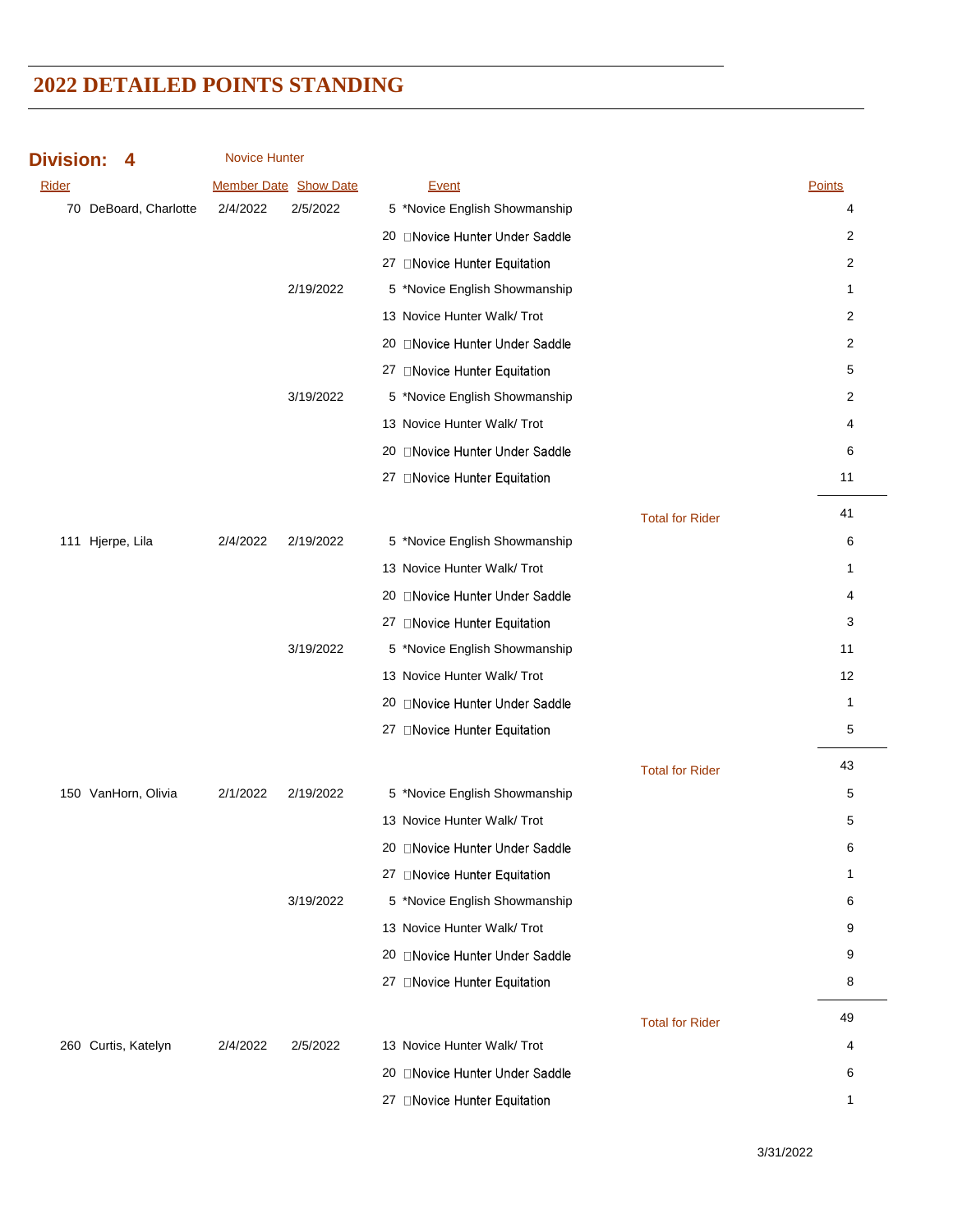# 2022 DETAILED POINTS STANDING

**Division: 4** Novice Hunter

| Rider | Member Date | Show Date | Event | | Points |
|---|---|---|---|---|---|
| 70 DeBoard, Charlotte | 2/4/2022 | 2/5/2022 | 5 *Novice English Showmanship | | 4 |
| | | | 20 □Novice Hunter Under Saddle | | 2 |
| | | | 27 □Novice Hunter Equitation | | 2 |
| | | 2/19/2022 | 5 *Novice English Showmanship | | 1 |
| | | | 13 Novice Hunter Walk/ Trot | | 2 |
| | | | 20 □Novice Hunter Under Saddle | | 2 |
| | | | 27 □Novice Hunter Equitation | | 5 |
| | | 3/19/2022 | 5 *Novice English Showmanship | | 2 |
| | | | 13 Novice Hunter Walk/ Trot | | 4 |
| | | | 20 □Novice Hunter Under Saddle | | 6 |
| | | | 27 □Novice Hunter Equitation | | 11 |
| | | | | Total for Rider | 41 |
| 111 Hjerpe, Lila | 2/4/2022 | 2/19/2022 | 5 *Novice English Showmanship | | 6 |
| | | | 13 Novice Hunter Walk/ Trot | | 1 |
| | | | 20 □Novice Hunter Under Saddle | | 4 |
| | | | 27 □Novice Hunter Equitation | | 3 |
| | | 3/19/2022 | 5 *Novice English Showmanship | | 11 |
| | | | 13 Novice Hunter Walk/ Trot | | 12 |
| | | | 20 □Novice Hunter Under Saddle | | 1 |
| | | | 27 □Novice Hunter Equitation | | 5 |
| | | | | Total for Rider | 43 |
| 150 VanHorn, Olivia | 2/1/2022 | 2/19/2022 | 5 *Novice English Showmanship | | 5 |
| | | | 13 Novice Hunter Walk/ Trot | | 5 |
| | | | 20 □Novice Hunter Under Saddle | | 6 |
| | | | 27 □Novice Hunter Equitation | | 1 |
| | | 3/19/2022 | 5 *Novice English Showmanship | | 6 |
| | | | 13 Novice Hunter Walk/ Trot | | 9 |
| | | | 20 □Novice Hunter Under Saddle | | 9 |
| | | | 27 □Novice Hunter Equitation | | 8 |
| | | | | Total for Rider | 49 |
| 260 Curtis, Katelyn | 2/4/2022 | 2/5/2022 | 13 Novice Hunter Walk/ Trot | | 4 |
| | | | 20 □Novice Hunter Under Saddle | | 6 |
| | | | 27 □Novice Hunter Equitation | | 1 |

3/31/2022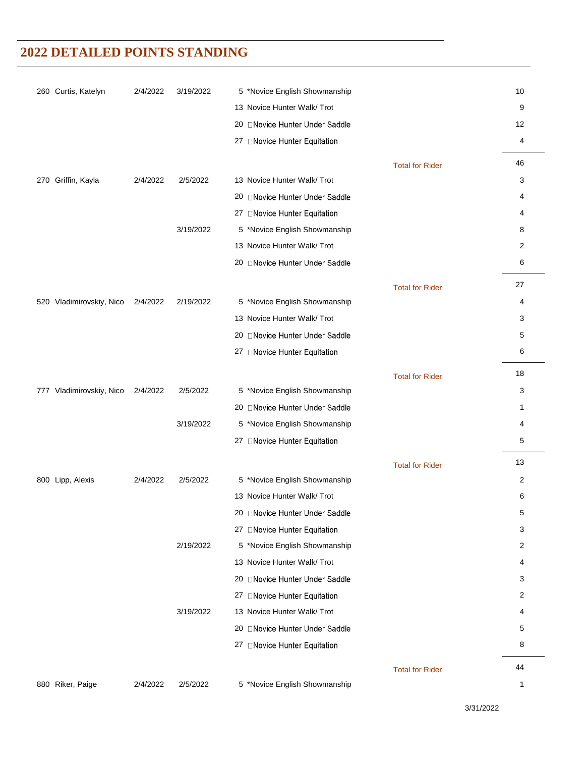## 2022 DETAILED POINTS STANDING

| | | | | |
|---|---|---|---|---|
| 260 Curtis, Katelyn | 2/4/2022 | 3/19/2022 | 5 *Novice English Showmanship | 10 |
| | | | 13 Novice Hunter Walk/ Trot | 9 |
| | | | 20 Novice Hunter Under Saddle | 12 |
| | | | 27 Novice Hunter Equitation | 4 |
| | | | Total for Rider | 46 |
| 270 Griffin, Kayla | 2/4/2022 | 2/5/2022 | 13 Novice Hunter Walk/ Trot | 3 |
| | | | 20 Novice Hunter Under Saddle | 4 |
| | | | 27 Novice Hunter Equitation | 4 |
| | | 3/19/2022 | 5 *Novice English Showmanship | 8 |
| | | | 13 Novice Hunter Walk/ Trot | 2 |
| | | | 20 Novice Hunter Under Saddle | 6 |
| | | | Total for Rider | 27 |
| 520 Vladimirovskiy, Nico | 2/4/2022 | 2/19/2022 | 5 *Novice English Showmanship | 4 |
| | | | 13 Novice Hunter Walk/ Trot | 3 |
| | | | 20 Novice Hunter Under Saddle | 5 |
| | | | 27 Novice Hunter Equitation | 6 |
| | | | Total for Rider | 18 |
| 777 Vladimirovskiy, Nico | 2/4/2022 | 2/5/2022 | 5 *Novice English Showmanship | 3 |
| | | | 20 Novice Hunter Under Saddle | 1 |
| | | 3/19/2022 | 5 *Novice English Showmanship | 4 |
| | | | 27 Novice Hunter Equitation | 5 |
| | | | Total for Rider | 13 |
| 800 Lipp, Alexis | 2/4/2022 | 2/5/2022 | 5 *Novice English Showmanship | 2 |
| | | | 13 Novice Hunter Walk/ Trot | 6 |
| | | | 20 Novice Hunter Under Saddle | 5 |
| | | | 27 Novice Hunter Equitation | 3 |
| | | 2/19/2022 | 5 *Novice English Showmanship | 2 |
| | | | 13 Novice Hunter Walk/ Trot | 4 |
| | | | 20 Novice Hunter Under Saddle | 3 |
| | | | 27 Novice Hunter Equitation | 2 |
| | | 3/19/2022 | 13 Novice Hunter Walk/ Trot | 4 |
| | | | 20 Novice Hunter Under Saddle | 5 |
| | | | 27 Novice Hunter Equitation | 8 |
| | | | Total for Rider | 44 |
| 880 Riker, Paige | 2/4/2022 | 2/5/2022 | 5 *Novice English Showmanship | 1 |

3/31/2022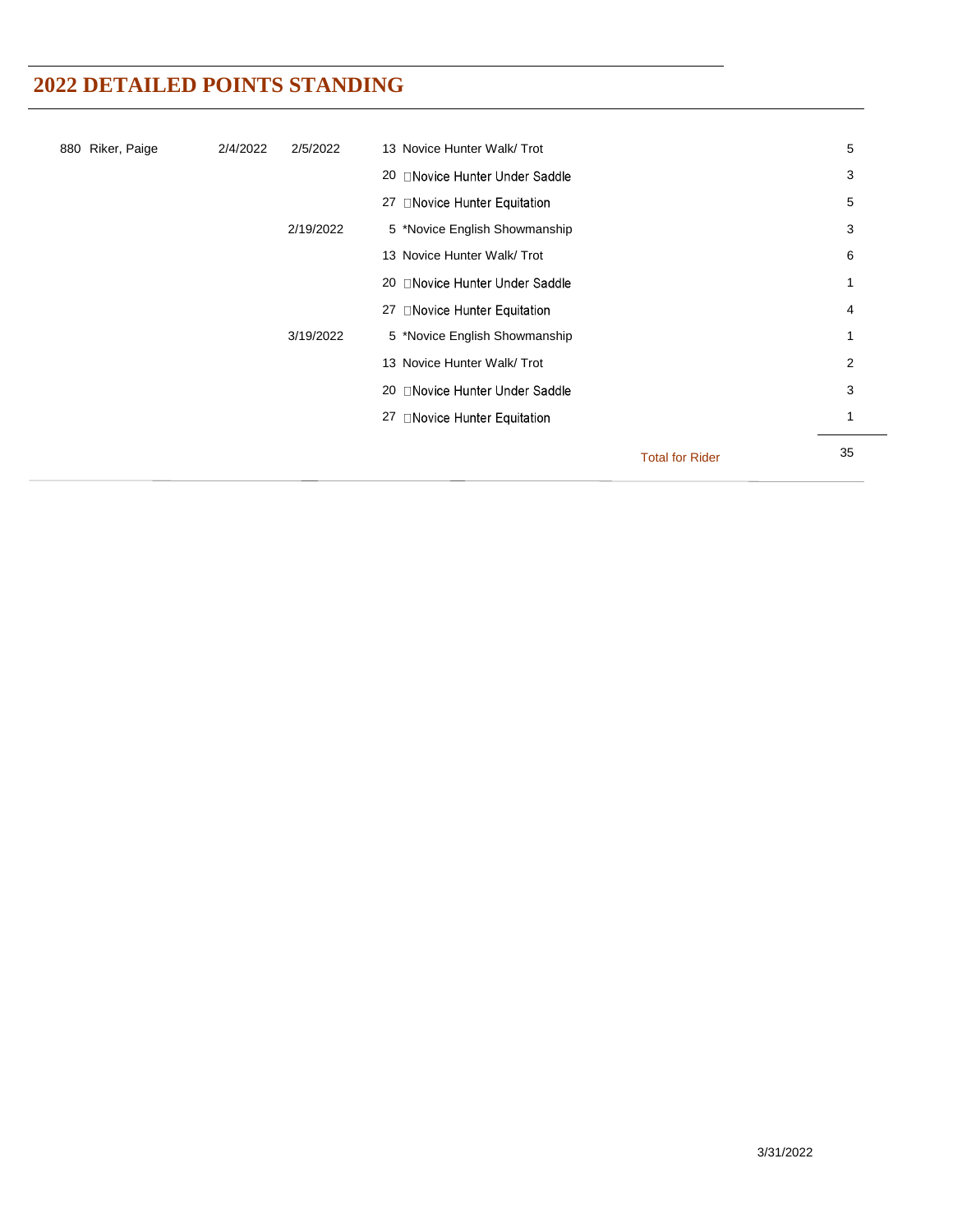## 2022 DETAILED POINTS STANDING

| | | | | |
|---|---|---|---|---|
| 880 Riker, Paige | 2/4/2022 | 2/5/2022 | 13 Novice Hunter Walk/ Trot | 5 |
| | | | 20 Novice Hunter Under Saddle | 3 |
| | | | 27 Novice Hunter Equitation | 5 |
| | | 2/19/2022 | 5 *Novice English Showmanship | 3 |
| | | | 13 Novice Hunter Walk/ Trot | 6 |
| | | | 20 Novice Hunter Under Saddle | 1 |
| | | | 27 Novice Hunter Equitation | 4 |
| | | 3/19/2022 | 5 *Novice English Showmanship | 1 |
| | | | 13 Novice Hunter Walk/ Trot | 2 |
| | | | 20 Novice Hunter Under Saddle | 3 |
| | | | 27 Novice Hunter Equitation | 1 |
| | | | Total for Rider | 35 |

3/31/2022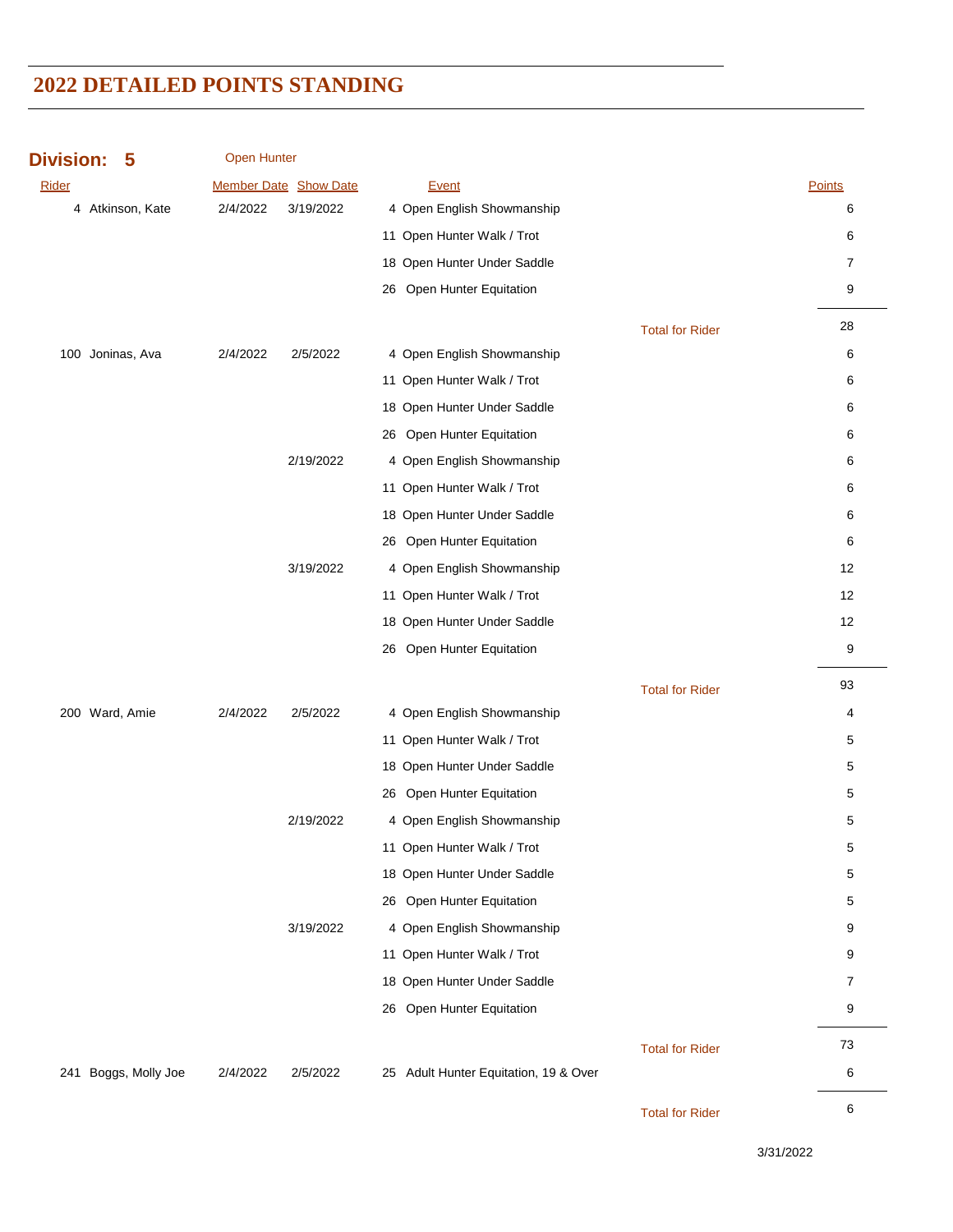# 2022 DETAILED POINTS STANDING

**Division: 5** Open Hunter

| Rider | Member Date | Show Date | Event | | Points |
|---|---|---|---|---|---|
| 4 Atkinson, Kate | 2/4/2022 | 3/19/2022 | 4 Open English Showmanship | | 6 |
| | | | 11 Open Hunter Walk / Trot | | 6 |
| | | | 18 Open Hunter Under Saddle | | 7 |
| | | | 26 Open Hunter Equitation | | 9 |
| | | | | Total for Rider | 28 |
| 100 Joninas, Ava | 2/4/2022 | 2/5/2022 | 4 Open English Showmanship | | 6 |
| | | | 11 Open Hunter Walk / Trot | | 6 |
| | | | 18 Open Hunter Under Saddle | | 6 |
| | | | 26 Open Hunter Equitation | | 6 |
| | | 2/19/2022 | 4 Open English Showmanship | | 6 |
| | | | 11 Open Hunter Walk / Trot | | 6 |
| | | | 18 Open Hunter Under Saddle | | 6 |
| | | | 26 Open Hunter Equitation | | 6 |
| | | 3/19/2022 | 4 Open English Showmanship | | 12 |
| | | | 11 Open Hunter Walk / Trot | | 12 |
| | | | 18 Open Hunter Under Saddle | | 12 |
| | | | 26 Open Hunter Equitation | | 9 |
| | | | | Total for Rider | 93 |
| 200 Ward, Amie | 2/4/2022 | 2/5/2022 | 4 Open English Showmanship | | 4 |
| | | | 11 Open Hunter Walk / Trot | | 5 |
| | | | 18 Open Hunter Under Saddle | | 5 |
| | | | 26 Open Hunter Equitation | | 5 |
| | | 2/19/2022 | 4 Open English Showmanship | | 5 |
| | | | 11 Open Hunter Walk / Trot | | 5 |
| | | | 18 Open Hunter Under Saddle | | 5 |
| | | | 26 Open Hunter Equitation | | 5 |
| | | 3/19/2022 | 4 Open English Showmanship | | 9 |
| | | | 11 Open Hunter Walk / Trot | | 9 |
| | | | 18 Open Hunter Under Saddle | | 7 |
| | | | 26 Open Hunter Equitation | | 9 |
| | | | | Total for Rider | 73 |
| 241 Boggs, Molly Joe | 2/4/2022 | 2/5/2022 | 25 Adult Hunter Equitation, 19 & Over | | 6 |
| | | | | Total for Rider | 6 |

3/31/2022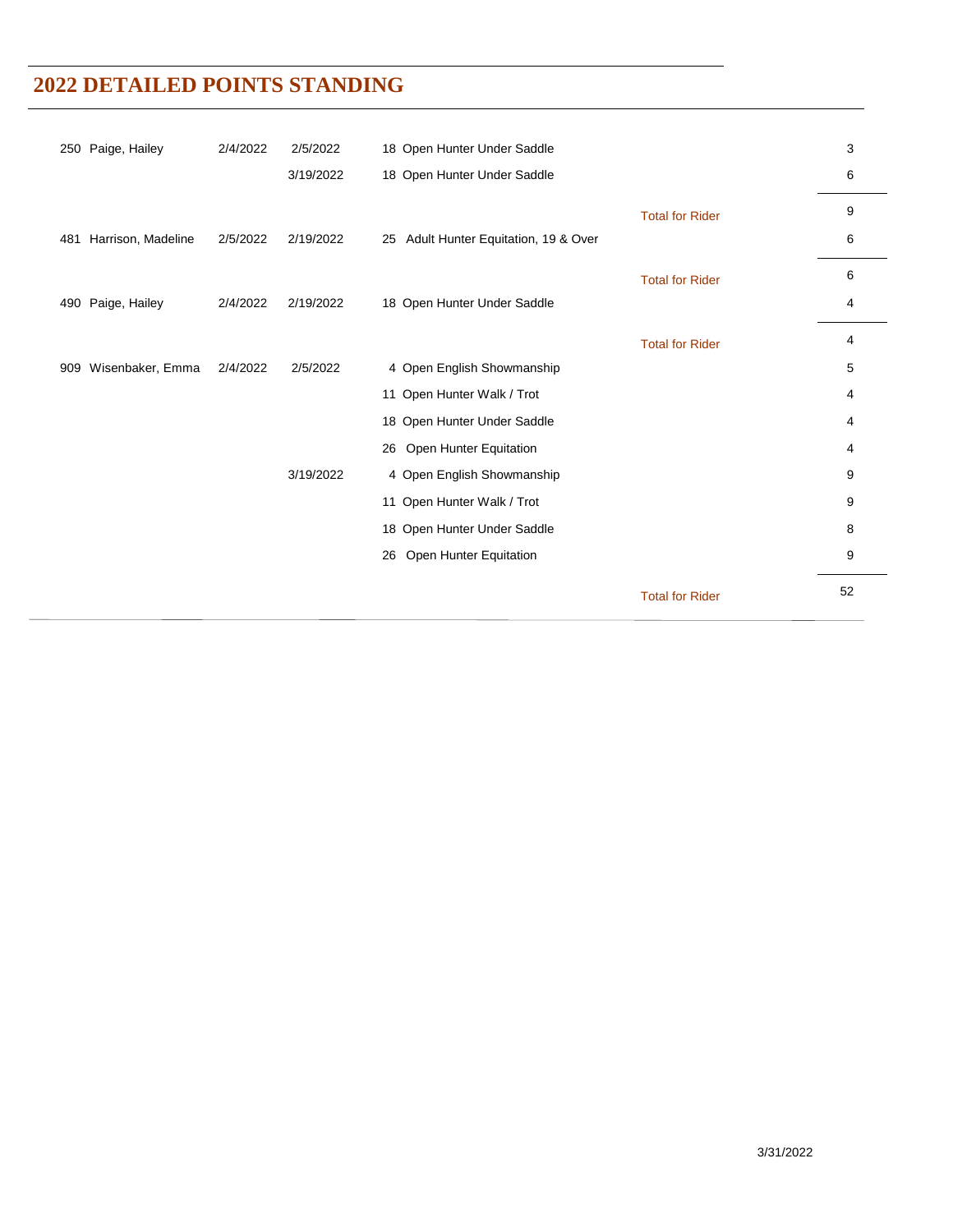# 2022 DETAILED POINTS STANDING

| | | | | | |
|---|---|---|---|---|---|
| 250 Paige, Hailey | 2/4/2022 | 2/5/2022 | 18 Open Hunter Under Saddle | | 3 |
| | | 3/19/2022 | 18 Open Hunter Under Saddle | | 6 |
| | | | | Total for Rider | 9 |
| 481 Harrison, Madeline | 2/5/2022 | 2/19/2022 | 25 Adult Hunter Equitation, 19 & Over | | 6 |
| | | | | Total for Rider | 6 |
| 490 Paige, Hailey | 2/4/2022 | 2/19/2022 | 18 Open Hunter Under Saddle | | 4 |
| | | | | Total for Rider | 4 |
| 909 Wisenbaker, Emma | 2/4/2022 | 2/5/2022 | 4 Open English Showmanship | | 5 |
| | | | 11 Open Hunter Walk / Trot | | 4 |
| | | | 18 Open Hunter Under Saddle | | 4 |
| | | | 26 Open Hunter Equitation | | 4 |
| | | 3/19/2022 | 4 Open English Showmanship | | 9 |
| | | | 11 Open Hunter Walk / Trot | | 9 |
| | | | 18 Open Hunter Under Saddle | | 8 |
| | | | 26 Open Hunter Equitation | | 9 |
| | | | | Total for Rider | 52 |

3/31/2022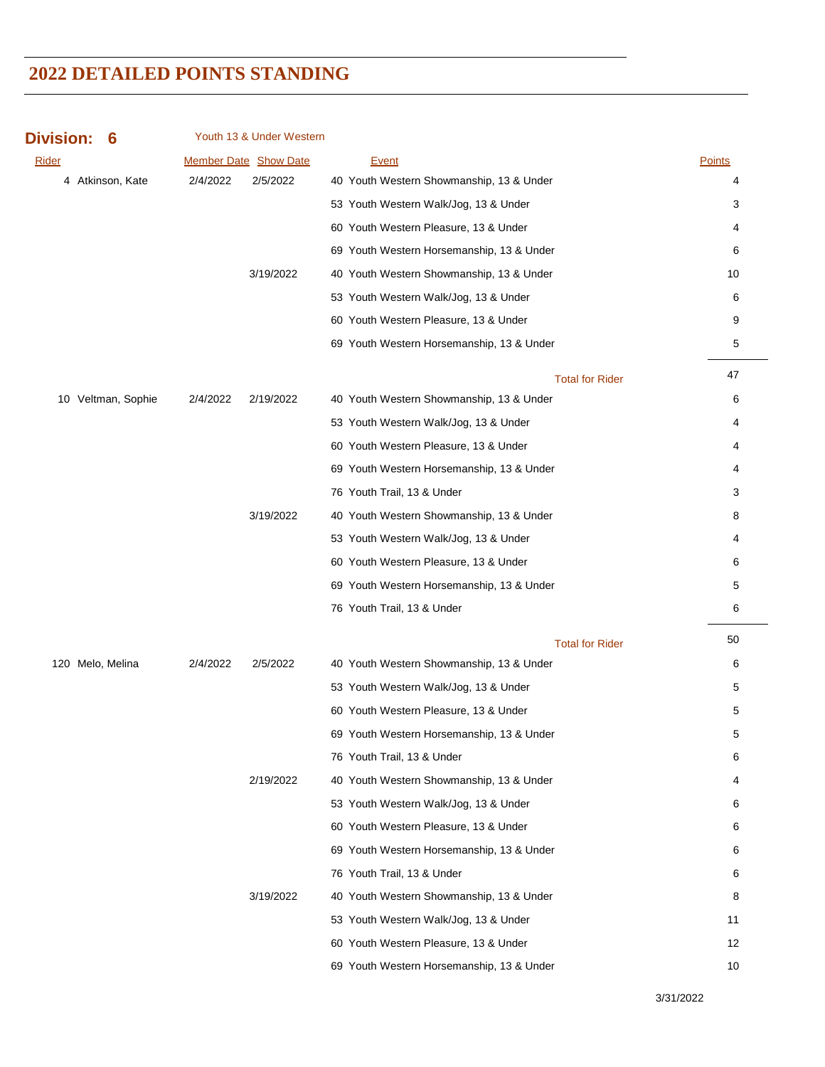# 2022 DETAILED POINTS STANDING

**Division: 6** Youth 13 & Under Western

| Rider | Member Date | Show Date | Event | Points |
|---|---|---|---|---|
| 4 Atkinson, Kate | 2/4/2022 | 2/5/2022 | 40 Youth Western Showmanship, 13 & Under | 4 |
| | | | 53 Youth Western Walk/Jog, 13 & Under | 3 |
| | | | 60 Youth Western Pleasure, 13 & Under | 4 |
| | | | 69 Youth Western Horsemanship, 13 & Under | 6 |
| | | 3/19/2022 | 40 Youth Western Showmanship, 13 & Under | 10 |
| | | | 53 Youth Western Walk/Jog, 13 & Under | 6 |
| | | | 60 Youth Western Pleasure, 13 & Under | 9 |
| | | | 69 Youth Western Horsemanship, 13 & Under | 5 |
| | | | Total for Rider | 47 |
| 10 Veltman, Sophie | 2/4/2022 | 2/19/2022 | 40 Youth Western Showmanship, 13 & Under | 6 |
| | | | 53 Youth Western Walk/Jog, 13 & Under | 4 |
| | | | 60 Youth Western Pleasure, 13 & Under | 4 |
| | | | 69 Youth Western Horsemanship, 13 & Under | 4 |
| | | | 76 Youth Trail, 13 & Under | 3 |
| | | 3/19/2022 | 40 Youth Western Showmanship, 13 & Under | 8 |
| | | | 53 Youth Western Walk/Jog, 13 & Under | 4 |
| | | | 60 Youth Western Pleasure, 13 & Under | 6 |
| | | | 69 Youth Western Horsemanship, 13 & Under | 5 |
| | | | 76 Youth Trail, 13 & Under | 6 |
| | | | Total for Rider | 50 |
| 120 Melo, Melina | 2/4/2022 | 2/5/2022 | 40 Youth Western Showmanship, 13 & Under | 6 |
| | | | 53 Youth Western Walk/Jog, 13 & Under | 5 |
| | | | 60 Youth Western Pleasure, 13 & Under | 5 |
| | | | 69 Youth Western Horsemanship, 13 & Under | 5 |
| | | | 76 Youth Trail, 13 & Under | 6 |
| | | 2/19/2022 | 40 Youth Western Showmanship, 13 & Under | 4 |
| | | | 53 Youth Western Walk/Jog, 13 & Under | 6 |
| | | | 60 Youth Western Pleasure, 13 & Under | 6 |
| | | | 69 Youth Western Horsemanship, 13 & Under | 6 |
| | | | 76 Youth Trail, 13 & Under | 6 |
| | | 3/19/2022 | 40 Youth Western Showmanship, 13 & Under | 8 |
| | | | 53 Youth Western Walk/Jog, 13 & Under | 11 |
| | | | 60 Youth Western Pleasure, 13 & Under | 12 |
| | | | 69 Youth Western Horsemanship, 13 & Under | 10 |

3/31/2022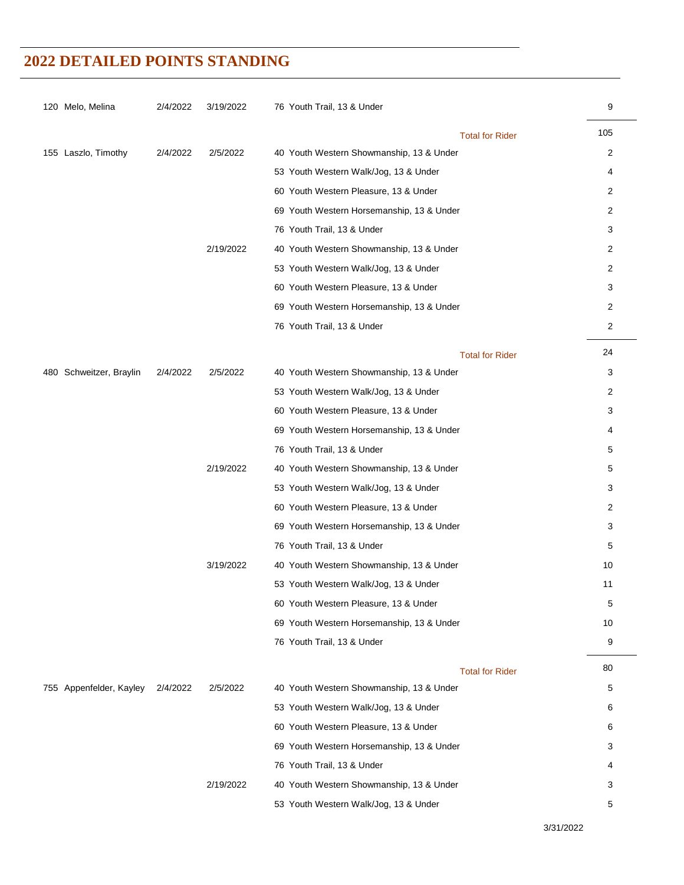# 2022 DETAILED POINTS STANDING

| Rider | Start | Show Date | Class | Points |
|---|---|---|---|---|
| 120 Melo, Melina | 2/4/2022 | 3/19/2022 | 76 Youth Trail, 13 & Under | 9 |
| | | | Total for Rider | 105 |
| 155 Laszlo, Timothy | 2/4/2022 | 2/5/2022 | 40 Youth Western Showmanship, 13 & Under | 2 |
| | | | 53 Youth Western Walk/Jog, 13 & Under | 4 |
| | | | 60 Youth Western Pleasure, 13 & Under | 2 |
| | | | 69 Youth Western Horsemanship, 13 & Under | 2 |
| | | | 76 Youth Trail, 13 & Under | 3 |
| | | 2/19/2022 | 40 Youth Western Showmanship, 13 & Under | 2 |
| | | | 53 Youth Western Walk/Jog, 13 & Under | 2 |
| | | | 60 Youth Western Pleasure, 13 & Under | 3 |
| | | | 69 Youth Western Horsemanship, 13 & Under | 2 |
| | | | 76 Youth Trail, 13 & Under | 2 |
| | | | Total for Rider | 24 |
| 480 Schweitzer, Braylin | 2/4/2022 | 2/5/2022 | 40 Youth Western Showmanship, 13 & Under | 3 |
| | | | 53 Youth Western Walk/Jog, 13 & Under | 2 |
| | | | 60 Youth Western Pleasure, 13 & Under | 3 |
| | | | 69 Youth Western Horsemanship, 13 & Under | 4 |
| | | | 76 Youth Trail, 13 & Under | 5 |
| | | 2/19/2022 | 40 Youth Western Showmanship, 13 & Under | 5 |
| | | | 53 Youth Western Walk/Jog, 13 & Under | 3 |
| | | | 60 Youth Western Pleasure, 13 & Under | 2 |
| | | | 69 Youth Western Horsemanship, 13 & Under | 3 |
| | | | 76 Youth Trail, 13 & Under | 5 |
| | | 3/19/2022 | 40 Youth Western Showmanship, 13 & Under | 10 |
| | | | 53 Youth Western Walk/Jog, 13 & Under | 11 |
| | | | 60 Youth Western Pleasure, 13 & Under | 5 |
| | | | 69 Youth Western Horsemanship, 13 & Under | 10 |
| | | | 76 Youth Trail, 13 & Under | 9 |
| | | | Total for Rider | 80 |
| 755 Appenfelder, Kayley | 2/4/2022 | 2/5/2022 | 40 Youth Western Showmanship, 13 & Under | 5 |
| | | | 53 Youth Western Walk/Jog, 13 & Under | 6 |
| | | | 60 Youth Western Pleasure, 13 & Under | 6 |
| | | | 69 Youth Western Horsemanship, 13 & Under | 3 |
| | | | 76 Youth Trail, 13 & Under | 4 |
| | | 2/19/2022 | 40 Youth Western Showmanship, 13 & Under | 3 |
| | | | 53 Youth Western Walk/Jog, 13 & Under | 5 |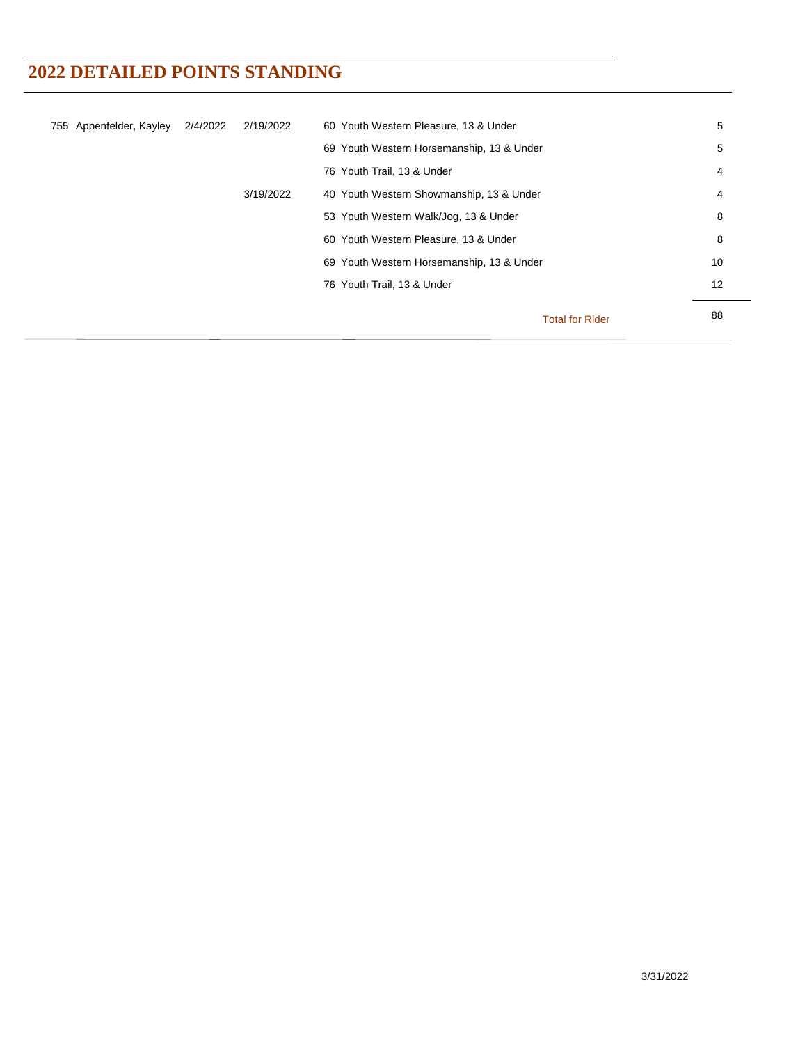# 2022 DETAILED POINTS STANDING

| | | | | | |
|---|---|---|---|---|---|
| 755 | Appenfelder, Kayley | 2/4/2022 | 2/19/2022 | 60 Youth Western Pleasure, 13 & Under | 5 |
| | | | | 69 Youth Western Horsemanship, 13 & Under | 5 |
| | | | | 76 Youth Trail, 13 & Under | 4 |
| | | | 3/19/2022 | 40 Youth Western Showmanship, 13 & Under | 4 |
| | | | | 53 Youth Western Walk/Jog, 13 & Under | 8 |
| | | | | 60 Youth Western Pleasure, 13 & Under | 8 |
| | | | | 69 Youth Western Horsemanship, 13 & Under | 10 |
| | | | | 76 Youth Trail, 13 & Under | 12 |
| | | | | Total for Rider | 88 |

3/31/2022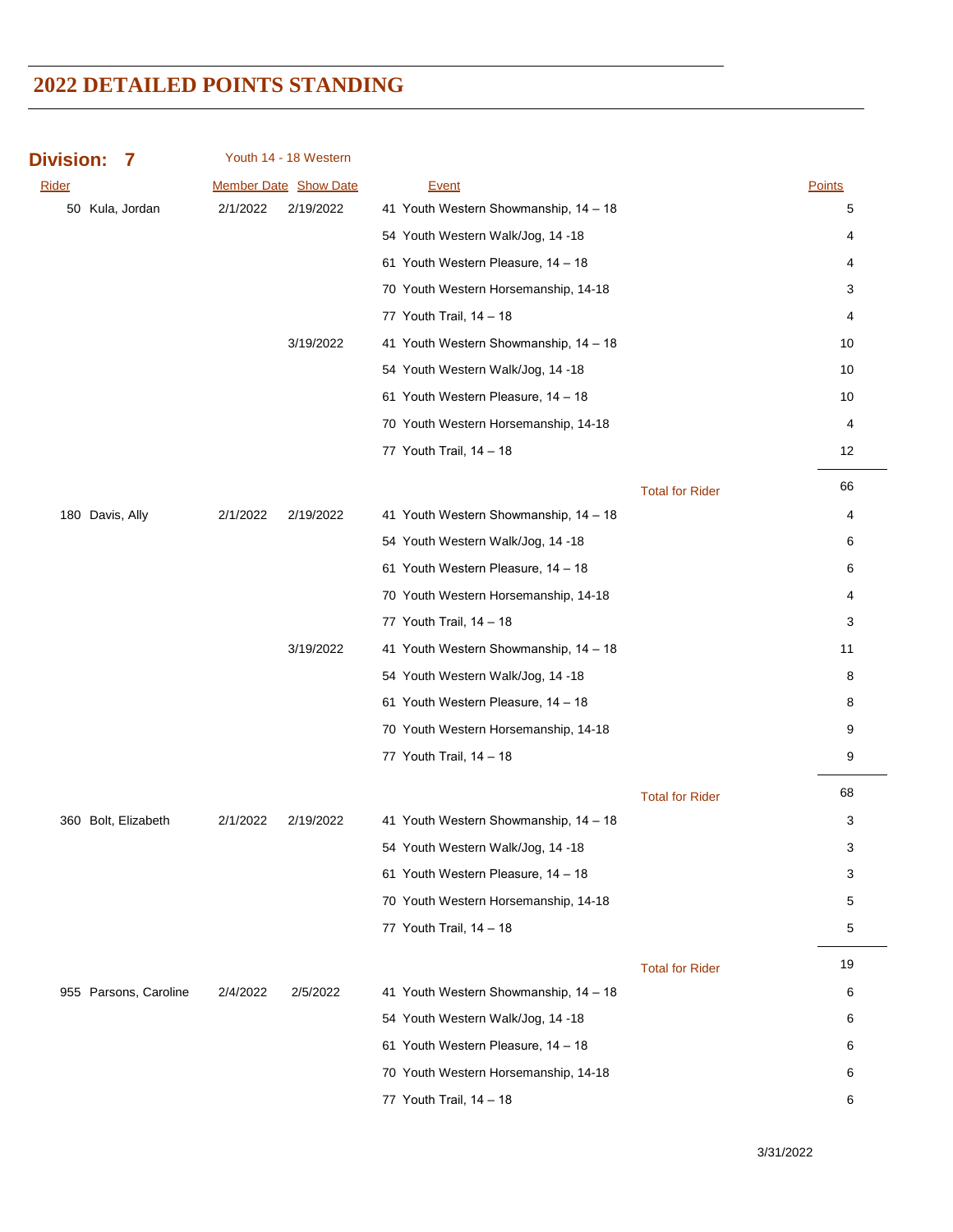# 2022 DETAILED POINTS STANDING

## Division: 7 — Youth 14 - 18 Western

| Rider | Member Date | Show Date | Event | Points |
|---|---|---|---|---|
| 50 Kula, Jordan | 2/1/2022 | 2/19/2022 | 41 Youth Western Showmanship, 14 – 18 | 5 |
| | | | 54 Youth Western Walk/Jog, 14 -18 | 4 |
| | | | 61 Youth Western Pleasure, 14 – 18 | 4 |
| | | | 70 Youth Western Horsemanship, 14-18 | 3 |
| | | | 77 Youth Trail, 14 – 18 | 4 |
| | | 3/19/2022 | 41 Youth Western Showmanship, 14 – 18 | 10 |
| | | | 54 Youth Western Walk/Jog, 14 -18 | 10 |
| | | | 61 Youth Western Pleasure, 14 – 18 | 10 |
| | | | 70 Youth Western Horsemanship, 14-18 | 4 |
| | | | 77 Youth Trail, 14 – 18 | 12 |
| | | | Total for Rider | 66 |
| 180 Davis, Ally | 2/1/2022 | 2/19/2022 | 41 Youth Western Showmanship, 14 – 18 | 4 |
| | | | 54 Youth Western Walk/Jog, 14 -18 | 6 |
| | | | 61 Youth Western Pleasure, 14 – 18 | 6 |
| | | | 70 Youth Western Horsemanship, 14-18 | 4 |
| | | | 77 Youth Trail, 14 – 18 | 3 |
| | | 3/19/2022 | 41 Youth Western Showmanship, 14 – 18 | 11 |
| | | | 54 Youth Western Walk/Jog, 14 -18 | 8 |
| | | | 61 Youth Western Pleasure, 14 – 18 | 8 |
| | | | 70 Youth Western Horsemanship, 14-18 | 9 |
| | | | 77 Youth Trail, 14 – 18 | 9 |
| | | | Total for Rider | 68 |
| 360 Bolt, Elizabeth | 2/1/2022 | 2/19/2022 | 41 Youth Western Showmanship, 14 – 18 | 3 |
| | | | 54 Youth Western Walk/Jog, 14 -18 | 3 |
| | | | 61 Youth Western Pleasure, 14 – 18 | 3 |
| | | | 70 Youth Western Horsemanship, 14-18 | 5 |
| | | | 77 Youth Trail, 14 – 18 | 5 |
| | | | Total for Rider | 19 |
| 955 Parsons, Caroline | 2/4/2022 | 2/5/2022 | 41 Youth Western Showmanship, 14 – 18 | 6 |
| | | | 54 Youth Western Walk/Jog, 14 -18 | 6 |
| | | | 61 Youth Western Pleasure, 14 – 18 | 6 |
| | | | 70 Youth Western Horsemanship, 14-18 | 6 |
| | | | 77 Youth Trail, 14 – 18 | 6 |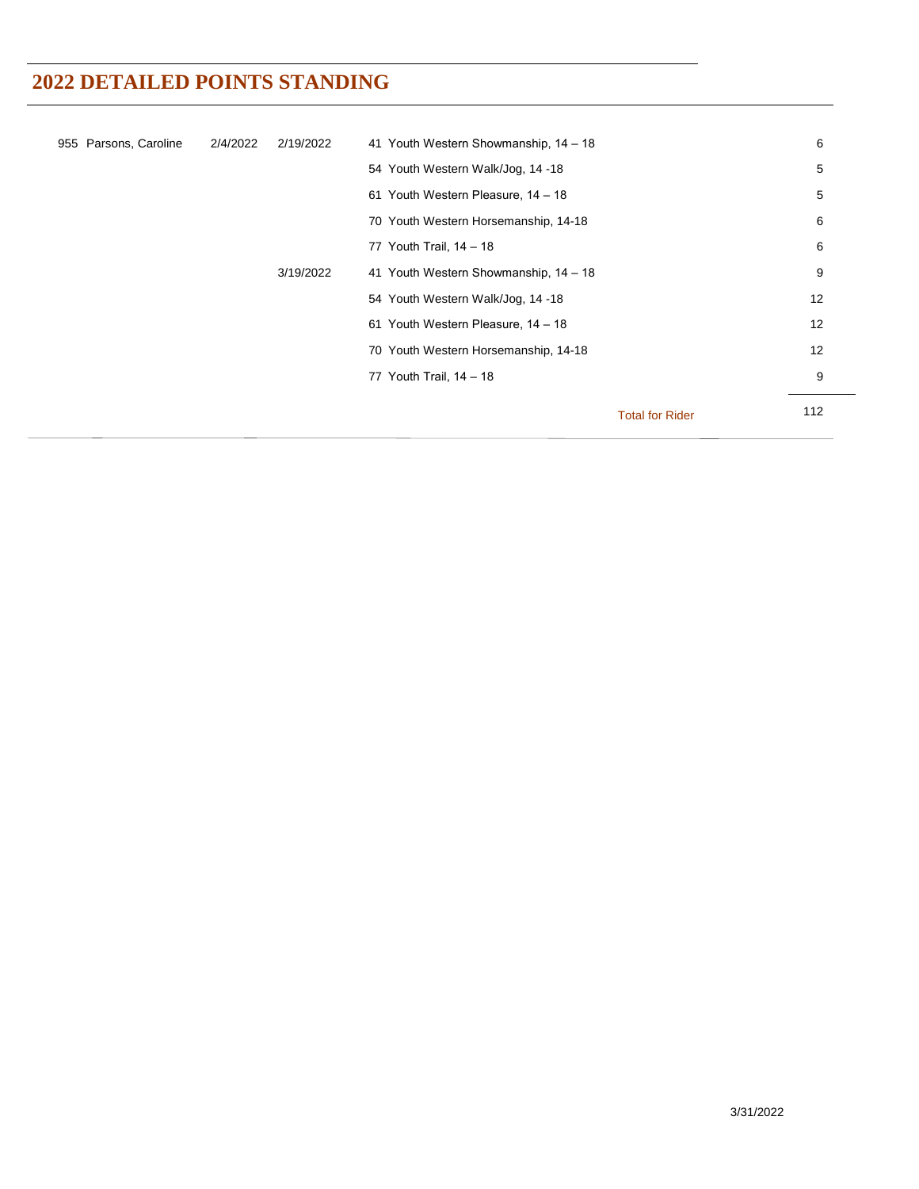## 2022 DETAILED POINTS STANDING

| | | | | |
|---|---|---|---|---|
| 955 Parsons, Caroline | 2/4/2022 | 2/19/2022 | 41 Youth Western Showmanship, 14 – 18 | 6 |
| | | | 54 Youth Western Walk/Jog, 14 -18 | 5 |
| | | | 61 Youth Western Pleasure, 14 – 18 | 5 |
| | | | 70 Youth Western Horsemanship, 14-18 | 6 |
| | | | 77 Youth Trail, 14 – 18 | 6 |
| | | 3/19/2022 | 41 Youth Western Showmanship, 14 – 18 | 9 |
| | | | 54 Youth Western Walk/Jog, 14 -18 | 12 |
| | | | 61 Youth Western Pleasure, 14 – 18 | 12 |
| | | | 70 Youth Western Horsemanship, 14-18 | 12 |
| | | | 77 Youth Trail, 14 – 18 | 9 |
| | | | Total for Rider | 112 |

3/31/2022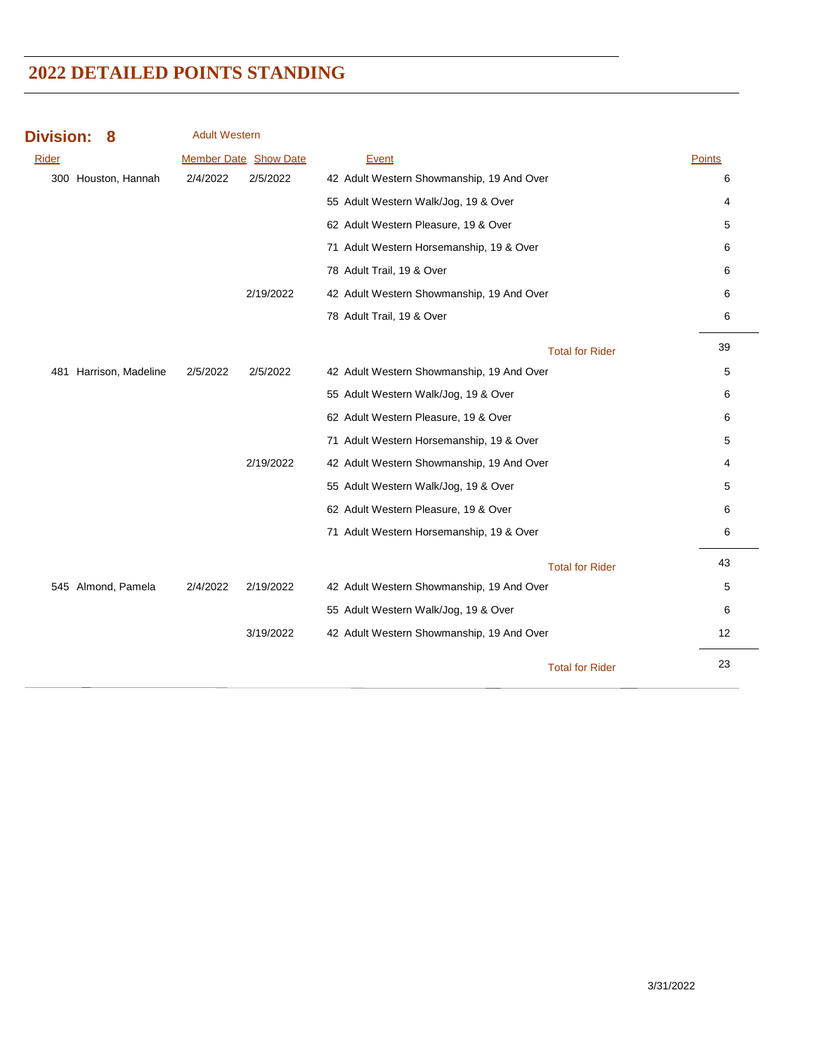# 2022 DETAILED POINTS STANDING

**Division: 8** Adult Western

| Rider | Member Date | Show Date | Event | Points |
|---|---|---|---|---|
| 300 Houston, Hannah | 2/4/2022 | 2/5/2022 | 42 Adult Western Showmanship, 19 And Over | 6 |
| | | | 55 Adult Western Walk/Jog, 19 & Over | 4 |
| | | | 62 Adult Western Pleasure, 19 & Over | 5 |
| | | | 71 Adult Western Horsemanship, 19 & Over | 6 |
| | | | 78 Adult Trail, 19 & Over | 6 |
| | | 2/19/2022 | 42 Adult Western Showmanship, 19 And Over | 6 |
| | | | 78 Adult Trail, 19 & Over | 6 |
| | | | Total for Rider | 39 |
| 481 Harrison, Madeline | 2/5/2022 | 2/5/2022 | 42 Adult Western Showmanship, 19 And Over | 5 |
| | | | 55 Adult Western Walk/Jog, 19 & Over | 6 |
| | | | 62 Adult Western Pleasure, 19 & Over | 6 |
| | | | 71 Adult Western Horsemanship, 19 & Over | 5 |
| | | 2/19/2022 | 42 Adult Western Showmanship, 19 And Over | 4 |
| | | | 55 Adult Western Walk/Jog, 19 & Over | 5 |
| | | | 62 Adult Western Pleasure, 19 & Over | 6 |
| | | | 71 Adult Western Horsemanship, 19 & Over | 6 |
| | | | Total for Rider | 43 |
| 545 Almond, Pamela | 2/4/2022 | 2/19/2022 | 42 Adult Western Showmanship, 19 And Over | 5 |
| | | | 55 Adult Western Walk/Jog, 19 & Over | 6 |
| | | 3/19/2022 | 42 Adult Western Showmanship, 19 And Over | 12 |
| | | | Total for Rider | 23 |

3/31/2022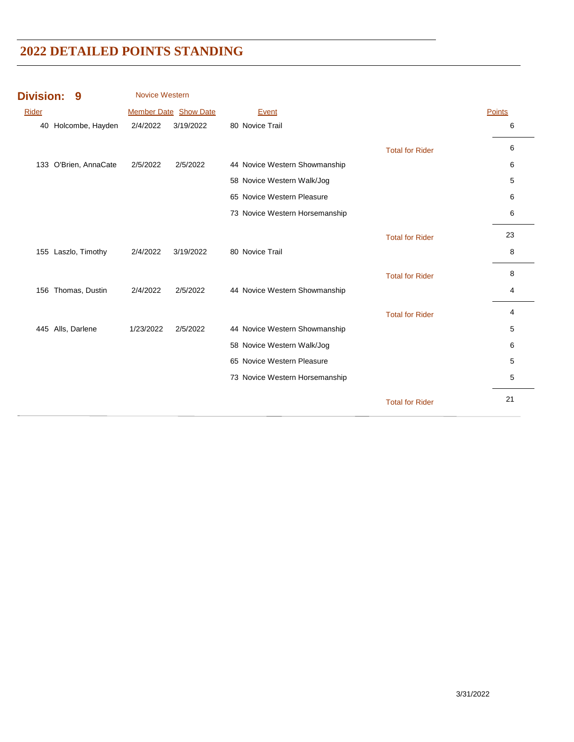# 2022 DETAILED POINTS STANDING

## Division: 9 Novice Western

| Rider | Member Date | Show Date | Event | | Points |
|---|---|---|---|---|---|
| 40 Holcombe, Hayden | 2/4/2022 | 3/19/2022 | 80 Novice Trail | | 6 |
| | | | | Total for Rider | 6 |
| 133 O'Brien, AnnaCate | 2/5/2022 | 2/5/2022 | 44 Novice Western Showmanship | | 6 |
| | | | 58 Novice Western Walk/Jog | | 5 |
| | | | 65 Novice Western Pleasure | | 6 |
| | | | 73 Novice Western Horsemanship | | 6 |
| | | | | Total for Rider | 23 |
| 155 Laszlo, Timothy | 2/4/2022 | 3/19/2022 | 80 Novice Trail | | 8 |
| | | | | Total for Rider | 8 |
| 156 Thomas, Dustin | 2/4/2022 | 2/5/2022 | 44 Novice Western Showmanship | | 4 |
| | | | | Total for Rider | 4 |
| 445 Alls, Darlene | 1/23/2022 | 2/5/2022 | 44 Novice Western Showmanship | | 5 |
| | | | 58 Novice Western Walk/Jog | | 6 |
| | | | 65 Novice Western Pleasure | | 5 |
| | | | 73 Novice Western Horsemanship | | 5 |
| | | | | Total for Rider | 21 |

3/31/2022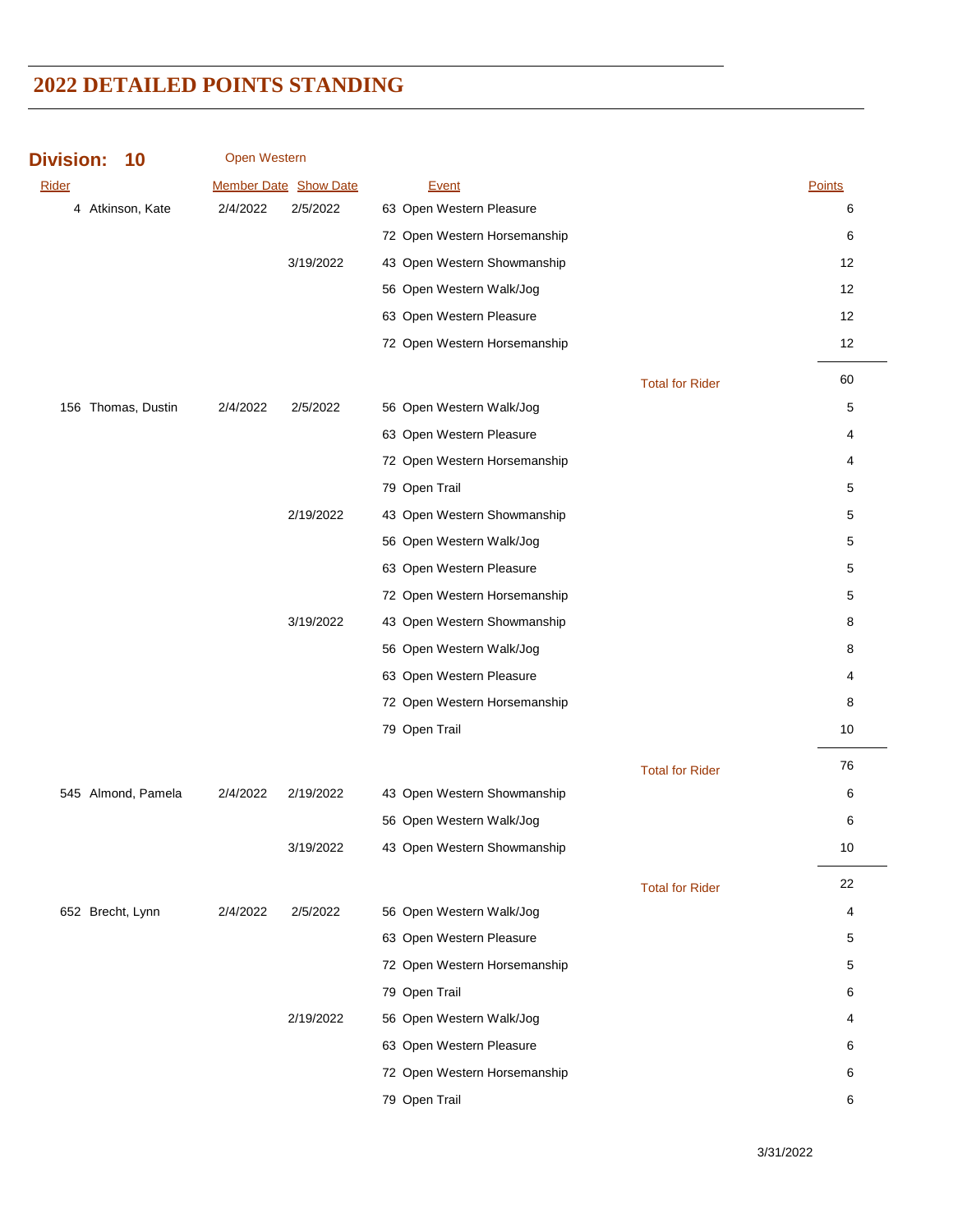# 2022 DETAILED POINTS STANDING

**Division: 10** Open Western

| Rider | Member Date | Show Date | Event | | Points |
|---|---|---|---|---|---|
| 4 Atkinson, Kate | 2/4/2022 | 2/5/2022 | 63 Open Western Pleasure | | 6 |
| | | | 72 Open Western Horsemanship | | 6 |
| | | 3/19/2022 | 43 Open Western Showmanship | | 12 |
| | | | 56 Open Western Walk/Jog | | 12 |
| | | | 63 Open Western Pleasure | | 12 |
| | | | 72 Open Western Horsemanship | | 12 |
| | | | | Total for Rider | 60 |
| 156 Thomas, Dustin | 2/4/2022 | 2/5/2022 | 56 Open Western Walk/Jog | | 5 |
| | | | 63 Open Western Pleasure | | 4 |
| | | | 72 Open Western Horsemanship | | 4 |
| | | | 79 Open Trail | | 5 |
| | | 2/19/2022 | 43 Open Western Showmanship | | 5 |
| | | | 56 Open Western Walk/Jog | | 5 |
| | | | 63 Open Western Pleasure | | 5 |
| | | | 72 Open Western Horsemanship | | 5 |
| | | 3/19/2022 | 43 Open Western Showmanship | | 8 |
| | | | 56 Open Western Walk/Jog | | 8 |
| | | | 63 Open Western Pleasure | | 4 |
| | | | 72 Open Western Horsemanship | | 8 |
| | | | 79 Open Trail | | 10 |
| | | | | Total for Rider | 76 |
| 545 Almond, Pamela | 2/4/2022 | 2/19/2022 | 43 Open Western Showmanship | | 6 |
| | | | 56 Open Western Walk/Jog | | 6 |
| | | 3/19/2022 | 43 Open Western Showmanship | | 10 |
| | | | | Total for Rider | 22 |
| 652 Brecht, Lynn | 2/4/2022 | 2/5/2022 | 56 Open Western Walk/Jog | | 4 |
| | | | 63 Open Western Pleasure | | 5 |
| | | | 72 Open Western Horsemanship | | 5 |
| | | | 79 Open Trail | | 6 |
| | | 2/19/2022 | 56 Open Western Walk/Jog | | 4 |
| | | | 63 Open Western Pleasure | | 6 |
| | | | 72 Open Western Horsemanship | | 6 |
| | | | 79 Open Trail | | 6 |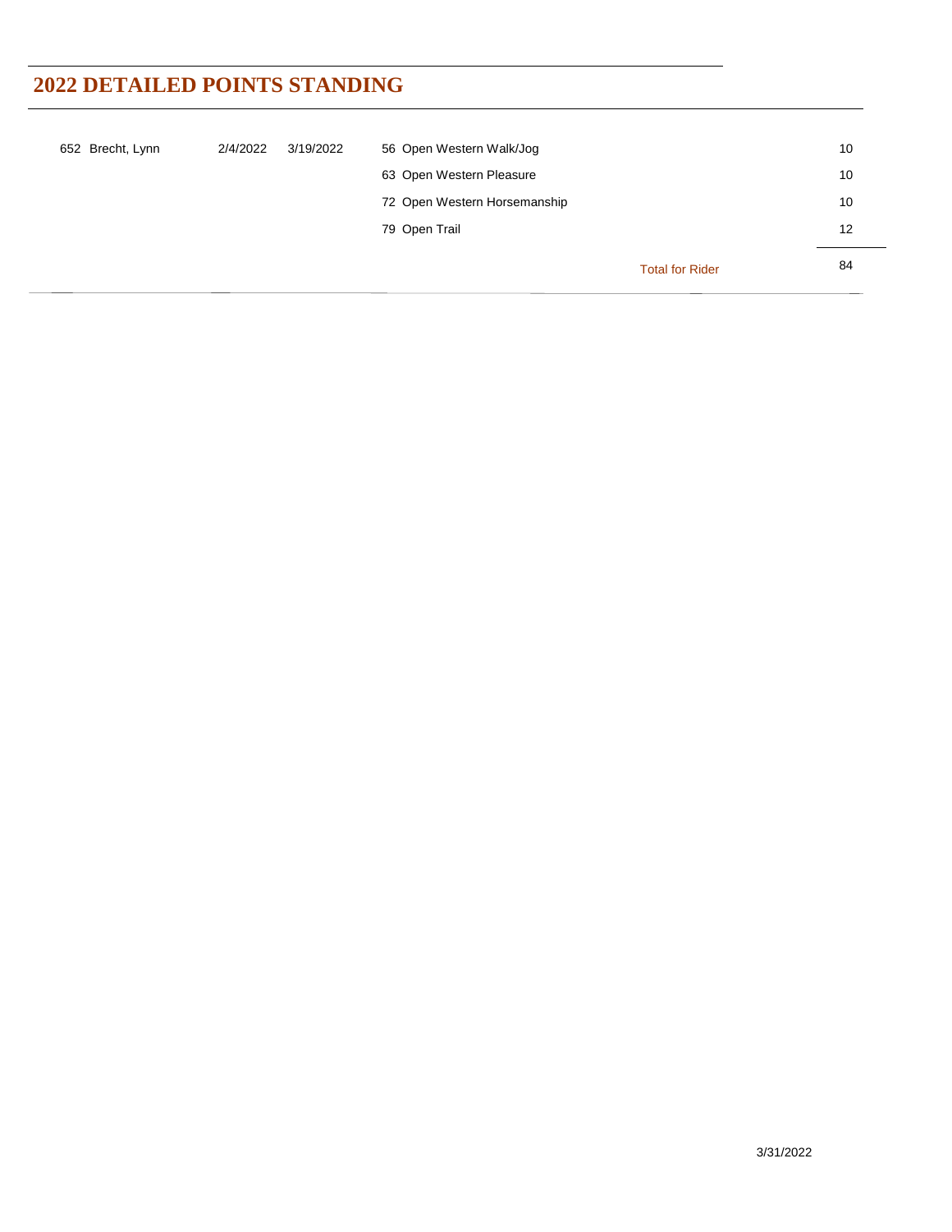## 2022 DETAILED POINTS STANDING

| | | | | |
|---|---|---|---|---|
| 652 Brecht, Lynn | 2/4/2022 | 3/19/2022 | 56 Open Western Walk/Jog | 10 |
| | | | 63 Open Western Pleasure | 10 |
| | | | 72 Open Western Horsemanship | 10 |
| | | | 79 Open Trail | 12 |
| | | | Total for Rider | 84 |

3/31/2022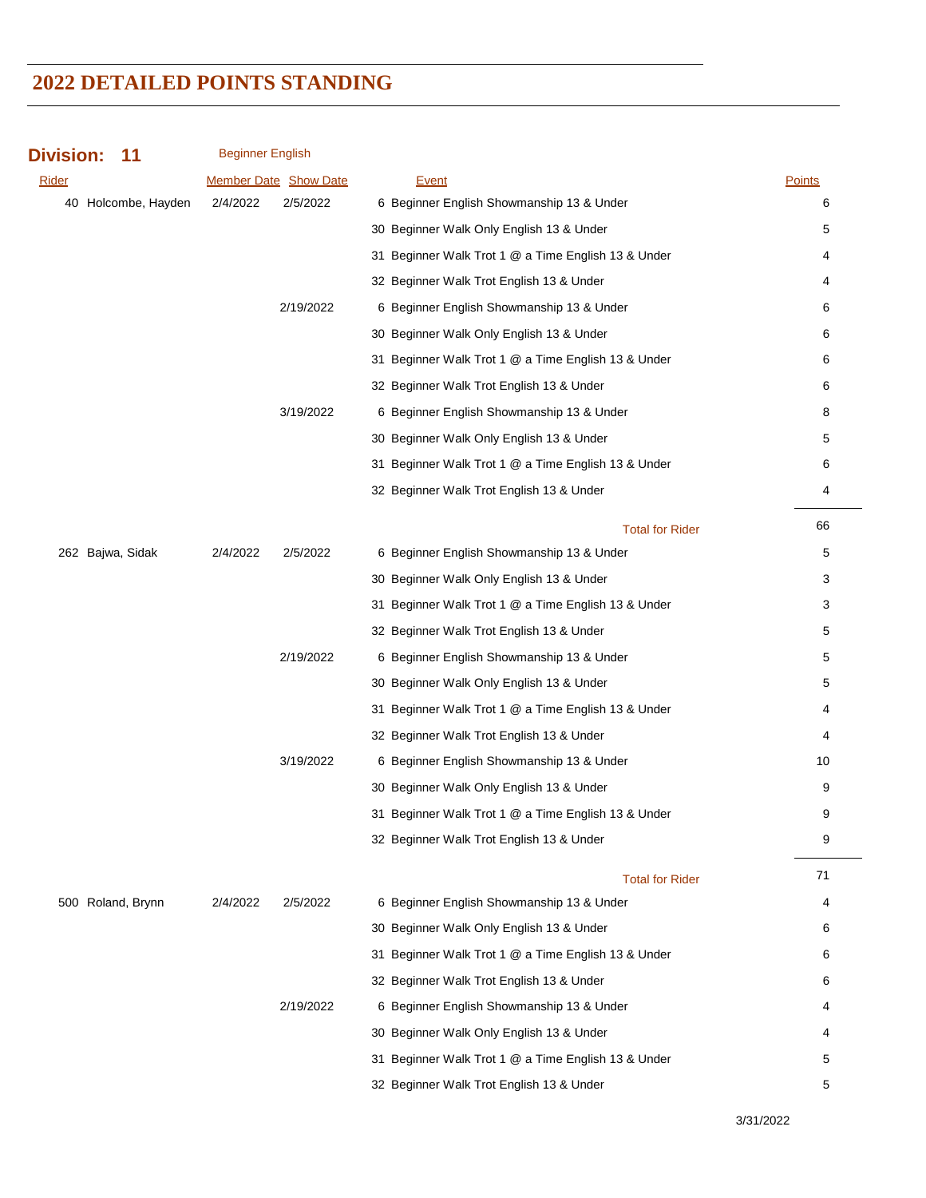# 2022 DETAILED POINTS STANDING

**Division: 11** Beginner English

| Rider | Member Date | Show Date | Event | Points |
|---|---|---|---|---|
| 40 Holcombe, Hayden | 2/4/2022 | 2/5/2022 | 6 Beginner English Showmanship 13 & Under | 6 |
| | | | 30 Beginner Walk Only English 13 & Under | 5 |
| | | | 31 Beginner Walk Trot 1 @ a Time English 13 & Under | 4 |
| | | | 32 Beginner Walk Trot English 13 & Under | 4 |
| | | 2/19/2022 | 6 Beginner English Showmanship 13 & Under | 6 |
| | | | 30 Beginner Walk Only English 13 & Under | 6 |
| | | | 31 Beginner Walk Trot 1 @ a Time English 13 & Under | 6 |
| | | | 32 Beginner Walk Trot English 13 & Under | 6 |
| | | 3/19/2022 | 6 Beginner English Showmanship 13 & Under | 8 |
| | | | 30 Beginner Walk Only English 13 & Under | 5 |
| | | | 31 Beginner Walk Trot 1 @ a Time English 13 & Under | 6 |
| | | | 32 Beginner Walk Trot English 13 & Under | 4 |
| | | | Total for Rider | 66 |
| 262 Bajwa, Sidak | 2/4/2022 | 2/5/2022 | 6 Beginner English Showmanship 13 & Under | 5 |
| | | | 30 Beginner Walk Only English 13 & Under | 3 |
| | | | 31 Beginner Walk Trot 1 @ a Time English 13 & Under | 3 |
| | | | 32 Beginner Walk Trot English 13 & Under | 5 |
| | | 2/19/2022 | 6 Beginner English Showmanship 13 & Under | 5 |
| | | | 30 Beginner Walk Only English 13 & Under | 5 |
| | | | 31 Beginner Walk Trot 1 @ a Time English 13 & Under | 4 |
| | | | 32 Beginner Walk Trot English 13 & Under | 4 |
| | | 3/19/2022 | 6 Beginner English Showmanship 13 & Under | 10 |
| | | | 30 Beginner Walk Only English 13 & Under | 9 |
| | | | 31 Beginner Walk Trot 1 @ a Time English 13 & Under | 9 |
| | | | 32 Beginner Walk Trot English 13 & Under | 9 |
| | | | Total for Rider | 71 |
| 500 Roland, Brynn | 2/4/2022 | 2/5/2022 | 6 Beginner English Showmanship 13 & Under | 4 |
| | | | 30 Beginner Walk Only English 13 & Under | 6 |
| | | | 31 Beginner Walk Trot 1 @ a Time English 13 & Under | 6 |
| | | | 32 Beginner Walk Trot English 13 & Under | 6 |
| | | 2/19/2022 | 6 Beginner English Showmanship 13 & Under | 4 |
| | | | 30 Beginner Walk Only English 13 & Under | 4 |
| | | | 31 Beginner Walk Trot 1 @ a Time English 13 & Under | 5 |
| | | | 32 Beginner Walk Trot English 13 & Under | 5 |

3/31/2022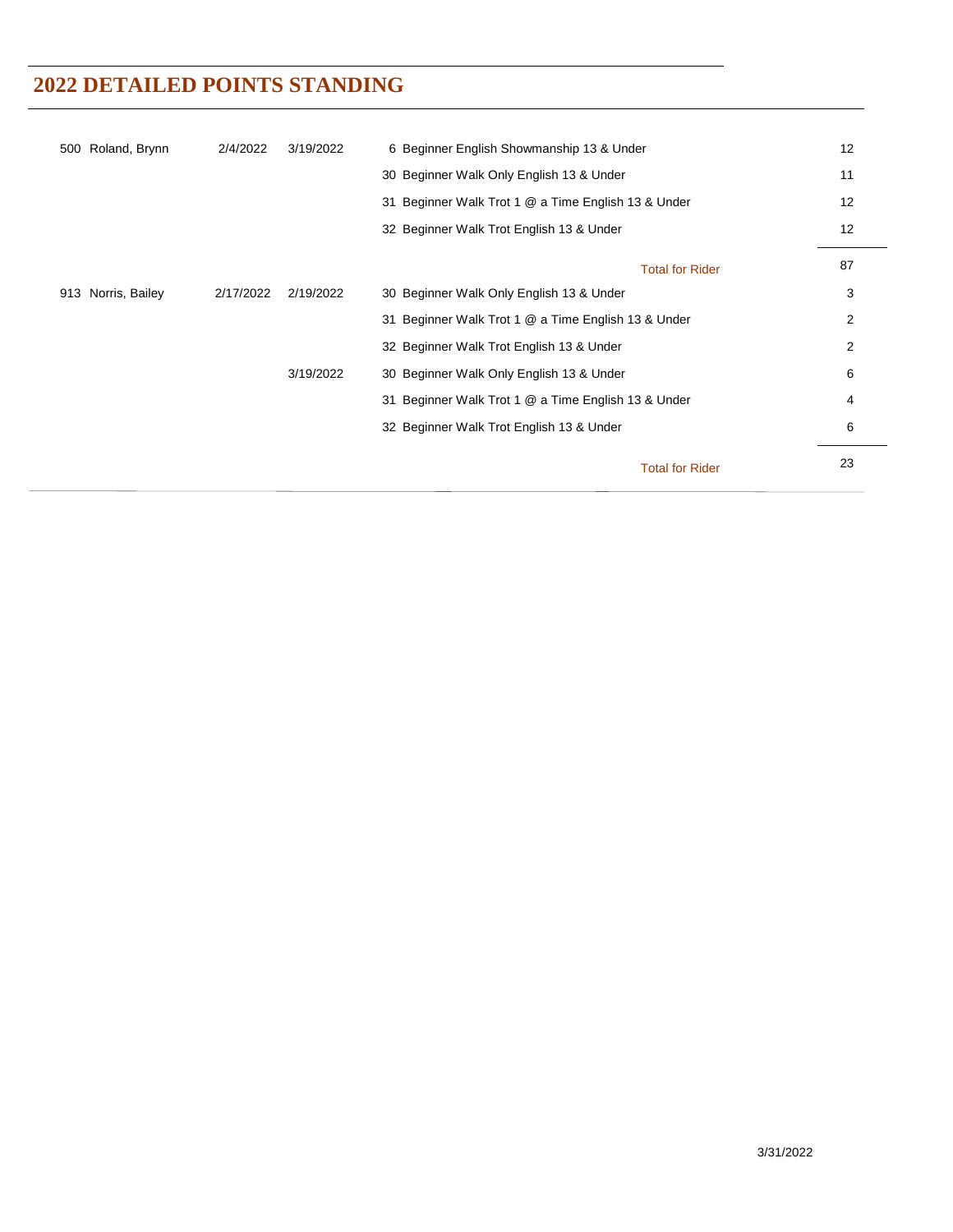# 2022 DETAILED POINTS STANDING

| Rider | First Show | Show Date | Class | Points |
|---|---|---|---|---|
| 500 Roland, Brynn | 2/4/2022 | 3/19/2022 | 6 Beginner English Showmanship 13 & Under | 12 |
| | | | 30 Beginner Walk Only English 13 & Under | 11 |
| | | | 31 Beginner Walk Trot 1 @ a Time English 13 & Under | 12 |
| | | | 32 Beginner Walk Trot English 13 & Under | 12 |
| | | | Total for Rider | 87 |
| 913 Norris, Bailey | 2/17/2022 | 2/19/2022 | 30 Beginner Walk Only English 13 & Under | 3 |
| | | | 31 Beginner Walk Trot 1 @ a Time English 13 & Under | 2 |
| | | | 32 Beginner Walk Trot English 13 & Under | 2 |
| | | 3/19/2022 | 30 Beginner Walk Only English 13 & Under | 6 |
| | | | 31 Beginner Walk Trot 1 @ a Time English 13 & Under | 4 |
| | | | 32 Beginner Walk Trot English 13 & Under | 6 |
| | | | Total for Rider | 23 |

3/31/2022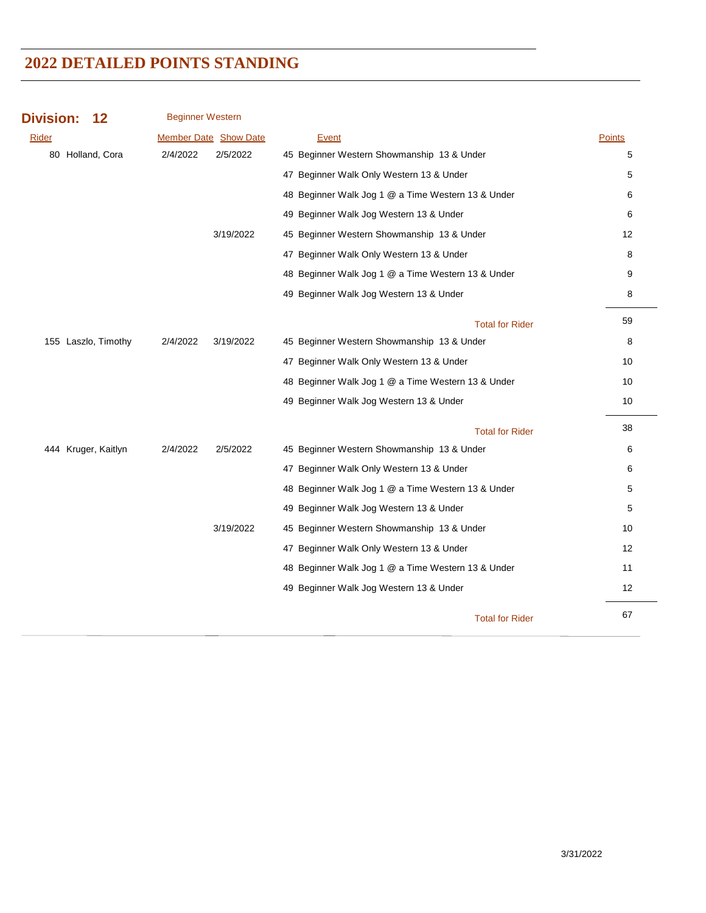# 2022 DETAILED POINTS STANDING

**Division: 12** Beginner Western

| Rider | Member Date | Show Date | Event | Points |
|---|---|---|---|---|
| 80 Holland, Cora | 2/4/2022 | 2/5/2022 | 45 Beginner Western Showmanship 13 & Under | 5 |
| | | | 47 Beginner Walk Only Western 13 & Under | 5 |
| | | | 48 Beginner Walk Jog 1 @ a Time Western 13 & Under | 6 |
| | | | 49 Beginner Walk Jog Western 13 & Under | 6 |
| | | 3/19/2022 | 45 Beginner Western Showmanship 13 & Under | 12 |
| | | | 47 Beginner Walk Only Western 13 & Under | 8 |
| | | | 48 Beginner Walk Jog 1 @ a Time Western 13 & Under | 9 |
| | | | 49 Beginner Walk Jog Western 13 & Under | 8 |
| | | | Total for Rider | 59 |
| 155 Laszlo, Timothy | 2/4/2022 | 3/19/2022 | 45 Beginner Western Showmanship 13 & Under | 8 |
| | | | 47 Beginner Walk Only Western 13 & Under | 10 |
| | | | 48 Beginner Walk Jog 1 @ a Time Western 13 & Under | 10 |
| | | | 49 Beginner Walk Jog Western 13 & Under | 10 |
| | | | Total for Rider | 38 |
| 444 Kruger, Kaitlyn | 2/4/2022 | 2/5/2022 | 45 Beginner Western Showmanship 13 & Under | 6 |
| | | | 47 Beginner Walk Only Western 13 & Under | 6 |
| | | | 48 Beginner Walk Jog 1 @ a Time Western 13 & Under | 5 |
| | | | 49 Beginner Walk Jog Western 13 & Under | 5 |
| | | 3/19/2022 | 45 Beginner Western Showmanship 13 & Under | 10 |
| | | | 47 Beginner Walk Only Western 13 & Under | 12 |
| | | | 48 Beginner Walk Jog 1 @ a Time Western 13 & Under | 11 |
| | | | 49 Beginner Walk Jog Western 13 & Under | 12 |
| | | | Total for Rider | 67 |

3/31/2022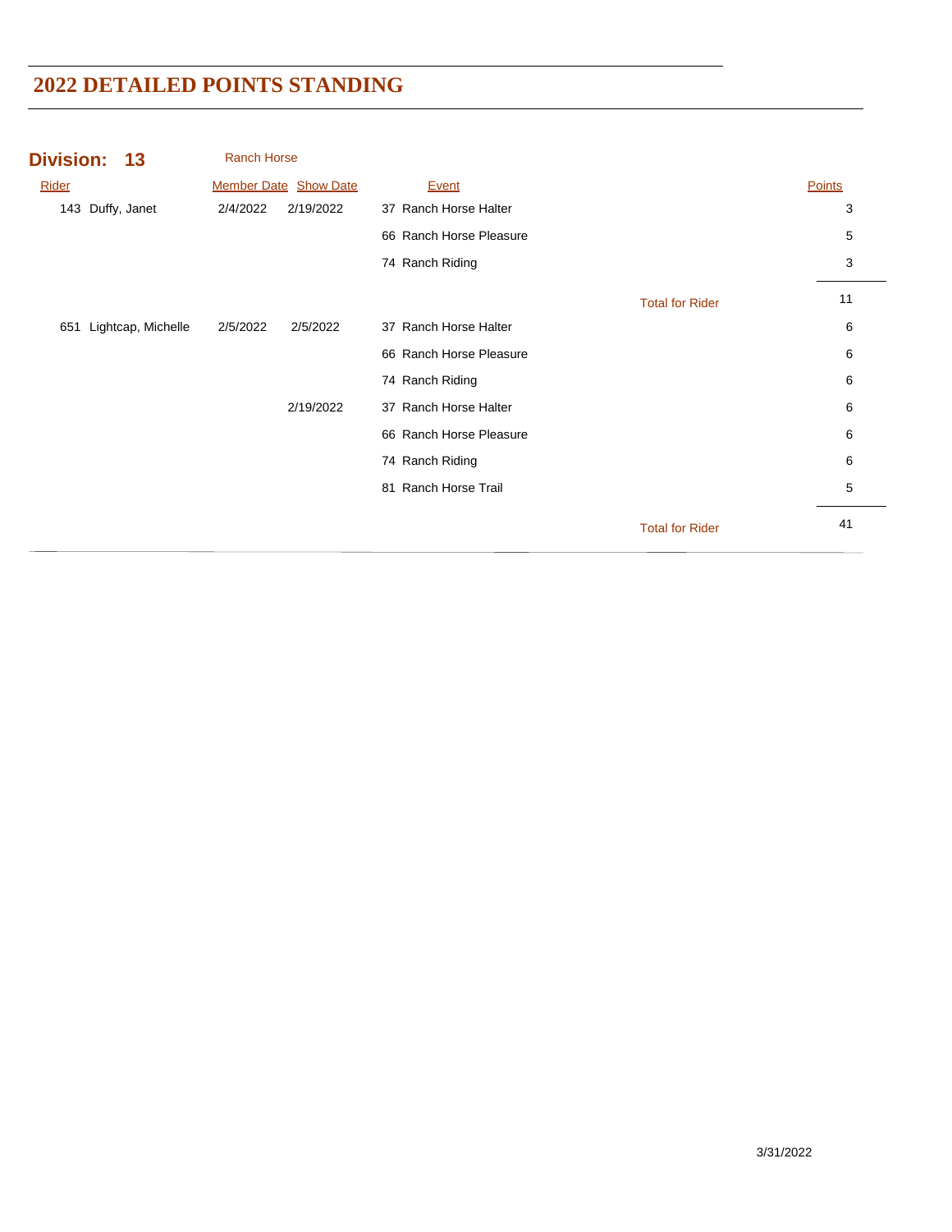# 2022 DETAILED POINTS STANDING

## Division: 13 Ranch Horse

| Rider | Member Date | Show Date | Event | | Points |
|---|---|---|---|---|---|
| 143 Duffy, Janet | 2/4/2022 | 2/19/2022 | 37 Ranch Horse Halter | | 3 |
| | | | 66 Ranch Horse Pleasure | | 5 |
| | | | 74 Ranch Riding | | 3 |
| | | | | Total for Rider | 11 |
| 651 Lightcap, Michelle | 2/5/2022 | 2/5/2022 | 37 Ranch Horse Halter | | 6 |
| | | | 66 Ranch Horse Pleasure | | 6 |
| | | | 74 Ranch Riding | | 6 |
| | | 2/19/2022 | 37 Ranch Horse Halter | | 6 |
| | | | 66 Ranch Horse Pleasure | | 6 |
| | | | 74 Ranch Riding | | 6 |
| | | | 81 Ranch Horse Trail | | 5 |
| | | | | Total for Rider | 41 |

3/31/2022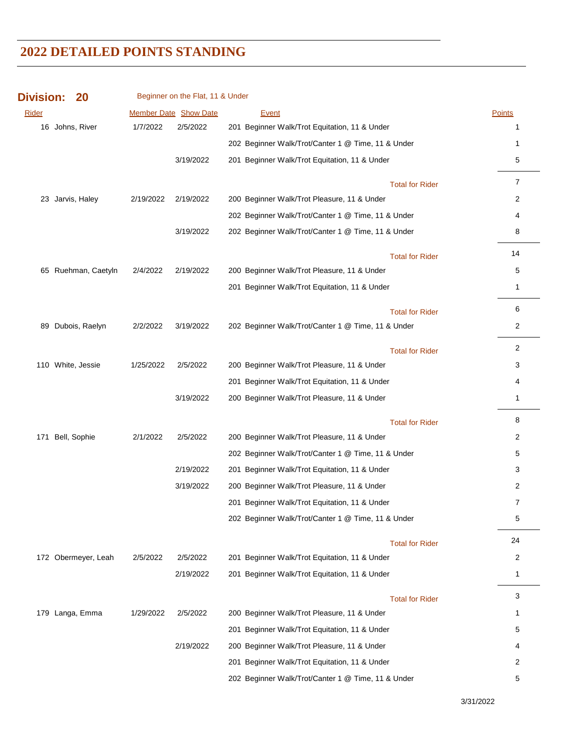# 2022 DETAILED POINTS STANDING

**Division: 20** Beginner on the Flat, 11 & Under

| Rider | Member Date | Show Date | Event | Points |
|---|---|---|---|---|
| 16 Johns, River | 1/7/2022 | 2/5/2022 | 201 Beginner Walk/Trot Equitation, 11 & Under | 1 |
| | | | 202 Beginner Walk/Trot/Canter 1 @ Time, 11 & Under | 1 |
| | | 3/19/2022 | 201 Beginner Walk/Trot Equitation, 11 & Under | 5 |
| | | | Total for Rider | 7 |
| 23 Jarvis, Haley | 2/19/2022 | 2/19/2022 | 200 Beginner Walk/Trot Pleasure, 11 & Under | 2 |
| | | | 202 Beginner Walk/Trot/Canter 1 @ Time, 11 & Under | 4 |
| | | 3/19/2022 | 202 Beginner Walk/Trot/Canter 1 @ Time, 11 & Under | 8 |
| | | | Total for Rider | 14 |
| 65 Ruehman, Caetyln | 2/4/2022 | 2/19/2022 | 200 Beginner Walk/Trot Pleasure, 11 & Under | 5 |
| | | | 201 Beginner Walk/Trot Equitation, 11 & Under | 1 |
| | | | Total for Rider | 6 |
| 89 Dubois, Raelyn | 2/2/2022 | 3/19/2022 | 202 Beginner Walk/Trot/Canter 1 @ Time, 11 & Under | 2 |
| | | | Total for Rider | 2 |
| 110 White, Jessie | 1/25/2022 | 2/5/2022 | 200 Beginner Walk/Trot Pleasure, 11 & Under | 3 |
| | | | 201 Beginner Walk/Trot Equitation, 11 & Under | 4 |
| | | 3/19/2022 | 200 Beginner Walk/Trot Pleasure, 11 & Under | 1 |
| | | | Total for Rider | 8 |
| 171 Bell, Sophie | 2/1/2022 | 2/5/2022 | 200 Beginner Walk/Trot Pleasure, 11 & Under | 2 |
| | | | 202 Beginner Walk/Trot/Canter 1 @ Time, 11 & Under | 5 |
| | | 2/19/2022 | 201 Beginner Walk/Trot Equitation, 11 & Under | 3 |
| | | 3/19/2022 | 200 Beginner Walk/Trot Pleasure, 11 & Under | 2 |
| | | | 201 Beginner Walk/Trot Equitation, 11 & Under | 7 |
| | | | 202 Beginner Walk/Trot/Canter 1 @ Time, 11 & Under | 5 |
| | | | Total for Rider | 24 |
| 172 Obermeyer, Leah | 2/5/2022 | 2/5/2022 | 201 Beginner Walk/Trot Equitation, 11 & Under | 2 |
| | | 2/19/2022 | 201 Beginner Walk/Trot Equitation, 11 & Under | 1 |
| | | | Total for Rider | 3 |
| 179 Langa, Emma | 1/29/2022 | 2/5/2022 | 200 Beginner Walk/Trot Pleasure, 11 & Under | 1 |
| | | | 201 Beginner Walk/Trot Equitation, 11 & Under | 5 |
| | | 2/19/2022 | 200 Beginner Walk/Trot Pleasure, 11 & Under | 4 |
| | | | 201 Beginner Walk/Trot Equitation, 11 & Under | 2 |
| | | | 202 Beginner Walk/Trot/Canter 1 @ Time, 11 & Under | 5 |

3/31/2022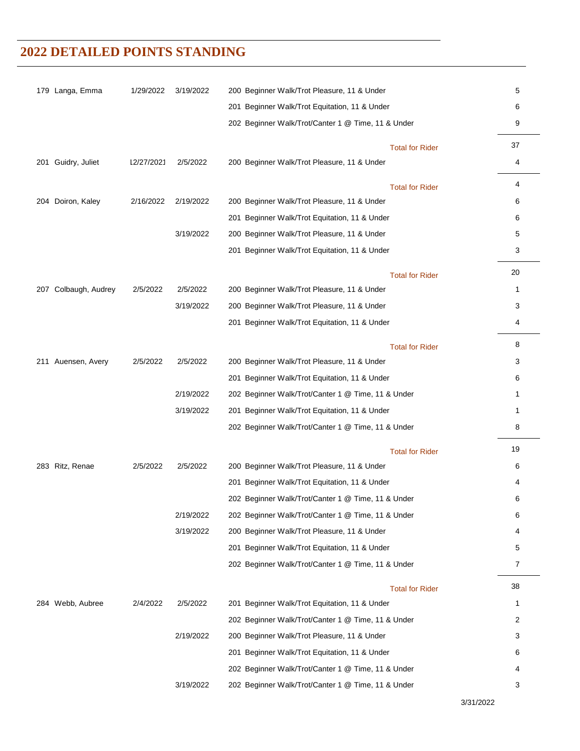## 2022 DETAILED POINTS STANDING

| | | | | |
|---|---|---|---|---|
| 179 Langa, Emma | 1/29/2022 | 3/19/2022 | 200 Beginner Walk/Trot Pleasure, 11 & Under | 5 |
| | | | 201 Beginner Walk/Trot Equitation, 11 & Under | 6 |
| | | | 202 Beginner Walk/Trot/Canter 1 @ Time, 11 & Under | 9 |
| | | | Total for Rider | 37 |
| 201 Guidry, Juliet | 12/27/2021 | 2/5/2022 | 200 Beginner Walk/Trot Pleasure, 11 & Under | 4 |
| | | | Total for Rider | 4 |
| 204 Doiron, Kaley | 2/16/2022 | 2/19/2022 | 200 Beginner Walk/Trot Pleasure, 11 & Under | 6 |
| | | | 201 Beginner Walk/Trot Equitation, 11 & Under | 6 |
| | | 3/19/2022 | 200 Beginner Walk/Trot Pleasure, 11 & Under | 5 |
| | | | 201 Beginner Walk/Trot Equitation, 11 & Under | 3 |
| | | | Total for Rider | 20 |
| 207 Colbaugh, Audrey | 2/5/2022 | 2/5/2022 | 200 Beginner Walk/Trot Pleasure, 11 & Under | 1 |
| | | 3/19/2022 | 200 Beginner Walk/Trot Pleasure, 11 & Under | 3 |
| | | | 201 Beginner Walk/Trot Equitation, 11 & Under | 4 |
| | | | Total for Rider | 8 |
| 211 Auensen, Avery | 2/5/2022 | 2/5/2022 | 200 Beginner Walk/Trot Pleasure, 11 & Under | 3 |
| | | | 201 Beginner Walk/Trot Equitation, 11 & Under | 6 |
| | | 2/19/2022 | 202 Beginner Walk/Trot/Canter 1 @ Time, 11 & Under | 1 |
| | | 3/19/2022 | 201 Beginner Walk/Trot Equitation, 11 & Under | 1 |
| | | | 202 Beginner Walk/Trot/Canter 1 @ Time, 11 & Under | 8 |
| | | | Total for Rider | 19 |
| 283 Ritz, Renae | 2/5/2022 | 2/5/2022 | 200 Beginner Walk/Trot Pleasure, 11 & Under | 6 |
| | | | 201 Beginner Walk/Trot Equitation, 11 & Under | 4 |
| | | | 202 Beginner Walk/Trot/Canter 1 @ Time, 11 & Under | 6 |
| | | 2/19/2022 | 202 Beginner Walk/Trot/Canter 1 @ Time, 11 & Under | 6 |
| | | 3/19/2022 | 200 Beginner Walk/Trot Pleasure, 11 & Under | 4 |
| | | | 201 Beginner Walk/Trot Equitation, 11 & Under | 5 |
| | | | 202 Beginner Walk/Trot/Canter 1 @ Time, 11 & Under | 7 |
| | | | Total for Rider | 38 |
| 284 Webb, Aubree | 2/4/2022 | 2/5/2022 | 201 Beginner Walk/Trot Equitation, 11 & Under | 1 |
| | | | 202 Beginner Walk/Trot/Canter 1 @ Time, 11 & Under | 2 |
| | | 2/19/2022 | 200 Beginner Walk/Trot Pleasure, 11 & Under | 3 |
| | | | 201 Beginner Walk/Trot Equitation, 11 & Under | 6 |
| | | | 202 Beginner Walk/Trot/Canter 1 @ Time, 11 & Under | 4 |
| | | 3/19/2022 | 202 Beginner Walk/Trot/Canter 1 @ Time, 11 & Under | 3 |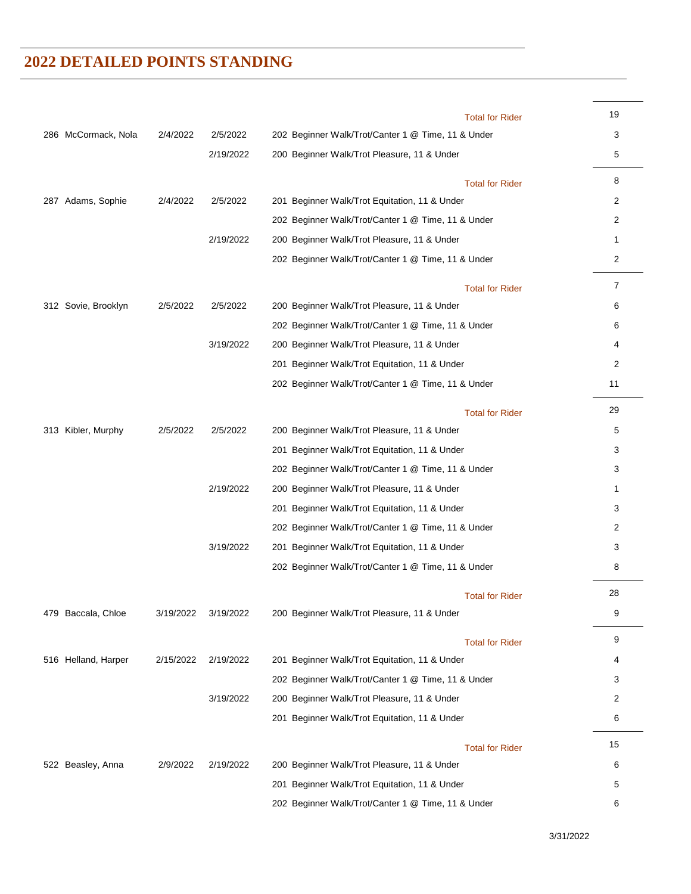## 2022 DETAILED POINTS STANDING

| | | | | |
|---|---|---|---|---|
| | | | Total for Rider | 19 |
| 286 McCormack, Nola | 2/4/2022 | 2/5/2022 | 202 Beginner Walk/Trot/Canter 1 @ Time, 11 & Under | 3 |
| | | 2/19/2022 | 200 Beginner Walk/Trot Pleasure, 11 & Under | 5 |
| | | | Total for Rider | 8 |
| 287 Adams, Sophie | 2/4/2022 | 2/5/2022 | 201 Beginner Walk/Trot Equitation, 11 & Under | 2 |
| | | | 202 Beginner Walk/Trot/Canter 1 @ Time, 11 & Under | 2 |
| | | 2/19/2022 | 200 Beginner Walk/Trot Pleasure, 11 & Under | 1 |
| | | | 202 Beginner Walk/Trot/Canter 1 @ Time, 11 & Under | 2 |
| | | | Total for Rider | 7 |
| 312 Sovie, Brooklyn | 2/5/2022 | 2/5/2022 | 200 Beginner Walk/Trot Pleasure, 11 & Under | 6 |
| | | | 202 Beginner Walk/Trot/Canter 1 @ Time, 11 & Under | 6 |
| | | 3/19/2022 | 200 Beginner Walk/Trot Pleasure, 11 & Under | 4 |
| | | | 201 Beginner Walk/Trot Equitation, 11 & Under | 2 |
| | | | 202 Beginner Walk/Trot/Canter 1 @ Time, 11 & Under | 11 |
| | | | Total for Rider | 29 |
| 313 Kibler, Murphy | 2/5/2022 | 2/5/2022 | 200 Beginner Walk/Trot Pleasure, 11 & Under | 5 |
| | | | 201 Beginner Walk/Trot Equitation, 11 & Under | 3 |
| | | | 202 Beginner Walk/Trot/Canter 1 @ Time, 11 & Under | 3 |
| | | 2/19/2022 | 200 Beginner Walk/Trot Pleasure, 11 & Under | 1 |
| | | | 201 Beginner Walk/Trot Equitation, 11 & Under | 3 |
| | | | 202 Beginner Walk/Trot/Canter 1 @ Time, 11 & Under | 2 |
| | | 3/19/2022 | 201 Beginner Walk/Trot Equitation, 11 & Under | 3 |
| | | | 202 Beginner Walk/Trot/Canter 1 @ Time, 11 & Under | 8 |
| | | | Total for Rider | 28 |
| 479 Baccala, Chloe | 3/19/2022 | 3/19/2022 | 200 Beginner Walk/Trot Pleasure, 11 & Under | 9 |
| | | | Total for Rider | 9 |
| 516 Helland, Harper | 2/15/2022 | 2/19/2022 | 201 Beginner Walk/Trot Equitation, 11 & Under | 4 |
| | | | 202 Beginner Walk/Trot/Canter 1 @ Time, 11 & Under | 3 |
| | | 3/19/2022 | 200 Beginner Walk/Trot Pleasure, 11 & Under | 2 |
| | | | 201 Beginner Walk/Trot Equitation, 11 & Under | 6 |
| | | | Total for Rider | 15 |
| 522 Beasley, Anna | 2/9/2022 | 2/19/2022 | 200 Beginner Walk/Trot Pleasure, 11 & Under | 6 |
| | | | 201 Beginner Walk/Trot Equitation, 11 & Under | 5 |
| | | | 202 Beginner Walk/Trot/Canter 1 @ Time, 11 & Under | 6 |

3/31/2022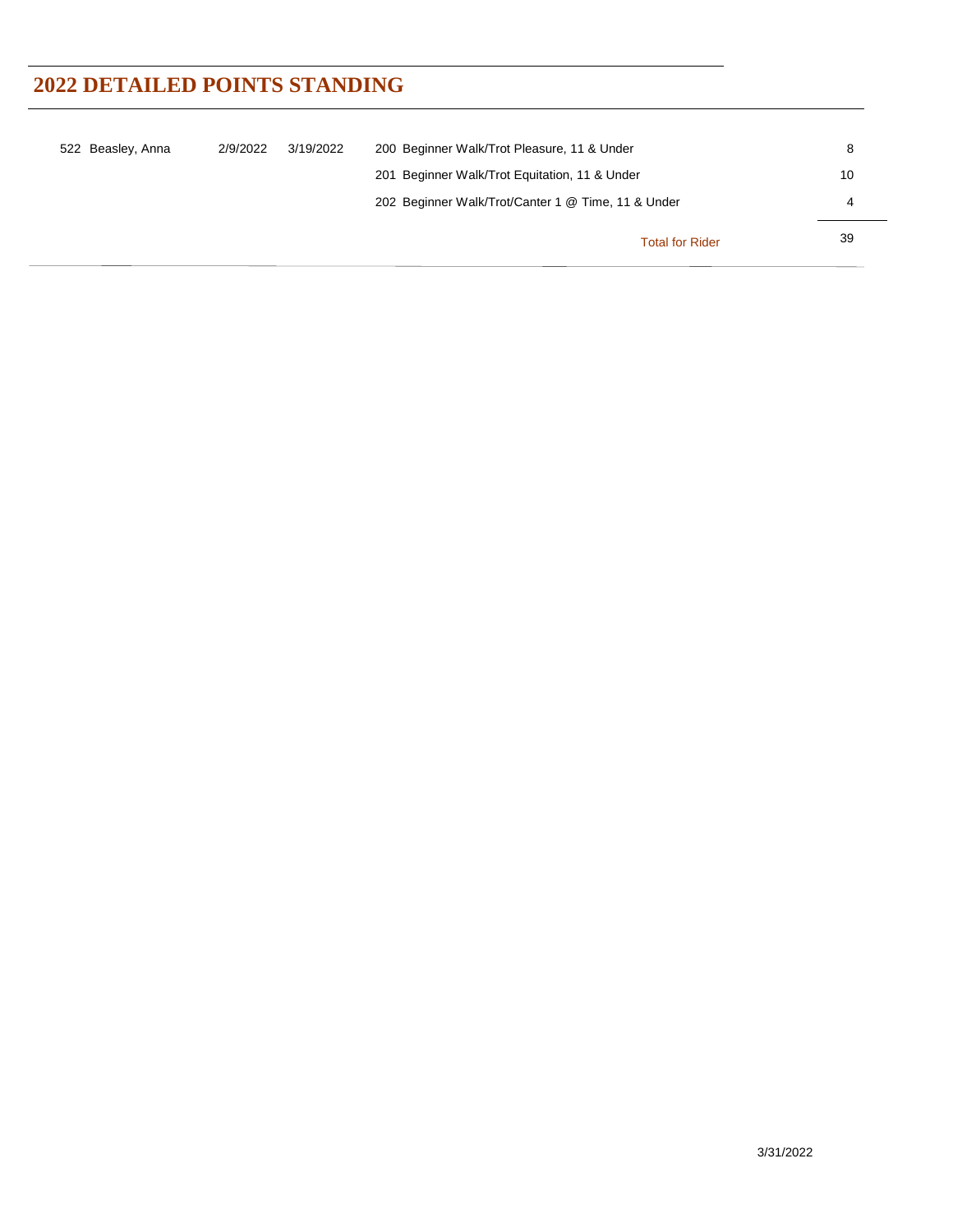## 2022 DETAILED POINTS STANDING

| | | | | |
|---|---|---|---|---|
| 522 Beasley, Anna | 2/9/2022 | 3/19/2022 | 200 Beginner Walk/Trot Pleasure, 11 & Under | 8 |
| | | | 201 Beginner Walk/Trot Equitation, 11 & Under | 10 |
| | | | 202 Beginner Walk/Trot/Canter 1 @ Time, 11 & Under | 4 |
| | | | Total for Rider | 39 |

3/31/2022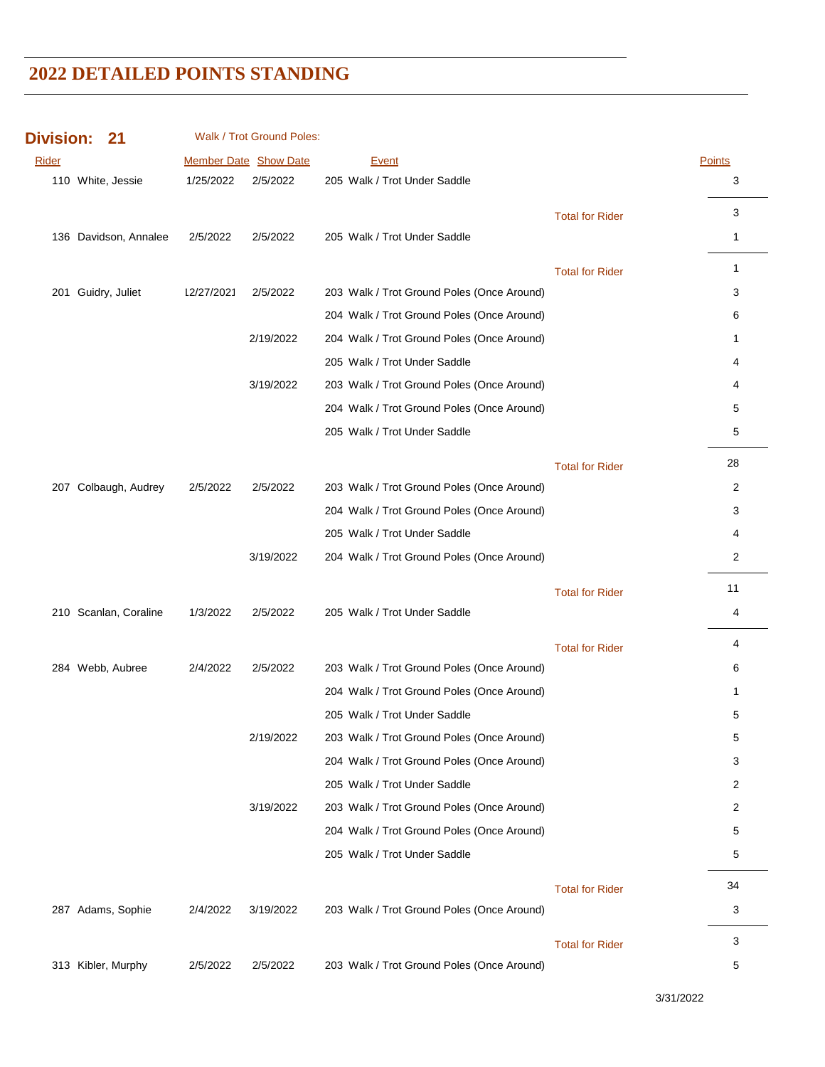# 2022 DETAILED POINTS STANDING

**Division: 21** Walk / Trot Ground Poles:

| Rider | Member Date | Show Date | Event | | Points |
|---|---|---|---|---|---|
| 110 White, Jessie | 1/25/2022 | 2/5/2022 | 205 Walk / Trot Under Saddle | | 3 |
| | | | | Total for Rider | 3 |
| 136 Davidson, Annalee | 2/5/2022 | 2/5/2022 | 205 Walk / Trot Under Saddle | | 1 |
| | | | | Total for Rider | 1 |
| 201 Guidry, Juliet | 12/27/2021 | 2/5/2022 | 203 Walk / Trot Ground Poles (Once Around) | | 3 |
| | | | 204 Walk / Trot Ground Poles (Once Around) | | 6 |
| | | 2/19/2022 | 204 Walk / Trot Ground Poles (Once Around) | | 1 |
| | | | 205 Walk / Trot Under Saddle | | 4 |
| | | 3/19/2022 | 203 Walk / Trot Ground Poles (Once Around) | | 4 |
| | | | 204 Walk / Trot Ground Poles (Once Around) | | 5 |
| | | | 205 Walk / Trot Under Saddle | | 5 |
| | | | | Total for Rider | 28 |
| 207 Colbaugh, Audrey | 2/5/2022 | 2/5/2022 | 203 Walk / Trot Ground Poles (Once Around) | | 2 |
| | | | 204 Walk / Trot Ground Poles (Once Around) | | 3 |
| | | | 205 Walk / Trot Under Saddle | | 4 |
| | | 3/19/2022 | 204 Walk / Trot Ground Poles (Once Around) | | 2 |
| | | | | Total for Rider | 11 |
| 210 Scanlan, Coraline | 1/3/2022 | 2/5/2022 | 205 Walk / Trot Under Saddle | | 4 |
| | | | | Total for Rider | 4 |
| 284 Webb, Aubree | 2/4/2022 | 2/5/2022 | 203 Walk / Trot Ground Poles (Once Around) | | 6 |
| | | | 204 Walk / Trot Ground Poles (Once Around) | | 1 |
| | | | 205 Walk / Trot Under Saddle | | 5 |
| | | 2/19/2022 | 203 Walk / Trot Ground Poles (Once Around) | | 5 |
| | | | 204 Walk / Trot Ground Poles (Once Around) | | 3 |
| | | | 205 Walk / Trot Under Saddle | | 2 |
| | | 3/19/2022 | 203 Walk / Trot Ground Poles (Once Around) | | 2 |
| | | | 204 Walk / Trot Ground Poles (Once Around) | | 5 |
| | | | 205 Walk / Trot Under Saddle | | 5 |
| | | | | Total for Rider | 34 |
| 287 Adams, Sophie | 2/4/2022 | 3/19/2022 | 203 Walk / Trot Ground Poles (Once Around) | | 3 |
| | | | | Total for Rider | 3 |
| 313 Kibler, Murphy | 2/5/2022 | 2/5/2022 | 203 Walk / Trot Ground Poles (Once Around) | | 5 |

3/31/2022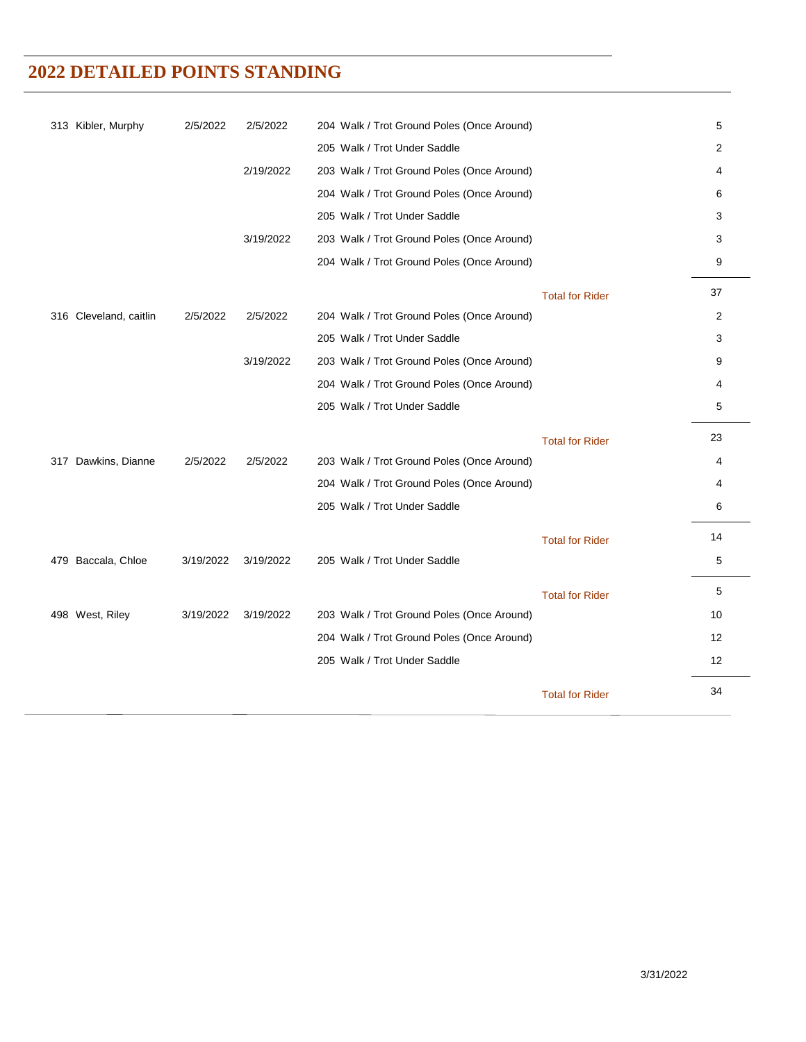# 2022 DETAILED POINTS STANDING

| Rider | First Date | Show Date | Class | Points |
|---|---|---|---|---|
| 313 Kibler, Murphy | 2/5/2022 | 2/5/2022 | 204 Walk / Trot Ground Poles (Once Around) | 5 |
| | | | 205 Walk / Trot Under Saddle | 2 |
| | | 2/19/2022 | 203 Walk / Trot Ground Poles (Once Around) | 4 |
| | | | 204 Walk / Trot Ground Poles (Once Around) | 6 |
| | | | 205 Walk / Trot Under Saddle | 3 |
| | | 3/19/2022 | 203 Walk / Trot Ground Poles (Once Around) | 3 |
| | | | 204 Walk / Trot Ground Poles (Once Around) | 9 |
| | | | Total for Rider | 37 |
| 316 Cleveland, caitlin | 2/5/2022 | 2/5/2022 | 204 Walk / Trot Ground Poles (Once Around) | 2 |
| | | | 205 Walk / Trot Under Saddle | 3 |
| | | 3/19/2022 | 203 Walk / Trot Ground Poles (Once Around) | 9 |
| | | | 204 Walk / Trot Ground Poles (Once Around) | 4 |
| | | | 205 Walk / Trot Under Saddle | 5 |
| | | | Total for Rider | 23 |
| 317 Dawkins, Dianne | 2/5/2022 | 2/5/2022 | 203 Walk / Trot Ground Poles (Once Around) | 4 |
| | | | 204 Walk / Trot Ground Poles (Once Around) | 4 |
| | | | 205 Walk / Trot Under Saddle | 6 |
| | | | Total for Rider | 14 |
| 479 Baccala, Chloe | 3/19/2022 | 3/19/2022 | 205 Walk / Trot Under Saddle | 5 |
| | | | Total for Rider | 5 |
| 498 West, Riley | 3/19/2022 | 3/19/2022 | 203 Walk / Trot Ground Poles (Once Around) | 10 |
| | | | 204 Walk / Trot Ground Poles (Once Around) | 12 |
| | | | 205 Walk / Trot Under Saddle | 12 |
| | | | Total for Rider | 34 |

3/31/2022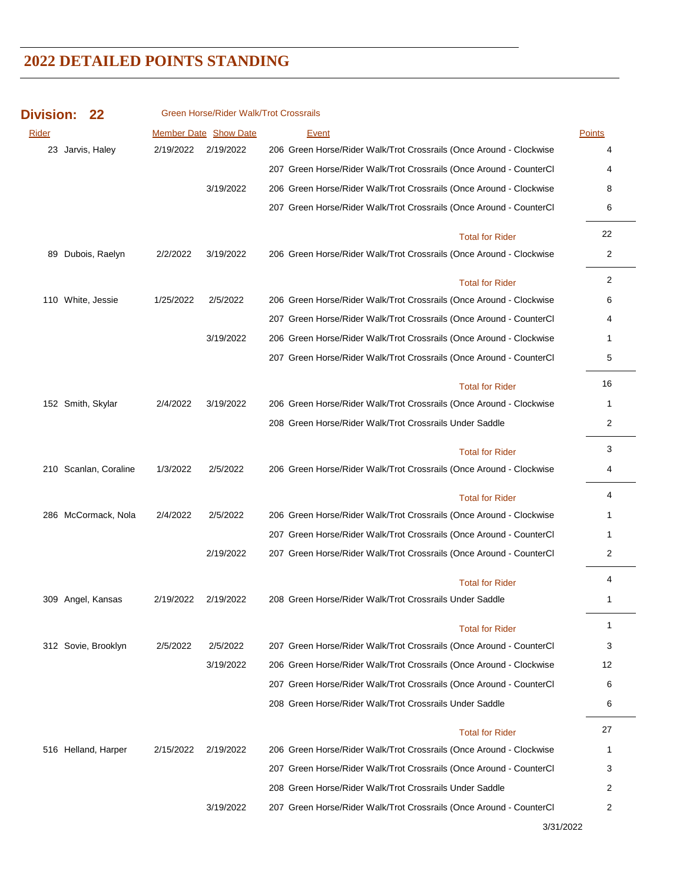# 2022 DETAILED POINTS STANDING

**Division: 22** Green Horse/Rider Walk/Trot Crossrails

| Rider | Member Date | Show Date | Event | Points |
|---|---|---|---|---|
| 23 Jarvis, Haley | 2/19/2022 | 2/19/2022 | 206 Green Horse/Rider Walk/Trot Crossrails (Once Around - Clockwise | 4 |
| | | | 207 Green Horse/Rider Walk/Trot Crossrails (Once Around - CounterCl | 4 |
| | | 3/19/2022 | 206 Green Horse/Rider Walk/Trot Crossrails (Once Around - Clockwise | 8 |
| | | | 207 Green Horse/Rider Walk/Trot Crossrails (Once Around - CounterCl | 6 |
| | | | Total for Rider | 22 |
| 89 Dubois, Raelyn | 2/2/2022 | 3/19/2022 | 206 Green Horse/Rider Walk/Trot Crossrails (Once Around - Clockwise | 2 |
| | | | Total for Rider | 2 |
| 110 White, Jessie | 1/25/2022 | 2/5/2022 | 206 Green Horse/Rider Walk/Trot Crossrails (Once Around - Clockwise | 6 |
| | | | 207 Green Horse/Rider Walk/Trot Crossrails (Once Around - CounterCl | 4 |
| | | 3/19/2022 | 206 Green Horse/Rider Walk/Trot Crossrails (Once Around - Clockwise | 1 |
| | | | 207 Green Horse/Rider Walk/Trot Crossrails (Once Around - CounterCl | 5 |
| | | | Total for Rider | 16 |
| 152 Smith, Skylar | 2/4/2022 | 3/19/2022 | 206 Green Horse/Rider Walk/Trot Crossrails (Once Around - Clockwise | 1 |
| | | | 208 Green Horse/Rider Walk/Trot Crossrails Under Saddle | 2 |
| | | | Total for Rider | 3 |
| 210 Scanlan, Coraline | 1/3/2022 | 2/5/2022 | 206 Green Horse/Rider Walk/Trot Crossrails (Once Around - Clockwise | 4 |
| | | | Total for Rider | 4 |
| 286 McCormack, Nola | 2/4/2022 | 2/5/2022 | 206 Green Horse/Rider Walk/Trot Crossrails (Once Around - Clockwise | 1 |
| | | | 207 Green Horse/Rider Walk/Trot Crossrails (Once Around - CounterCl | 1 |
| | | 2/19/2022 | 207 Green Horse/Rider Walk/Trot Crossrails (Once Around - CounterCl | 2 |
| | | | Total for Rider | 4 |
| 309 Angel, Kansas | 2/19/2022 | 2/19/2022 | 208 Green Horse/Rider Walk/Trot Crossrails Under Saddle | 1 |
| | | | Total for Rider | 1 |
| 312 Sovie, Brooklyn | 2/5/2022 | 2/5/2022 | 207 Green Horse/Rider Walk/Trot Crossrails (Once Around - CounterCl | 3 |
| | | 3/19/2022 | 206 Green Horse/Rider Walk/Trot Crossrails (Once Around - Clockwise | 12 |
| | | | 207 Green Horse/Rider Walk/Trot Crossrails (Once Around - CounterCl | 6 |
| | | | 208 Green Horse/Rider Walk/Trot Crossrails Under Saddle | 6 |
| | | | Total for Rider | 27 |
| 516 Helland, Harper | 2/15/2022 | 2/19/2022 | 206 Green Horse/Rider Walk/Trot Crossrails (Once Around - Clockwise | 1 |
| | | | 207 Green Horse/Rider Walk/Trot Crossrails (Once Around - CounterCl | 3 |
| | | | 208 Green Horse/Rider Walk/Trot Crossrails Under Saddle | 2 |
| | | 3/19/2022 | 207 Green Horse/Rider Walk/Trot Crossrails (Once Around - CounterCl | 2 |

3/31/2022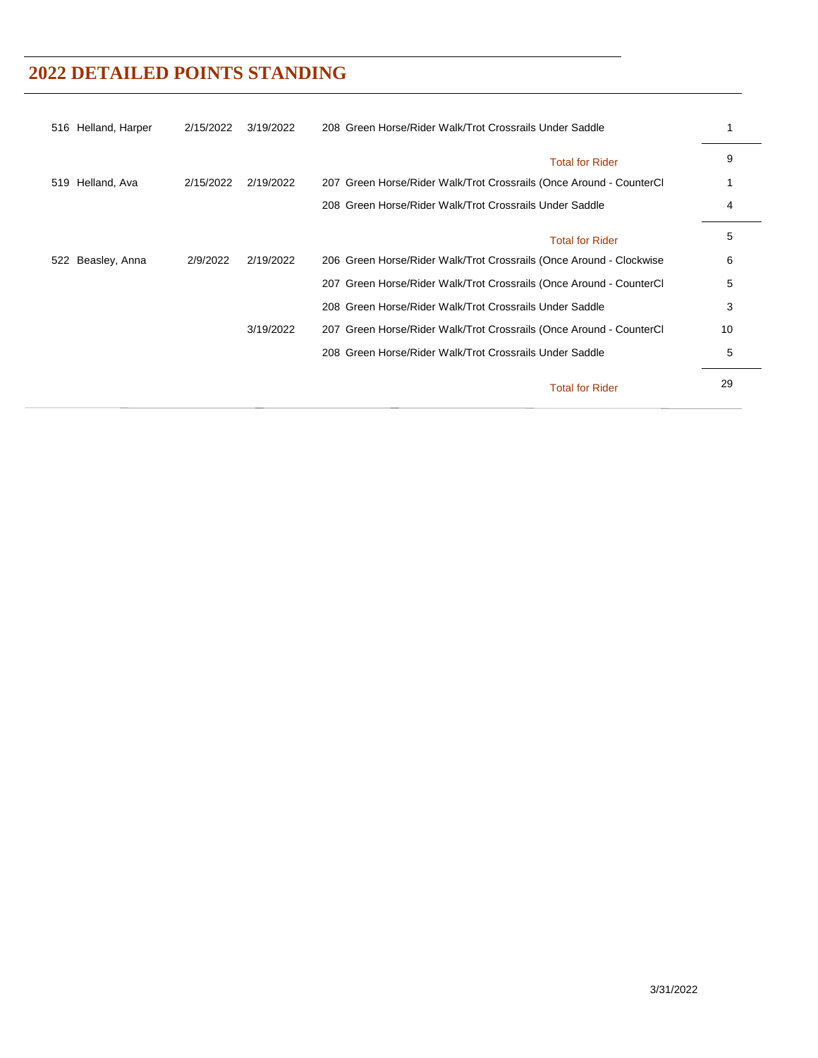# 2022 DETAILED POINTS STANDING

| Rider | Date | Show Date | Class | Points |
|---|---|---|---|---|
| 516 Helland, Harper | 2/15/2022 | 3/19/2022 | 208 Green Horse/Rider Walk/Trot Crossrails Under Saddle | 1 |
| | | | Total for Rider | 9 |
| 519 Helland, Ava | 2/15/2022 | 2/19/2022 | 207 Green Horse/Rider Walk/Trot Crossrails (Once Around - CounterCl | 1 |
| | | | 208 Green Horse/Rider Walk/Trot Crossrails Under Saddle | 4 |
| | | | Total for Rider | 5 |
| 522 Beasley, Anna | 2/9/2022 | 2/19/2022 | 206 Green Horse/Rider Walk/Trot Crossrails (Once Around - Clockwise | 6 |
| | | | 207 Green Horse/Rider Walk/Trot Crossrails (Once Around - CounterCl | 5 |
| | | | 208 Green Horse/Rider Walk/Trot Crossrails Under Saddle | 3 |
| | | 3/19/2022 | 207 Green Horse/Rider Walk/Trot Crossrails (Once Around - CounterCl | 10 |
| | | | 208 Green Horse/Rider Walk/Trot Crossrails Under Saddle | 5 |
| | | | Total for Rider | 29 |

3/31/2022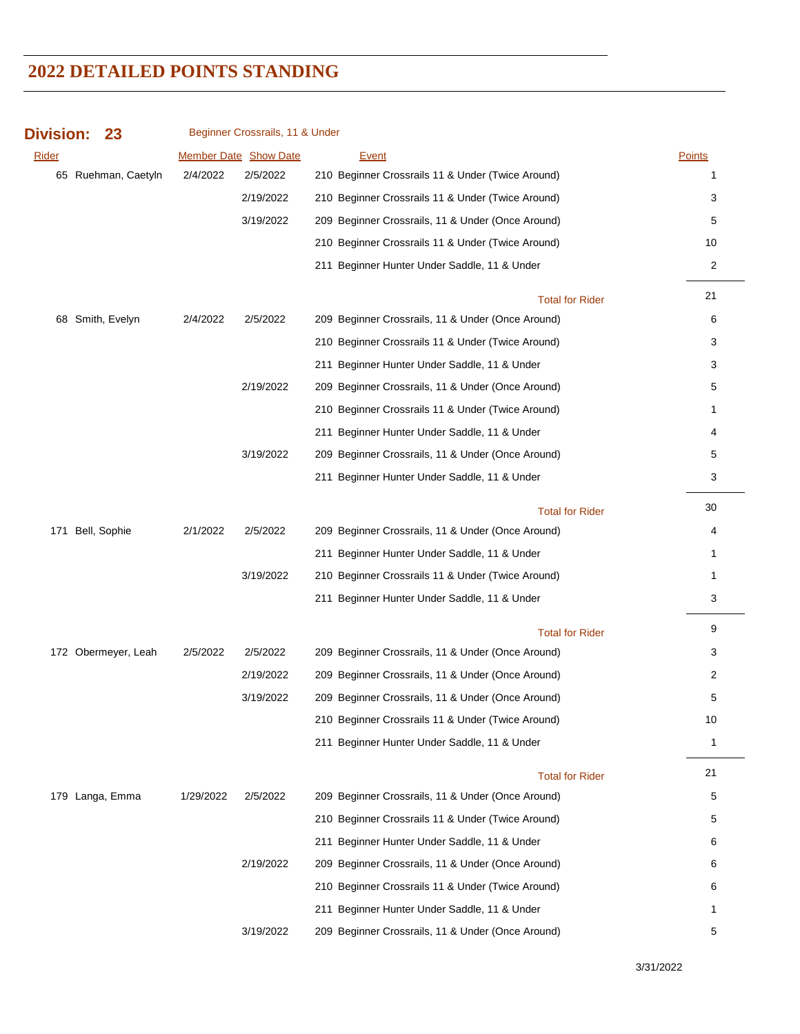# 2022 DETAILED POINTS STANDING

**Division: 23** Beginner Crossrails, 11 & Under

| Rider | Member Date | Show Date | Event | Points |
|---|---|---|---|---|
| 65 Ruehman, Caetyln | 2/4/2022 | 2/5/2022 | 210 Beginner Crossrails 11 & Under (Twice Around) | 1 |
| | | 2/19/2022 | 210 Beginner Crossrails 11 & Under (Twice Around) | 3 |
| | | 3/19/2022 | 209 Beginner Crossrails, 11 & Under (Once Around) | 5 |
| | | | 210 Beginner Crossrails 11 & Under (Twice Around) | 10 |
| | | | 211 Beginner Hunter Under Saddle, 11 & Under | 2 |
| | | | Total for Rider | 21 |
| 68 Smith, Evelyn | 2/4/2022 | 2/5/2022 | 209 Beginner Crossrails, 11 & Under (Once Around) | 6 |
| | | | 210 Beginner Crossrails 11 & Under (Twice Around) | 3 |
| | | | 211 Beginner Hunter Under Saddle, 11 & Under | 3 |
| | | 2/19/2022 | 209 Beginner Crossrails, 11 & Under (Once Around) | 5 |
| | | | 210 Beginner Crossrails 11 & Under (Twice Around) | 1 |
| | | | 211 Beginner Hunter Under Saddle, 11 & Under | 4 |
| | | 3/19/2022 | 209 Beginner Crossrails, 11 & Under (Once Around) | 5 |
| | | | 211 Beginner Hunter Under Saddle, 11 & Under | 3 |
| | | | Total for Rider | 30 |
| 171 Bell, Sophie | 2/1/2022 | 2/5/2022 | 209 Beginner Crossrails, 11 & Under (Once Around) | 4 |
| | | | 211 Beginner Hunter Under Saddle, 11 & Under | 1 |
| | | 3/19/2022 | 210 Beginner Crossrails 11 & Under (Twice Around) | 1 |
| | | | 211 Beginner Hunter Under Saddle, 11 & Under | 3 |
| | | | Total for Rider | 9 |
| 172 Obermeyer, Leah | 2/5/2022 | 2/5/2022 | 209 Beginner Crossrails, 11 & Under (Once Around) | 3 |
| | | 2/19/2022 | 209 Beginner Crossrails, 11 & Under (Once Around) | 2 |
| | | 3/19/2022 | 209 Beginner Crossrails, 11 & Under (Once Around) | 5 |
| | | | 210 Beginner Crossrails 11 & Under (Twice Around) | 10 |
| | | | 211 Beginner Hunter Under Saddle, 11 & Under | 1 |
| | | | Total for Rider | 21 |
| 179 Langa, Emma | 1/29/2022 | 2/5/2022 | 209 Beginner Crossrails, 11 & Under (Once Around) | 5 |
| | | | 210 Beginner Crossrails 11 & Under (Twice Around) | 5 |
| | | | 211 Beginner Hunter Under Saddle, 11 & Under | 6 |
| | | 2/19/2022 | 209 Beginner Crossrails, 11 & Under (Once Around) | 6 |
| | | | 210 Beginner Crossrails 11 & Under (Twice Around) | 6 |
| | | | 211 Beginner Hunter Under Saddle, 11 & Under | 1 |
| | | 3/19/2022 | 209 Beginner Crossrails, 11 & Under (Once Around) | 5 |

3/31/2022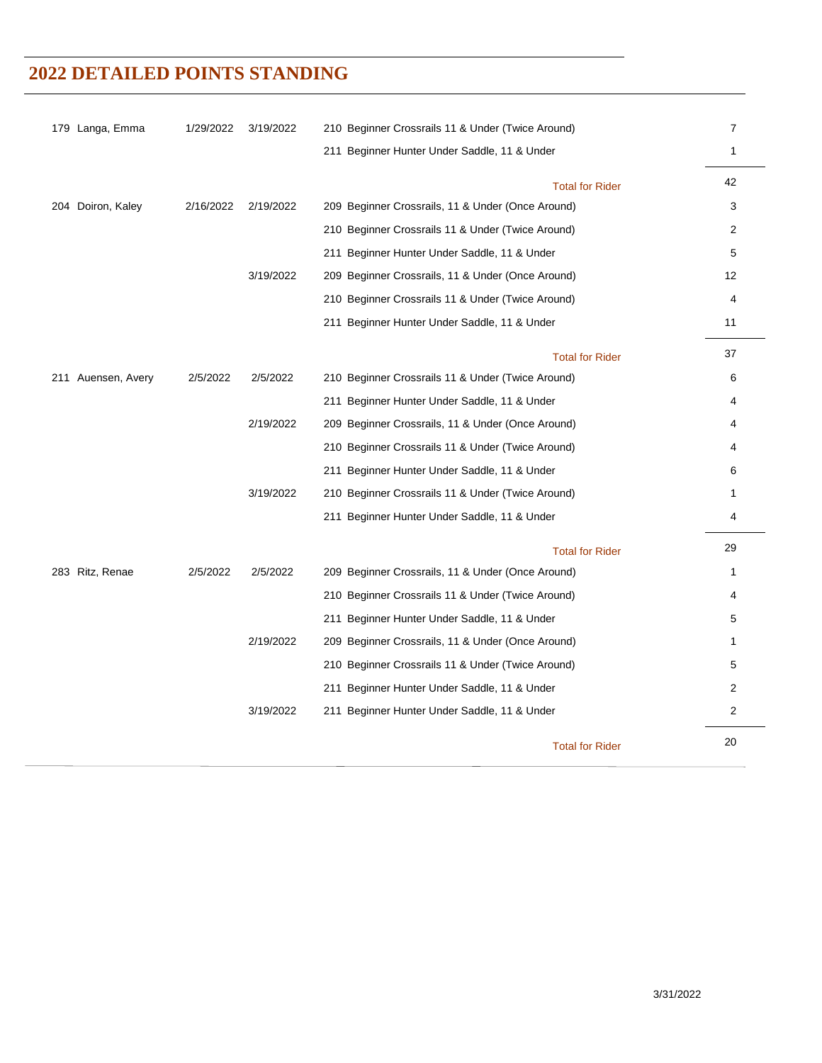# 2022 DETAILED POINTS STANDING

| Rider | First Show | Show Date | Class | Points |
|---|---|---|---|---|
| 179 Langa, Emma | 1/29/2022 | 3/19/2022 | 210 Beginner Crossrails 11 & Under (Twice Around) | 7 |
| | | | 211 Beginner Hunter Under Saddle, 11 & Under | 1 |
| | | | Total for Rider | 42 |
| 204 Doiron, Kaley | 2/16/2022 | 2/19/2022 | 209 Beginner Crossrails, 11 & Under (Once Around) | 3 |
| | | | 210 Beginner Crossrails 11 & Under (Twice Around) | 2 |
| | | | 211 Beginner Hunter Under Saddle, 11 & Under | 5 |
| | | 3/19/2022 | 209 Beginner Crossrails, 11 & Under (Once Around) | 12 |
| | | | 210 Beginner Crossrails 11 & Under (Twice Around) | 4 |
| | | | 211 Beginner Hunter Under Saddle, 11 & Under | 11 |
| | | | Total for Rider | 37 |
| 211 Auensen, Avery | 2/5/2022 | 2/5/2022 | 210 Beginner Crossrails 11 & Under (Twice Around) | 6 |
| | | | 211 Beginner Hunter Under Saddle, 11 & Under | 4 |
| | | 2/19/2022 | 209 Beginner Crossrails, 11 & Under (Once Around) | 4 |
| | | | 210 Beginner Crossrails 11 & Under (Twice Around) | 4 |
| | | | 211 Beginner Hunter Under Saddle, 11 & Under | 6 |
| | | 3/19/2022 | 210 Beginner Crossrails 11 & Under (Twice Around) | 1 |
| | | | 211 Beginner Hunter Under Saddle, 11 & Under | 4 |
| | | | Total for Rider | 29 |
| 283 Ritz, Renae | 2/5/2022 | 2/5/2022 | 209 Beginner Crossrails, 11 & Under (Once Around) | 1 |
| | | | 210 Beginner Crossrails 11 & Under (Twice Around) | 4 |
| | | | 211 Beginner Hunter Under Saddle, 11 & Under | 5 |
| | | 2/19/2022 | 209 Beginner Crossrails, 11 & Under (Once Around) | 1 |
| | | | 210 Beginner Crossrails 11 & Under (Twice Around) | 5 |
| | | | 211 Beginner Hunter Under Saddle, 11 & Under | 2 |
| | | 3/19/2022 | 211 Beginner Hunter Under Saddle, 11 & Under | 2 |
| | | | Total for Rider | 20 |

3/31/2022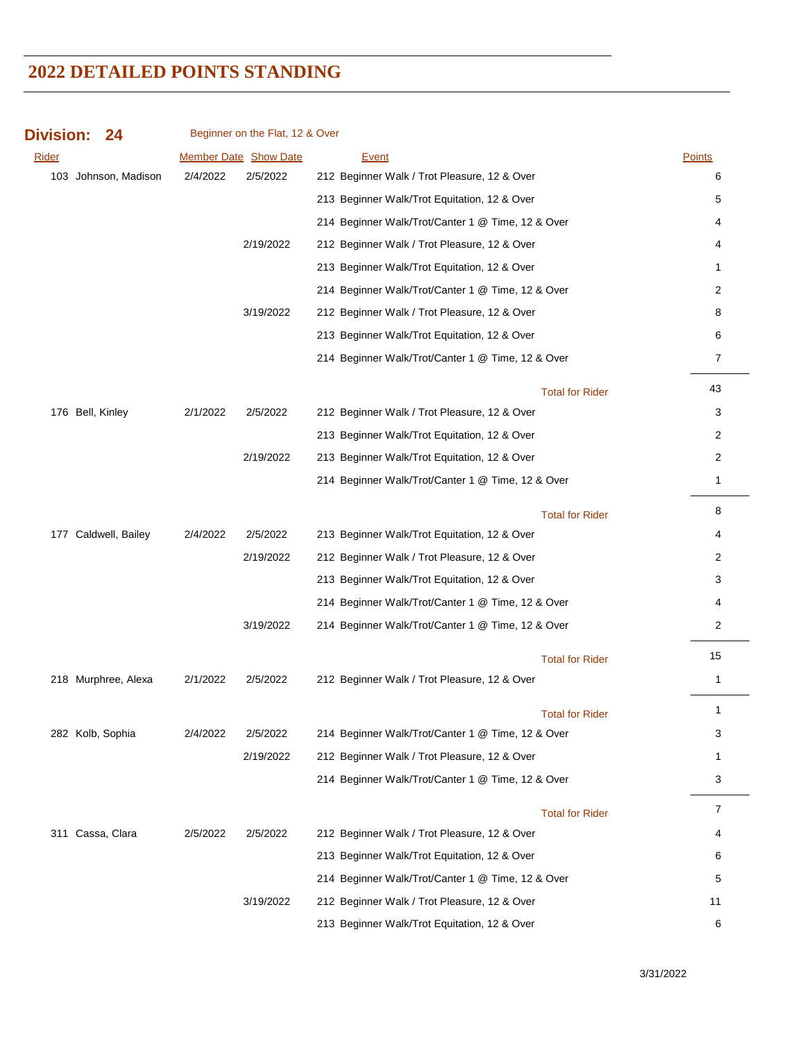# 2022 DETAILED POINTS STANDING

## Division: 24 — Beginner on the Flat, 12 & Over

| Rider | Member Date | Show Date | Event | Points |
|---|---|---|---|---|
| 103 Johnson, Madison | 2/4/2022 | 2/5/2022 | 212 Beginner Walk / Trot Pleasure, 12 & Over | 6 |
| | | | 213 Beginner Walk/Trot Equitation, 12 & Over | 5 |
| | | | 214 Beginner Walk/Trot/Canter 1 @ Time, 12 & Over | 4 |
| | | 2/19/2022 | 212 Beginner Walk / Trot Pleasure, 12 & Over | 4 |
| | | | 213 Beginner Walk/Trot Equitation, 12 & Over | 1 |
| | | | 214 Beginner Walk/Trot/Canter 1 @ Time, 12 & Over | 2 |
| | | 3/19/2022 | 212 Beginner Walk / Trot Pleasure, 12 & Over | 8 |
| | | | 213 Beginner Walk/Trot Equitation, 12 & Over | 6 |
| | | | 214 Beginner Walk/Trot/Canter 1 @ Time, 12 & Over | 7 |
| | | | Total for Rider | 43 |
| 176 Bell, Kinley | 2/1/2022 | 2/5/2022 | 212 Beginner Walk / Trot Pleasure, 12 & Over | 3 |
| | | | 213 Beginner Walk/Trot Equitation, 12 & Over | 2 |
| | | 2/19/2022 | 213 Beginner Walk/Trot Equitation, 12 & Over | 2 |
| | | | 214 Beginner Walk/Trot/Canter 1 @ Time, 12 & Over | 1 |
| | | | Total for Rider | 8 |
| 177 Caldwell, Bailey | 2/4/2022 | 2/5/2022 | 213 Beginner Walk/Trot Equitation, 12 & Over | 4 |
| | | 2/19/2022 | 212 Beginner Walk / Trot Pleasure, 12 & Over | 2 |
| | | | 213 Beginner Walk/Trot Equitation, 12 & Over | 3 |
| | | | 214 Beginner Walk/Trot/Canter 1 @ Time, 12 & Over | 4 |
| | | 3/19/2022 | 214 Beginner Walk/Trot/Canter 1 @ Time, 12 & Over | 2 |
| | | | Total for Rider | 15 |
| 218 Murphree, Alexa | 2/1/2022 | 2/5/2022 | 212 Beginner Walk / Trot Pleasure, 12 & Over | 1 |
| | | | Total for Rider | 1 |
| 282 Kolb, Sophia | 2/4/2022 | 2/5/2022 | 214 Beginner Walk/Trot/Canter 1 @ Time, 12 & Over | 3 |
| | | 2/19/2022 | 212 Beginner Walk / Trot Pleasure, 12 & Over | 1 |
| | | | 214 Beginner Walk/Trot/Canter 1 @ Time, 12 & Over | 3 |
| | | | Total for Rider | 7 |
| 311 Cassa, Clara | 2/5/2022 | 2/5/2022 | 212 Beginner Walk / Trot Pleasure, 12 & Over | 4 |
| | | | 213 Beginner Walk/Trot Equitation, 12 & Over | 6 |
| | | | 214 Beginner Walk/Trot/Canter 1 @ Time, 12 & Over | 5 |
| | | 3/19/2022 | 212 Beginner Walk / Trot Pleasure, 12 & Over | 11 |
| | | | 213 Beginner Walk/Trot Equitation, 12 & Over | 6 |

3/31/2022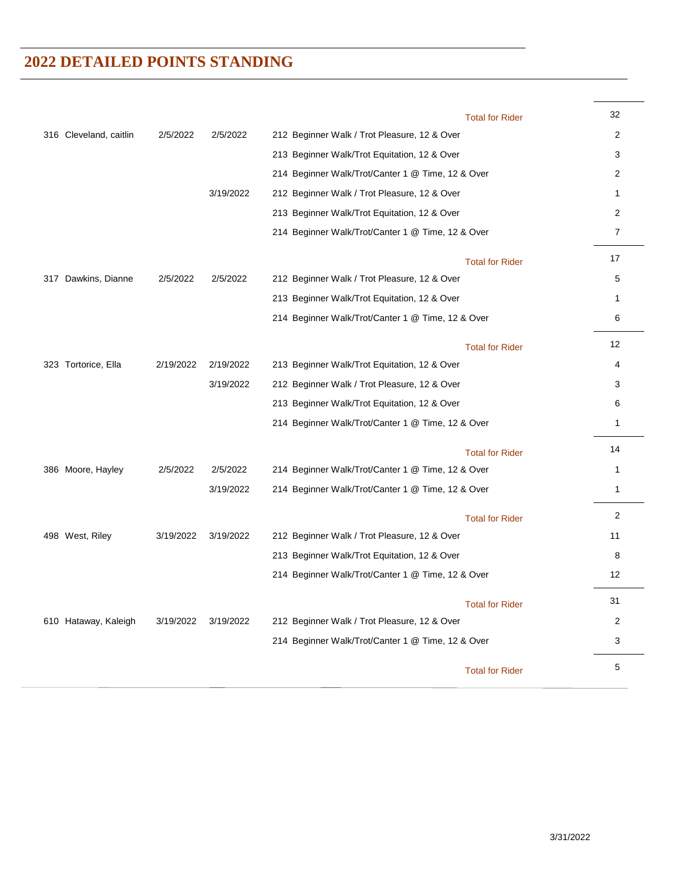## 2022 DETAILED POINTS STANDING

| | | | | |
|---|---|---|---|---|
| | | | Total for Rider | 32 |
| 316 Cleveland, caitlin | 2/5/2022 | 2/5/2022 | 212 Beginner Walk / Trot Pleasure, 12 & Over | 2 |
| | | | 213 Beginner Walk/Trot Equitation, 12 & Over | 3 |
| | | | 214 Beginner Walk/Trot/Canter 1 @ Time, 12 & Over | 2 |
| | | 3/19/2022 | 212 Beginner Walk / Trot Pleasure, 12 & Over | 1 |
| | | | 213 Beginner Walk/Trot Equitation, 12 & Over | 2 |
| | | | 214 Beginner Walk/Trot/Canter 1 @ Time, 12 & Over | 7 |
| | | | Total for Rider | 17 |
| 317 Dawkins, Dianne | 2/5/2022 | 2/5/2022 | 212 Beginner Walk / Trot Pleasure, 12 & Over | 5 |
| | | | 213 Beginner Walk/Trot Equitation, 12 & Over | 1 |
| | | | 214 Beginner Walk/Trot/Canter 1 @ Time, 12 & Over | 6 |
| | | | Total for Rider | 12 |
| 323 Tortorice, Ella | 2/19/2022 | 2/19/2022 | 213 Beginner Walk/Trot Equitation, 12 & Over | 4 |
| | | 3/19/2022 | 212 Beginner Walk / Trot Pleasure, 12 & Over | 3 |
| | | | 213 Beginner Walk/Trot Equitation, 12 & Over | 6 |
| | | | 214 Beginner Walk/Trot/Canter 1 @ Time, 12 & Over | 1 |
| | | | Total for Rider | 14 |
| 386 Moore, Hayley | 2/5/2022 | 2/5/2022 | 214 Beginner Walk/Trot/Canter 1 @ Time, 12 & Over | 1 |
| | | 3/19/2022 | 214 Beginner Walk/Trot/Canter 1 @ Time, 12 & Over | 1 |
| | | | Total for Rider | 2 |
| 498 West, Riley | 3/19/2022 | 3/19/2022 | 212 Beginner Walk / Trot Pleasure, 12 & Over | 11 |
| | | | 213 Beginner Walk/Trot Equitation, 12 & Over | 8 |
| | | | 214 Beginner Walk/Trot/Canter 1 @ Time, 12 & Over | 12 |
| | | | Total for Rider | 31 |
| 610 Hataway, Kaleigh | 3/19/2022 | 3/19/2022 | 212 Beginner Walk / Trot Pleasure, 12 & Over | 2 |
| | | | 214 Beginner Walk/Trot/Canter 1 @ Time, 12 & Over | 3 |
| | | | Total for Rider | 5 |

3/31/2022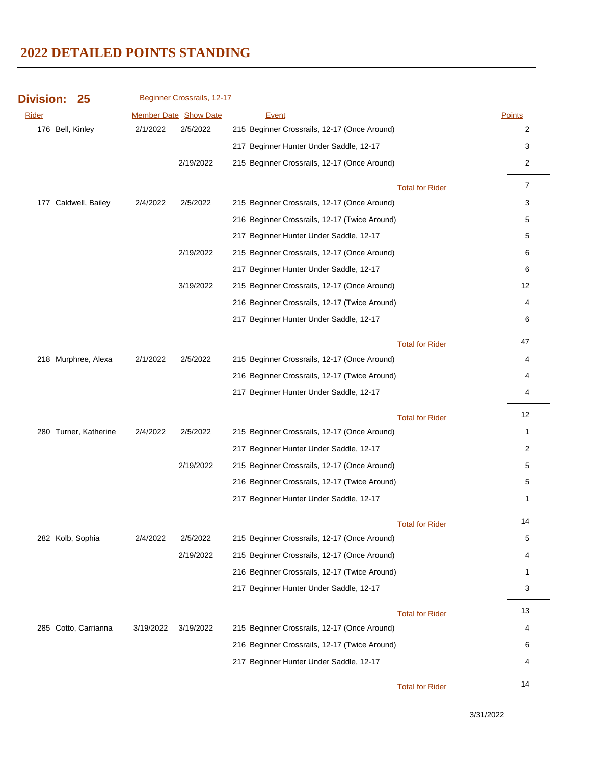# 2022 DETAILED POINTS STANDING

## Division: 25 — Beginner Crossrails, 12-17

| Rider | Member Date | Show Date | Event | Points |
|---|---|---|---|---|
| 176 Bell, Kinley | 2/1/2022 | 2/5/2022 | 215 Beginner Crossrails, 12-17 (Once Around) | 2 |
| | | | 217 Beginner Hunter Under Saddle, 12-17 | 3 |
| | | 2/19/2022 | 215 Beginner Crossrails, 12-17 (Once Around) | 2 |
| | | | Total for Rider | 7 |
| 177 Caldwell, Bailey | 2/4/2022 | 2/5/2022 | 215 Beginner Crossrails, 12-17 (Once Around) | 3 |
| | | | 216 Beginner Crossrails, 12-17 (Twice Around) | 5 |
| | | | 217 Beginner Hunter Under Saddle, 12-17 | 5 |
| | | 2/19/2022 | 215 Beginner Crossrails, 12-17 (Once Around) | 6 |
| | | | 217 Beginner Hunter Under Saddle, 12-17 | 6 |
| | | 3/19/2022 | 215 Beginner Crossrails, 12-17 (Once Around) | 12 |
| | | | 216 Beginner Crossrails, 12-17 (Twice Around) | 4 |
| | | | 217 Beginner Hunter Under Saddle, 12-17 | 6 |
| | | | Total for Rider | 47 |
| 218 Murphree, Alexa | 2/1/2022 | 2/5/2022 | 215 Beginner Crossrails, 12-17 (Once Around) | 4 |
| | | | 216 Beginner Crossrails, 12-17 (Twice Around) | 4 |
| | | | 217 Beginner Hunter Under Saddle, 12-17 | 4 |
| | | | Total for Rider | 12 |
| 280 Turner, Katherine | 2/4/2022 | 2/5/2022 | 215 Beginner Crossrails, 12-17 (Once Around) | 1 |
| | | | 217 Beginner Hunter Under Saddle, 12-17 | 2 |
| | | 2/19/2022 | 215 Beginner Crossrails, 12-17 (Once Around) | 5 |
| | | | 216 Beginner Crossrails, 12-17 (Twice Around) | 5 |
| | | | 217 Beginner Hunter Under Saddle, 12-17 | 1 |
| | | | Total for Rider | 14 |
| 282 Kolb, Sophia | 2/4/2022 | 2/5/2022 | 215 Beginner Crossrails, 12-17 (Once Around) | 5 |
| | | 2/19/2022 | 215 Beginner Crossrails, 12-17 (Once Around) | 4 |
| | | | 216 Beginner Crossrails, 12-17 (Twice Around) | 1 |
| | | | 217 Beginner Hunter Under Saddle, 12-17 | 3 |
| | | | Total for Rider | 13 |
| 285 Cotto, Carrianna | 3/19/2022 | 3/19/2022 | 215 Beginner Crossrails, 12-17 (Once Around) | 4 |
| | | | 216 Beginner Crossrails, 12-17 (Twice Around) | 6 |
| | | | 217 Beginner Hunter Under Saddle, 12-17 | 4 |
| | | | Total for Rider | 14 |

3/31/2022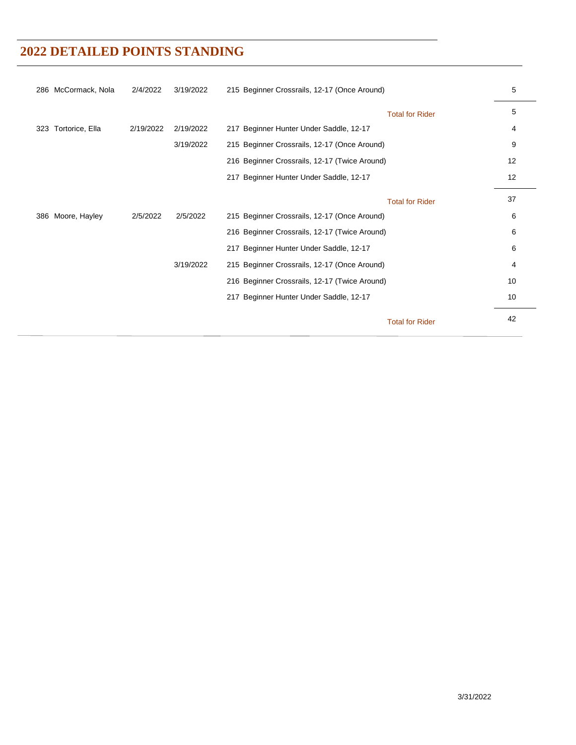# 2022 DETAILED POINTS STANDING

| | | | | |
|---|---|---|---|---|
| 286 McCormack, Nola | 2/4/2022 | 3/19/2022 | 215 Beginner Crossrails, 12-17 (Once Around) | 5 |
| | | | Total for Rider | 5 |
| 323 Tortorice, Ella | 2/19/2022 | 2/19/2022 | 217 Beginner Hunter Under Saddle, 12-17 | 4 |
| | | 3/19/2022 | 215 Beginner Crossrails, 12-17 (Once Around) | 9 |
| | | | 216 Beginner Crossrails, 12-17 (Twice Around) | 12 |
| | | | 217 Beginner Hunter Under Saddle, 12-17 | 12 |
| | | | Total for Rider | 37 |
| 386 Moore, Hayley | 2/5/2022 | 2/5/2022 | 215 Beginner Crossrails, 12-17 (Once Around) | 6 |
| | | | 216 Beginner Crossrails, 12-17 (Twice Around) | 6 |
| | | | 217 Beginner Hunter Under Saddle, 12-17 | 6 |
| | | 3/19/2022 | 215 Beginner Crossrails, 12-17 (Once Around) | 4 |
| | | | 216 Beginner Crossrails, 12-17 (Twice Around) | 10 |
| | | | 217 Beginner Hunter Under Saddle, 12-17 | 10 |
| | | | Total for Rider | 42 |

3/31/2022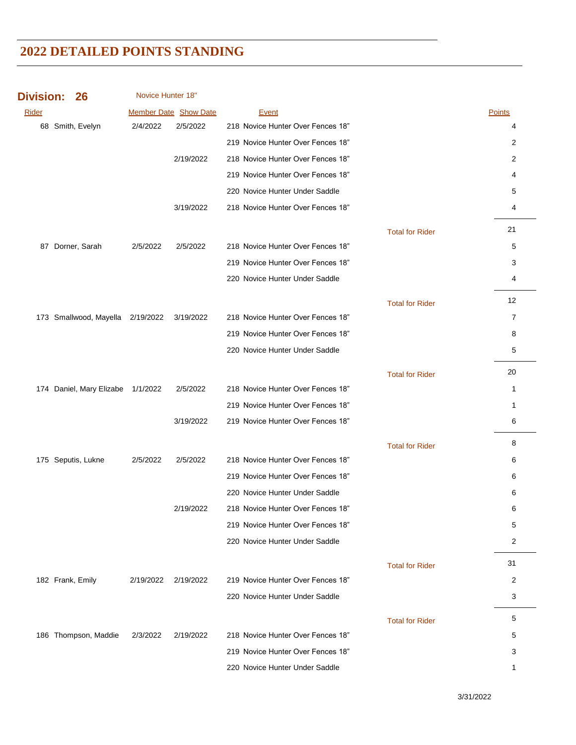# 2022 DETAILED POINTS STANDING

**Division: 26** Novice Hunter 18"

| Rider | | Member Date | Show Date | Event | | Points |
|---|---|---|---|---|---|---|
| 68 | Smith, Evelyn | 2/4/2022 | 2/5/2022 | 218 Novice Hunter Over Fences 18" | | 4 |
| | | | | 219 Novice Hunter Over Fences 18" | | 2 |
| | | | 2/19/2022 | 218 Novice Hunter Over Fences 18" | | 2 |
| | | | | 219 Novice Hunter Over Fences 18" | | 4 |
| | | | | 220 Novice Hunter Under Saddle | | 5 |
| | | | 3/19/2022 | 218 Novice Hunter Over Fences 18" | | 4 |
| | | | | | Total for Rider | 21 |
| 87 | Dorner, Sarah | 2/5/2022 | 2/5/2022 | 218 Novice Hunter Over Fences 18" | | 5 |
| | | | | 219 Novice Hunter Over Fences 18" | | 3 |
| | | | | 220 Novice Hunter Under Saddle | | 4 |
| | | | | | Total for Rider | 12 |
| 173 | Smallwood, Mayella | 2/19/2022 | 3/19/2022 | 218 Novice Hunter Over Fences 18" | | 7 |
| | | | | 219 Novice Hunter Over Fences 18" | | 8 |
| | | | | 220 Novice Hunter Under Saddle | | 5 |
| | | | | | Total for Rider | 20 |
| 174 | Daniel, Mary Elizabe | 1/1/2022 | 2/5/2022 | 218 Novice Hunter Over Fences 18" | | 1 |
| | | | | 219 Novice Hunter Over Fences 18" | | 1 |
| | | | 3/19/2022 | 219 Novice Hunter Over Fences 18" | | 6 |
| | | | | | Total for Rider | 8 |
| 175 | Seputis, Lukne | 2/5/2022 | 2/5/2022 | 218 Novice Hunter Over Fences 18" | | 6 |
| | | | | 219 Novice Hunter Over Fences 18" | | 6 |
| | | | | 220 Novice Hunter Under Saddle | | 6 |
| | | | 2/19/2022 | 218 Novice Hunter Over Fences 18" | | 6 |
| | | | | 219 Novice Hunter Over Fences 18" | | 5 |
| | | | | 220 Novice Hunter Under Saddle | | 2 |
| | | | | | Total for Rider | 31 |
| 182 | Frank, Emily | 2/19/2022 | 2/19/2022 | 219 Novice Hunter Over Fences 18" | | 2 |
| | | | | 220 Novice Hunter Under Saddle | | 3 |
| | | | | | Total for Rider | 5 |
| 186 | Thompson, Maddie | 2/3/2022 | 2/19/2022 | 218 Novice Hunter Over Fences 18" | | 5 |
| | | | | 219 Novice Hunter Over Fences 18" | | 3 |
| | | | | 220 Novice Hunter Under Saddle | | 1 |

3/31/2022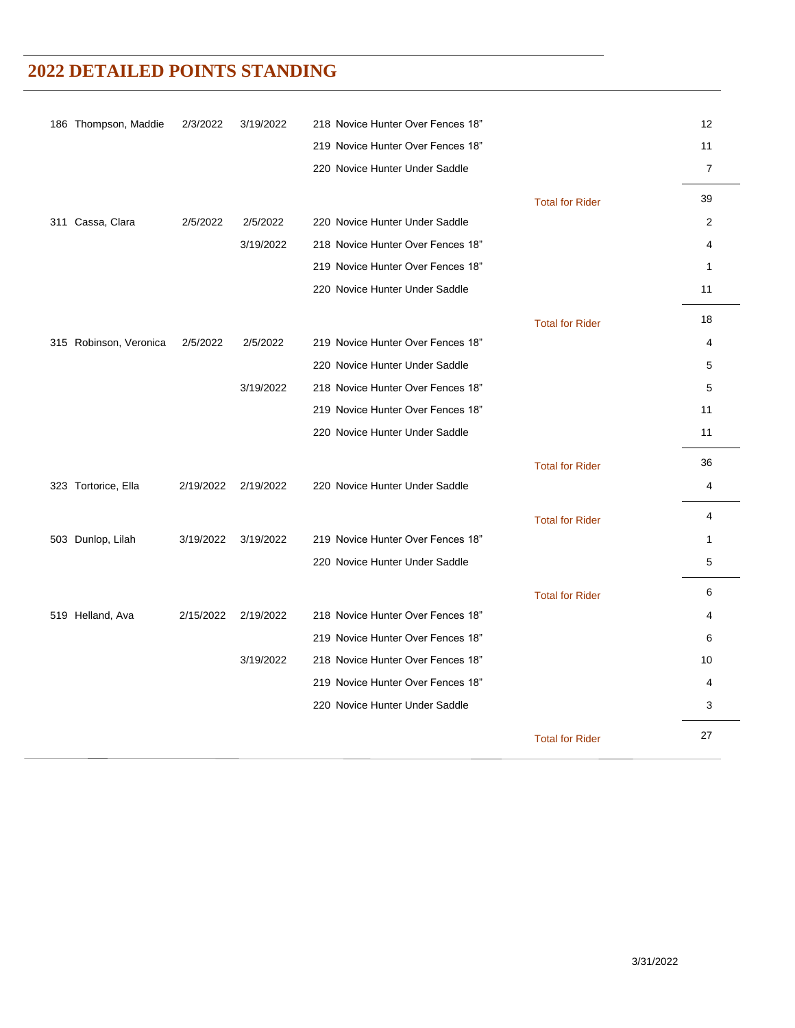# 2022 DETAILED POINTS STANDING

| | | | | | |
|---|---|---|---|---|---|
| 186 Thompson, Maddie | 2/3/2022 | 3/19/2022 | 218 Novice Hunter Over Fences 18" | | 12 |
| | | | 219 Novice Hunter Over Fences 18" | | 11 |
| | | | 220 Novice Hunter Under Saddle | | 7 |
| | | | | Total for Rider | 39 |
| 311 Cassa, Clara | 2/5/2022 | 2/5/2022 | 220 Novice Hunter Under Saddle | | 2 |
| | | 3/19/2022 | 218 Novice Hunter Over Fences 18" | | 4 |
| | | | 219 Novice Hunter Over Fences 18" | | 1 |
| | | | 220 Novice Hunter Under Saddle | | 11 |
| | | | | Total for Rider | 18 |
| 315 Robinson, Veronica | 2/5/2022 | 2/5/2022 | 219 Novice Hunter Over Fences 18" | | 4 |
| | | | 220 Novice Hunter Under Saddle | | 5 |
| | | 3/19/2022 | 218 Novice Hunter Over Fences 18" | | 5 |
| | | | 219 Novice Hunter Over Fences 18" | | 11 |
| | | | 220 Novice Hunter Under Saddle | | 11 |
| | | | | Total for Rider | 36 |
| 323 Tortorice, Ella | 2/19/2022 | 2/19/2022 | 220 Novice Hunter Under Saddle | | 4 |
| | | | | Total for Rider | 4 |
| 503 Dunlop, Lilah | 3/19/2022 | 3/19/2022 | 219 Novice Hunter Over Fences 18" | | 1 |
| | | | 220 Novice Hunter Under Saddle | | 5 |
| | | | | Total for Rider | 6 |
| 519 Helland, Ava | 2/15/2022 | 2/19/2022 | 218 Novice Hunter Over Fences 18" | | 4 |
| | | | 219 Novice Hunter Over Fences 18" | | 6 |
| | | 3/19/2022 | 218 Novice Hunter Over Fences 18" | | 10 |
| | | | 219 Novice Hunter Over Fences 18" | | 4 |
| | | | 220 Novice Hunter Under Saddle | | 3 |
| | | | | Total for Rider | 27 |

3/31/2022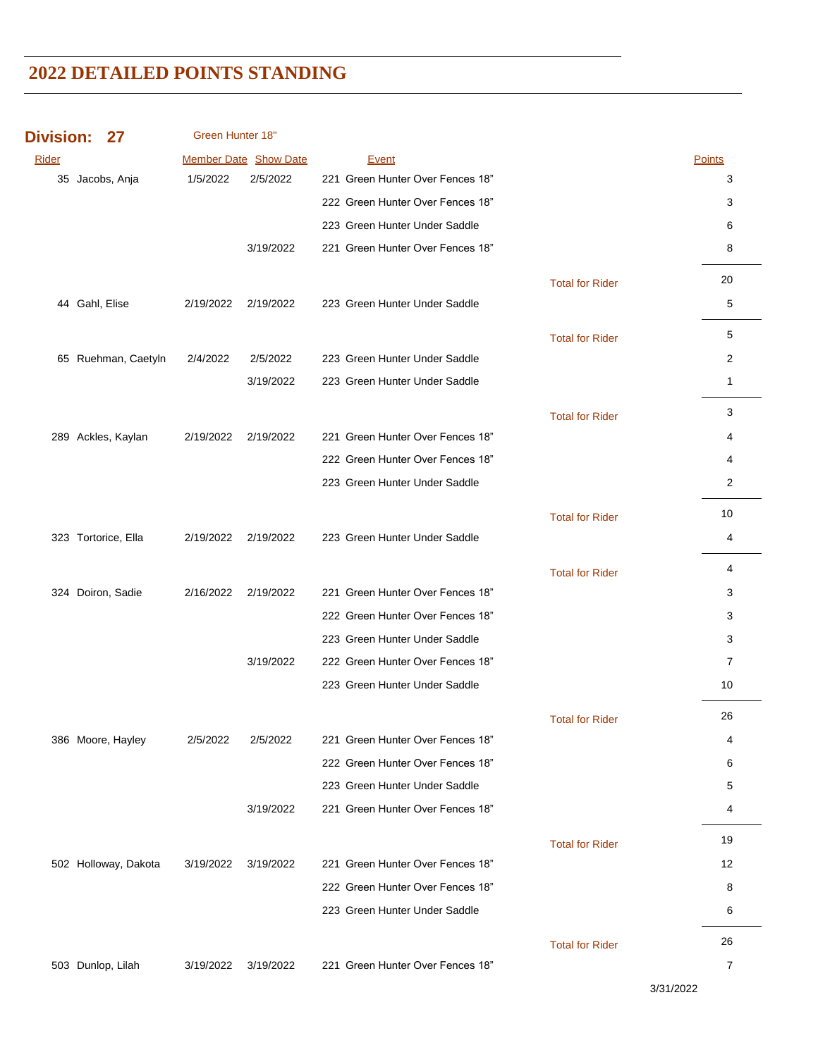# 2022 DETAILED POINTS STANDING

**Division: 27** Green Hunter 18"

| Rider | Member Date | Show Date | Event | | Points |
|---|---|---|---|---|---|
| 35 Jacobs, Anja | 1/5/2022 | 2/5/2022 | 221 Green Hunter Over Fences 18" | | 3 |
| | | | 222 Green Hunter Over Fences 18" | | 3 |
| | | | 223 Green Hunter Under Saddle | | 6 |
| | | 3/19/2022 | 221 Green Hunter Over Fences 18" | | 8 |
| | | | | Total for Rider | 20 |
| 44 Gahl, Elise | 2/19/2022 | 2/19/2022 | 223 Green Hunter Under Saddle | | 5 |
| | | | | Total for Rider | 5 |
| 65 Ruehman, Caetyln | 2/4/2022 | 2/5/2022 | 223 Green Hunter Under Saddle | | 2 |
| | | 3/19/2022 | 223 Green Hunter Under Saddle | | 1 |
| | | | | Total for Rider | 3 |
| 289 Ackles, Kaylan | 2/19/2022 | 2/19/2022 | 221 Green Hunter Over Fences 18" | | 4 |
| | | | 222 Green Hunter Over Fences 18" | | 4 |
| | | | 223 Green Hunter Under Saddle | | 2 |
| | | | | Total for Rider | 10 |
| 323 Tortorice, Ella | 2/19/2022 | 2/19/2022 | 223 Green Hunter Under Saddle | | 4 |
| | | | | Total for Rider | 4 |
| 324 Doiron, Sadie | 2/16/2022 | 2/19/2022 | 221 Green Hunter Over Fences 18" | | 3 |
| | | | 222 Green Hunter Over Fences 18" | | 3 |
| | | | 223 Green Hunter Under Saddle | | 3 |
| | | 3/19/2022 | 222 Green Hunter Over Fences 18" | | 7 |
| | | | 223 Green Hunter Under Saddle | | 10 |
| | | | | Total for Rider | 26 |
| 386 Moore, Hayley | 2/5/2022 | 2/5/2022 | 221 Green Hunter Over Fences 18" | | 4 |
| | | | 222 Green Hunter Over Fences 18" | | 6 |
| | | | 223 Green Hunter Under Saddle | | 5 |
| | | 3/19/2022 | 221 Green Hunter Over Fences 18" | | 4 |
| | | | | Total for Rider | 19 |
| 502 Holloway, Dakota | 3/19/2022 | 3/19/2022 | 221 Green Hunter Over Fences 18" | | 12 |
| | | | 222 Green Hunter Over Fences 18" | | 8 |
| | | | 223 Green Hunter Under Saddle | | 6 |
| | | | | Total for Rider | 26 |
| 503 Dunlop, Lilah | 3/19/2022 | 3/19/2022 | 221 Green Hunter Over Fences 18" | | 7 |

3/31/2022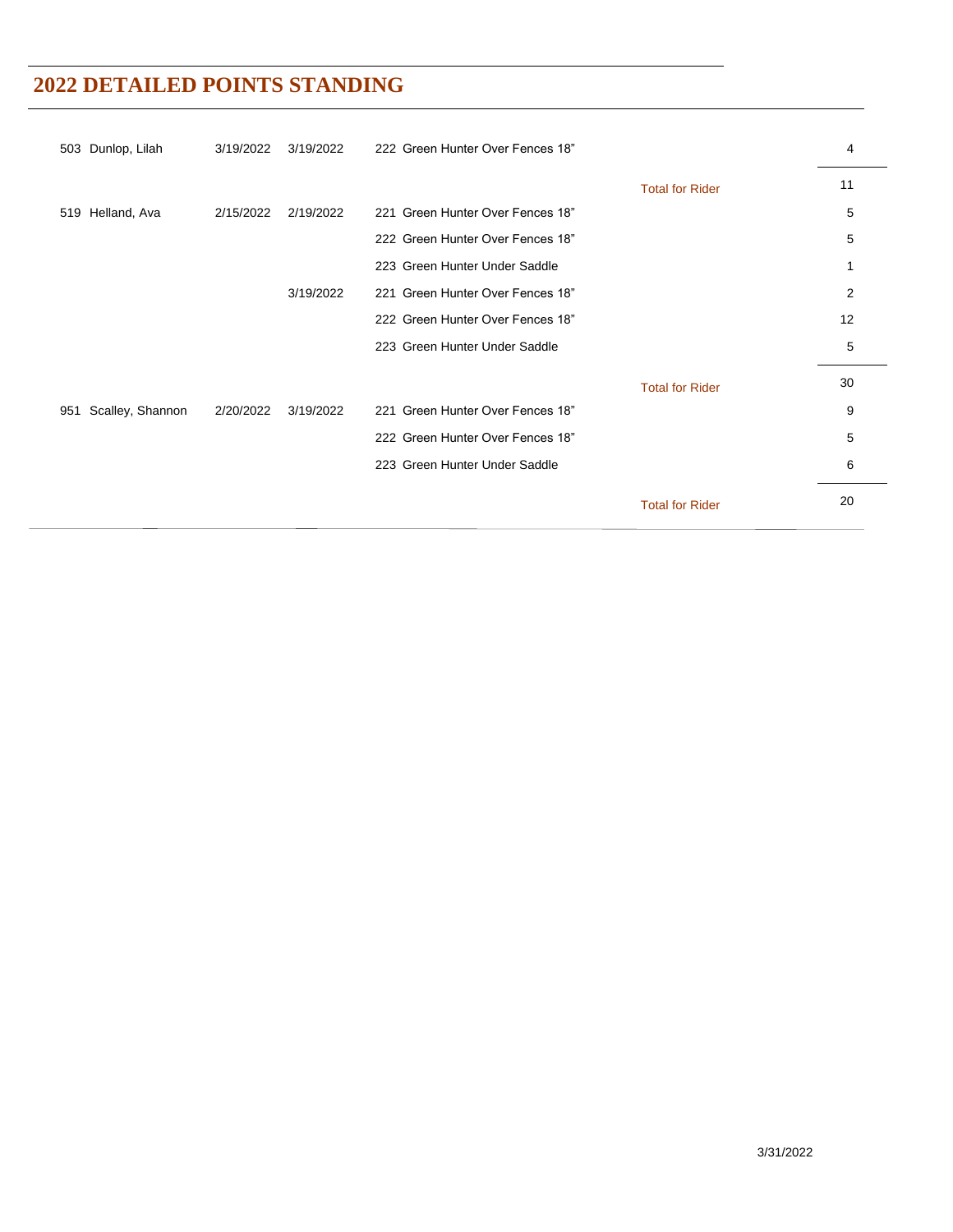## 2022 DETAILED POINTS STANDING

| Rider | First Date | Last Date | Class | | Points |
|---|---|---|---|---|---|
| 503 Dunlop, Lilah | 3/19/2022 | 3/19/2022 | 222 Green Hunter Over Fences 18" | | 4 |
| | | | | Total for Rider | 11 |
| 519 Helland, Ava | 2/15/2022 | 2/19/2022 | 221 Green Hunter Over Fences 18" | | 5 |
| | | | 222 Green Hunter Over Fences 18" | | 5 |
| | | | 223 Green Hunter Under Saddle | | 1 |
| | | 3/19/2022 | 221 Green Hunter Over Fences 18" | | 2 |
| | | | 222 Green Hunter Over Fences 18" | | 12 |
| | | | 223 Green Hunter Under Saddle | | 5 |
| | | | | Total for Rider | 30 |
| 951 Scalley, Shannon | 2/20/2022 | 3/19/2022 | 221 Green Hunter Over Fences 18" | | 9 |
| | | | 222 Green Hunter Over Fences 18" | | 5 |
| | | | 223 Green Hunter Under Saddle | | 6 |
| | | | | Total for Rider | 20 |

3/31/2022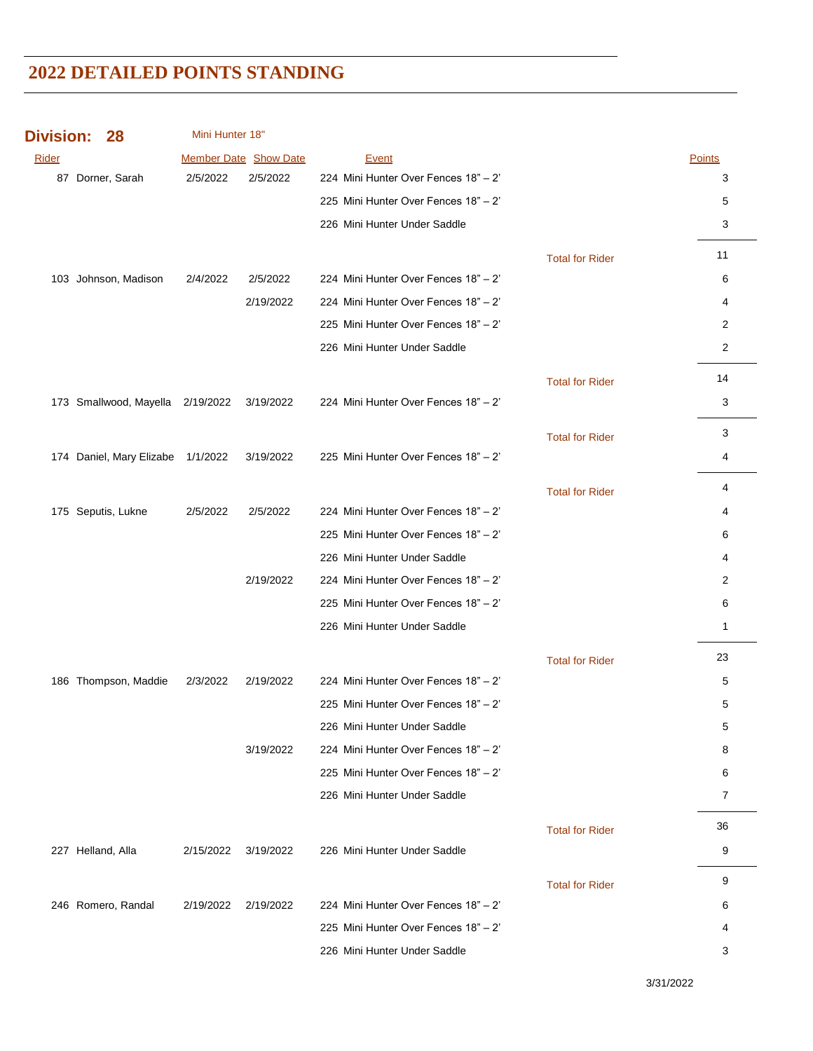# 2022 DETAILED POINTS STANDING

## Division: 28 Mini Hunter 18"

| Rider | | Member Date | Show Date | Event | | Points |
|---|---|---|---|---|---|---|
| 87 | Dorner, Sarah | 2/5/2022 | 2/5/2022 | 224 Mini Hunter Over Fences 18" – 2' | | 3 |
| | | | | 225 Mini Hunter Over Fences 18" – 2' | | 5 |
| | | | | 226 Mini Hunter Under Saddle | | 3 |
| | | | | | Total for Rider | 11 |
| 103 | Johnson, Madison | 2/4/2022 | 2/5/2022 | 224 Mini Hunter Over Fences 18" – 2' | | 6 |
| | | | 2/19/2022 | 224 Mini Hunter Over Fences 18" – 2' | | 4 |
| | | | | 225 Mini Hunter Over Fences 18" – 2' | | 2 |
| | | | | 226 Mini Hunter Under Saddle | | 2 |
| | | | | | Total for Rider | 14 |
| 173 | Smallwood, Mayella | 2/19/2022 | 3/19/2022 | 224 Mini Hunter Over Fences 18" – 2' | | 3 |
| | | | | | Total for Rider | 3 |
| 174 | Daniel, Mary Elizabe | 1/1/2022 | 3/19/2022 | 225 Mini Hunter Over Fences 18" – 2' | | 4 |
| | | | | | Total for Rider | 4 |
| 175 | Seputis, Lukne | 2/5/2022 | 2/5/2022 | 224 Mini Hunter Over Fences 18" – 2' | | 4 |
| | | | | 225 Mini Hunter Over Fences 18" – 2' | | 6 |
| | | | | 226 Mini Hunter Under Saddle | | 4 |
| | | | 2/19/2022 | 224 Mini Hunter Over Fences 18" – 2' | | 2 |
| | | | | 225 Mini Hunter Over Fences 18" – 2' | | 6 |
| | | | | 226 Mini Hunter Under Saddle | | 1 |
| | | | | | Total for Rider | 23 |
| 186 | Thompson, Maddie | 2/3/2022 | 2/19/2022 | 224 Mini Hunter Over Fences 18" – 2' | | 5 |
| | | | | 225 Mini Hunter Over Fences 18" – 2' | | 5 |
| | | | | 226 Mini Hunter Under Saddle | | 5 |
| | | | 3/19/2022 | 224 Mini Hunter Over Fences 18" – 2' | | 8 |
| | | | | 225 Mini Hunter Over Fences 18" – 2' | | 6 |
| | | | | 226 Mini Hunter Under Saddle | | 7 |
| | | | | | Total for Rider | 36 |
| 227 | Helland, Alla | 2/15/2022 | 3/19/2022 | 226 Mini Hunter Under Saddle | | 9 |
| | | | | | Total for Rider | 9 |
| 246 | Romero, Randal | 2/19/2022 | 2/19/2022 | 224 Mini Hunter Over Fences 18" – 2' | | 6 |
| | | | | 225 Mini Hunter Over Fences 18" – 2' | | 4 |
| | | | | 226 Mini Hunter Under Saddle | | 3 |

3/31/2022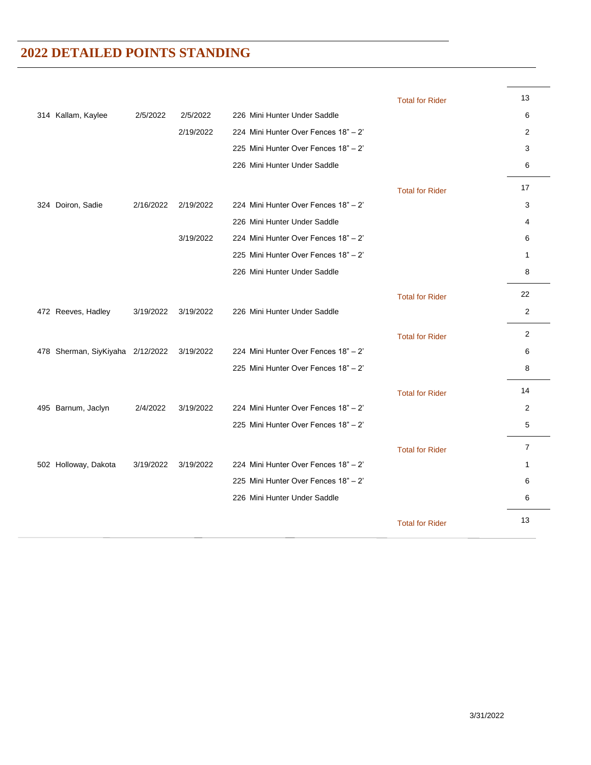## 2022 DETAILED POINTS STANDING

| | | | | |
|---|---|---|---|---|
| | | | Total for Rider | 13 |
| 314 Kallam, Kaylee | 2/5/2022 | 2/5/2022 | 226 Mini Hunter Under Saddle | 6 |
| | | 2/19/2022 | 224 Mini Hunter Over Fences 18" – 2' | 2 |
| | | | 225 Mini Hunter Over Fences 18" – 2' | 3 |
| | | | 226 Mini Hunter Under Saddle | 6 |
| | | | Total for Rider | 17 |
| 324 Doiron, Sadie | 2/16/2022 | 2/19/2022 | 224 Mini Hunter Over Fences 18" – 2' | 3 |
| | | | 226 Mini Hunter Under Saddle | 4 |
| | | 3/19/2022 | 224 Mini Hunter Over Fences 18" – 2' | 6 |
| | | | 225 Mini Hunter Over Fences 18" – 2' | 1 |
| | | | 226 Mini Hunter Under Saddle | 8 |
| | | | Total for Rider | 22 |
| 472 Reeves, Hadley | 3/19/2022 | 3/19/2022 | 226 Mini Hunter Under Saddle | 2 |
| | | | Total for Rider | 2 |
| 478 Sherman, SiyKiyaha | 2/12/2022 | 3/19/2022 | 224 Mini Hunter Over Fences 18" – 2' | 6 |
| | | | 225 Mini Hunter Over Fences 18" – 2' | 8 |
| | | | Total for Rider | 14 |
| 495 Barnum, Jaclyn | 2/4/2022 | 3/19/2022 | 224 Mini Hunter Over Fences 18" – 2' | 2 |
| | | | 225 Mini Hunter Over Fences 18" – 2' | 5 |
| | | | Total for Rider | 7 |
| 502 Holloway, Dakota | 3/19/2022 | 3/19/2022 | 224 Mini Hunter Over Fences 18" – 2' | 1 |
| | | | 225 Mini Hunter Over Fences 18" – 2' | 6 |
| | | | 226 Mini Hunter Under Saddle | 6 |
| | | | Total for Rider | 13 |

3/31/2022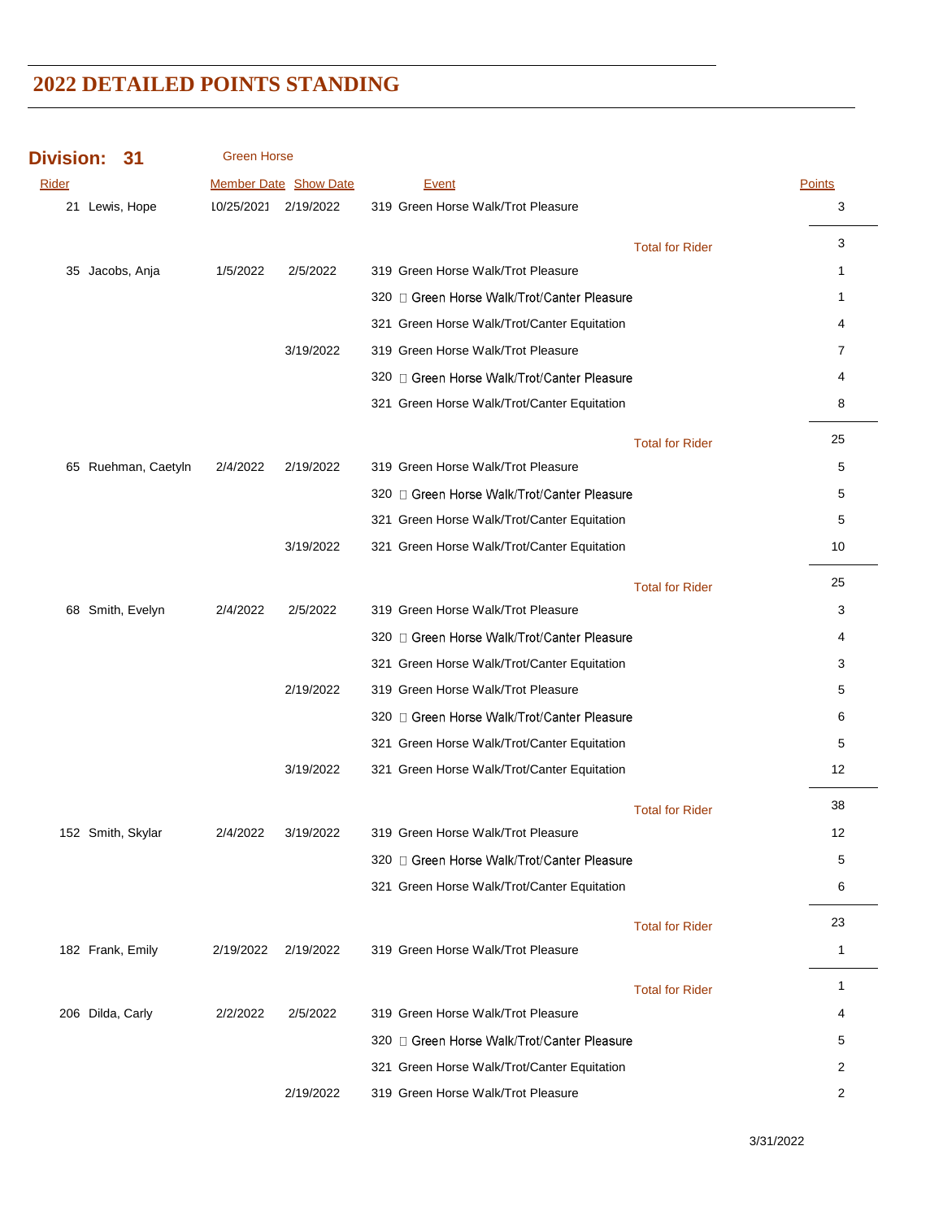# 2022 DETAILED POINTS STANDING

**Division: 31** Green Horse

| Rider | Member Date | Show Date | Event | Points |
|---|---|---|---|---|
| 21 Lewis, Hope | 10/25/2021 | 2/19/2022 | 319 Green Horse Walk/Trot Pleasure | 3 |
| | | | Total for Rider | 3 |
| 35 Jacobs, Anja | 1/5/2022 | 2/5/2022 | 319 Green Horse Walk/Trot Pleasure | 1 |
| | | | 320 Green Horse Walk/Trot/Canter Pleasure | 1 |
| | | | 321 Green Horse Walk/Trot/Canter Equitation | 4 |
| | | 3/19/2022 | 319 Green Horse Walk/Trot Pleasure | 7 |
| | | | 320 Green Horse Walk/Trot/Canter Pleasure | 4 |
| | | | 321 Green Horse Walk/Trot/Canter Equitation | 8 |
| | | | Total for Rider | 25 |
| 65 Ruehman, Caetyln | 2/4/2022 | 2/19/2022 | 319 Green Horse Walk/Trot Pleasure | 5 |
| | | | 320 Green Horse Walk/Trot/Canter Pleasure | 5 |
| | | | 321 Green Horse Walk/Trot/Canter Equitation | 5 |
| | | 3/19/2022 | 321 Green Horse Walk/Trot/Canter Equitation | 10 |
| | | | Total for Rider | 25 |
| 68 Smith, Evelyn | 2/4/2022 | 2/5/2022 | 319 Green Horse Walk/Trot Pleasure | 3 |
| | | | 320 Green Horse Walk/Trot/Canter Pleasure | 4 |
| | | | 321 Green Horse Walk/Trot/Canter Equitation | 3 |
| | | 2/19/2022 | 319 Green Horse Walk/Trot Pleasure | 5 |
| | | | 320 Green Horse Walk/Trot/Canter Pleasure | 6 |
| | | | 321 Green Horse Walk/Trot/Canter Equitation | 5 |
| | | 3/19/2022 | 321 Green Horse Walk/Trot/Canter Equitation | 12 |
| | | | Total for Rider | 38 |
| 152 Smith, Skylar | 2/4/2022 | 3/19/2022 | 319 Green Horse Walk/Trot Pleasure | 12 |
| | | | 320 Green Horse Walk/Trot/Canter Pleasure | 5 |
| | | | 321 Green Horse Walk/Trot/Canter Equitation | 6 |
| | | | Total for Rider | 23 |
| 182 Frank, Emily | 2/19/2022 | 2/19/2022 | 319 Green Horse Walk/Trot Pleasure | 1 |
| | | | Total for Rider | 1 |
| 206 Dilda, Carly | 2/2/2022 | 2/5/2022 | 319 Green Horse Walk/Trot Pleasure | 4 |
| | | | 320 Green Horse Walk/Trot/Canter Pleasure | 5 |
| | | | 321 Green Horse Walk/Trot/Canter Equitation | 2 |
| | | 2/19/2022 | 319 Green Horse Walk/Trot Pleasure | 2 |

3/31/2022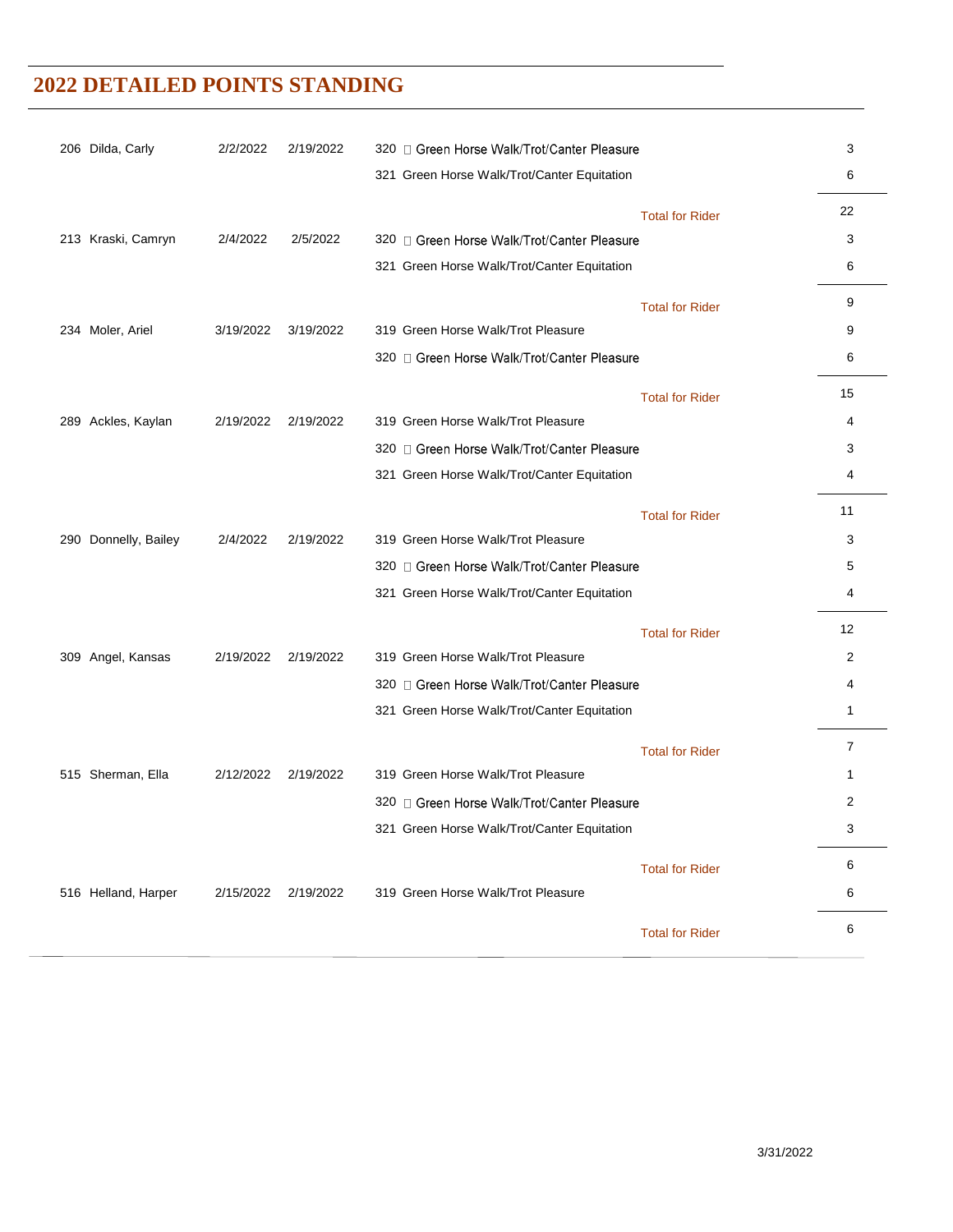## 2022 DETAILED POINTS STANDING

| Rider | First Date | Last Date | Class | Points |
|---|---|---|---|---|
| 206 Dilda, Carly | 2/2/2022 | 2/19/2022 | 320  Green Horse Walk/Trot/Canter Pleasure | 3 |
| | | | 321 Green Horse Walk/Trot/Canter Equitation | 6 |
| | | | Total for Rider | 22 |
| 213 Kraski, Camryn | 2/4/2022 | 2/5/2022 | 320  Green Horse Walk/Trot/Canter Pleasure | 3 |
| | | | 321 Green Horse Walk/Trot/Canter Equitation | 6 |
| | | | Total for Rider | 9 |
| 234 Moler, Ariel | 3/19/2022 | 3/19/2022 | 319 Green Horse Walk/Trot Pleasure | 9 |
| | | | 320  Green Horse Walk/Trot/Canter Pleasure | 6 |
| | | | Total for Rider | 15 |
| 289 Ackles, Kaylan | 2/19/2022 | 2/19/2022 | 319 Green Horse Walk/Trot Pleasure | 4 |
| | | | 320  Green Horse Walk/Trot/Canter Pleasure | 3 |
| | | | 321 Green Horse Walk/Trot/Canter Equitation | 4 |
| | | | Total for Rider | 11 |
| 290 Donnelly, Bailey | 2/4/2022 | 2/19/2022 | 319 Green Horse Walk/Trot Pleasure | 3 |
| | | | 320  Green Horse Walk/Trot/Canter Pleasure | 5 |
| | | | 321 Green Horse Walk/Trot/Canter Equitation | 4 |
| | | | Total for Rider | 12 |
| 309 Angel, Kansas | 2/19/2022 | 2/19/2022 | 319 Green Horse Walk/Trot Pleasure | 2 |
| | | | 320  Green Horse Walk/Trot/Canter Pleasure | 4 |
| | | | 321 Green Horse Walk/Trot/Canter Equitation | 1 |
| | | | Total for Rider | 7 |
| 515 Sherman, Ella | 2/12/2022 | 2/19/2022 | 319 Green Horse Walk/Trot Pleasure | 1 |
| | | | 320  Green Horse Walk/Trot/Canter Pleasure | 2 |
| | | | 321 Green Horse Walk/Trot/Canter Equitation | 3 |
| | | | Total for Rider | 6 |
| 516 Helland, Harper | 2/15/2022 | 2/19/2022 | 319 Green Horse Walk/Trot Pleasure | 6 |
| | | | Total for Rider | 6 |

3/31/2022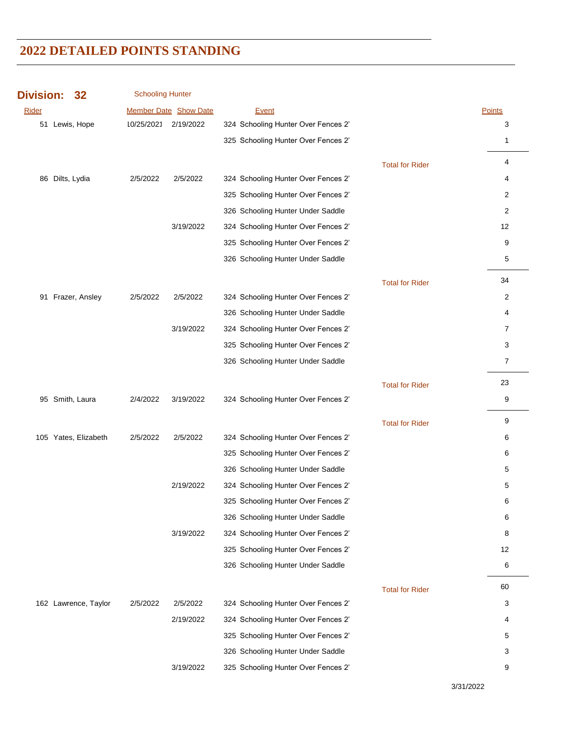# 2022 DETAILED POINTS STANDING

## Division: 32 Schooling Hunter

| Rider | Member Date | Show Date | Event | | Points |
|---|---|---|---|---|---|
| 51 Lewis, Hope | 10/25/2021 | 2/19/2022 | 324 Schooling Hunter Over Fences 2' | | 3 |
| | | | 325 Schooling Hunter Over Fences 2' | | 1 |
| | | | | Total for Rider | 4 |
| 86 Dilts, Lydia | 2/5/2022 | 2/5/2022 | 324 Schooling Hunter Over Fences 2' | | 4 |
| | | | 325 Schooling Hunter Over Fences 2' | | 2 |
| | | | 326 Schooling Hunter Under Saddle | | 2 |
| | | 3/19/2022 | 324 Schooling Hunter Over Fences 2' | | 12 |
| | | | 325 Schooling Hunter Over Fences 2' | | 9 |
| | | | 326 Schooling Hunter Under Saddle | | 5 |
| | | | | Total for Rider | 34 |
| 91 Frazer, Ansley | 2/5/2022 | 2/5/2022 | 324 Schooling Hunter Over Fences 2' | | 2 |
| | | | 326 Schooling Hunter Under Saddle | | 4 |
| | | 3/19/2022 | 324 Schooling Hunter Over Fences 2' | | 7 |
| | | | 325 Schooling Hunter Over Fences 2' | | 3 |
| | | | 326 Schooling Hunter Under Saddle | | 7 |
| | | | | Total for Rider | 23 |
| 95 Smith, Laura | 2/4/2022 | 3/19/2022 | 324 Schooling Hunter Over Fences 2' | | 9 |
| | | | | Total for Rider | 9 |
| 105 Yates, Elizabeth | 2/5/2022 | 2/5/2022 | 324 Schooling Hunter Over Fences 2' | | 6 |
| | | | 325 Schooling Hunter Over Fences 2' | | 6 |
| | | | 326 Schooling Hunter Under Saddle | | 5 |
| | | 2/19/2022 | 324 Schooling Hunter Over Fences 2' | | 5 |
| | | | 325 Schooling Hunter Over Fences 2' | | 6 |
| | | | 326 Schooling Hunter Under Saddle | | 6 |
| | | 3/19/2022 | 324 Schooling Hunter Over Fences 2' | | 8 |
| | | | 325 Schooling Hunter Over Fences 2' | | 12 |
| | | | 326 Schooling Hunter Under Saddle | | 6 |
| | | | | Total for Rider | 60 |
| 162 Lawrence, Taylor | 2/5/2022 | 2/5/2022 | 324 Schooling Hunter Over Fences 2' | | 3 |
| | | 2/19/2022 | 324 Schooling Hunter Over Fences 2' | | 4 |
| | | | 325 Schooling Hunter Over Fences 2' | | 5 |
| | | | 326 Schooling Hunter Under Saddle | | 3 |
| | | 3/19/2022 | 325 Schooling Hunter Over Fences 2' | | 9 |

3/31/2022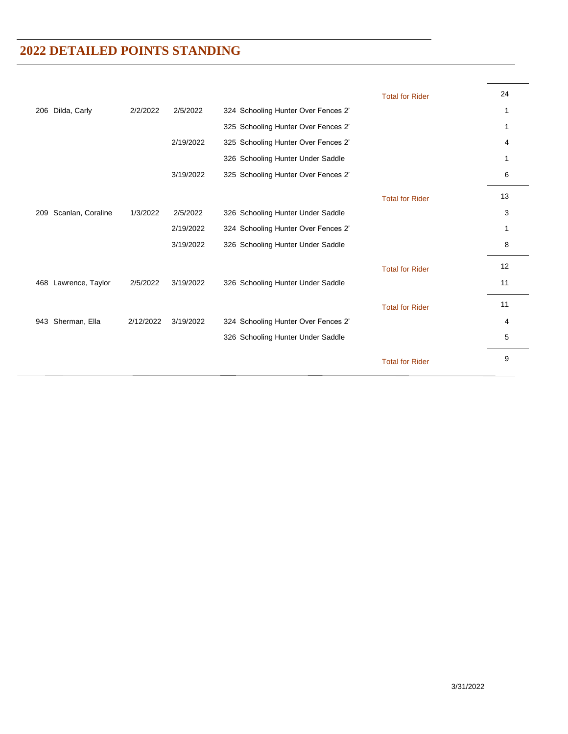## 2022 DETAILED POINTS STANDING

| | | | | | |
|---|---|---|---|---|---|
| | | | | Total for Rider | 24 |
| 206 Dilda, Carly | 2/2/2022 | 2/5/2022 | 324 Schooling Hunter Over Fences 2' | | 1 |
| | | | 325 Schooling Hunter Over Fences 2' | | 1 |
| | | 2/19/2022 | 325 Schooling Hunter Over Fences 2' | | 4 |
| | | | 326 Schooling Hunter Under Saddle | | 1 |
| | | 3/19/2022 | 325 Schooling Hunter Over Fences 2' | | 6 |
| | | | | Total for Rider | 13 |
| 209 Scanlan, Coraline | 1/3/2022 | 2/5/2022 | 326 Schooling Hunter Under Saddle | | 3 |
| | | 2/19/2022 | 324 Schooling Hunter Over Fences 2' | | 1 |
| | | 3/19/2022 | 326 Schooling Hunter Under Saddle | | 8 |
| | | | | Total for Rider | 12 |
| 468 Lawrence, Taylor | 2/5/2022 | 3/19/2022 | 326 Schooling Hunter Under Saddle | | 11 |
| | | | | Total for Rider | 11 |
| 943 Sherman, Ella | 2/12/2022 | 3/19/2022 | 324 Schooling Hunter Over Fences 2' | | 4 |
| | | | 326 Schooling Hunter Under Saddle | | 5 |
| | | | | Total for Rider | 9 |

3/31/2022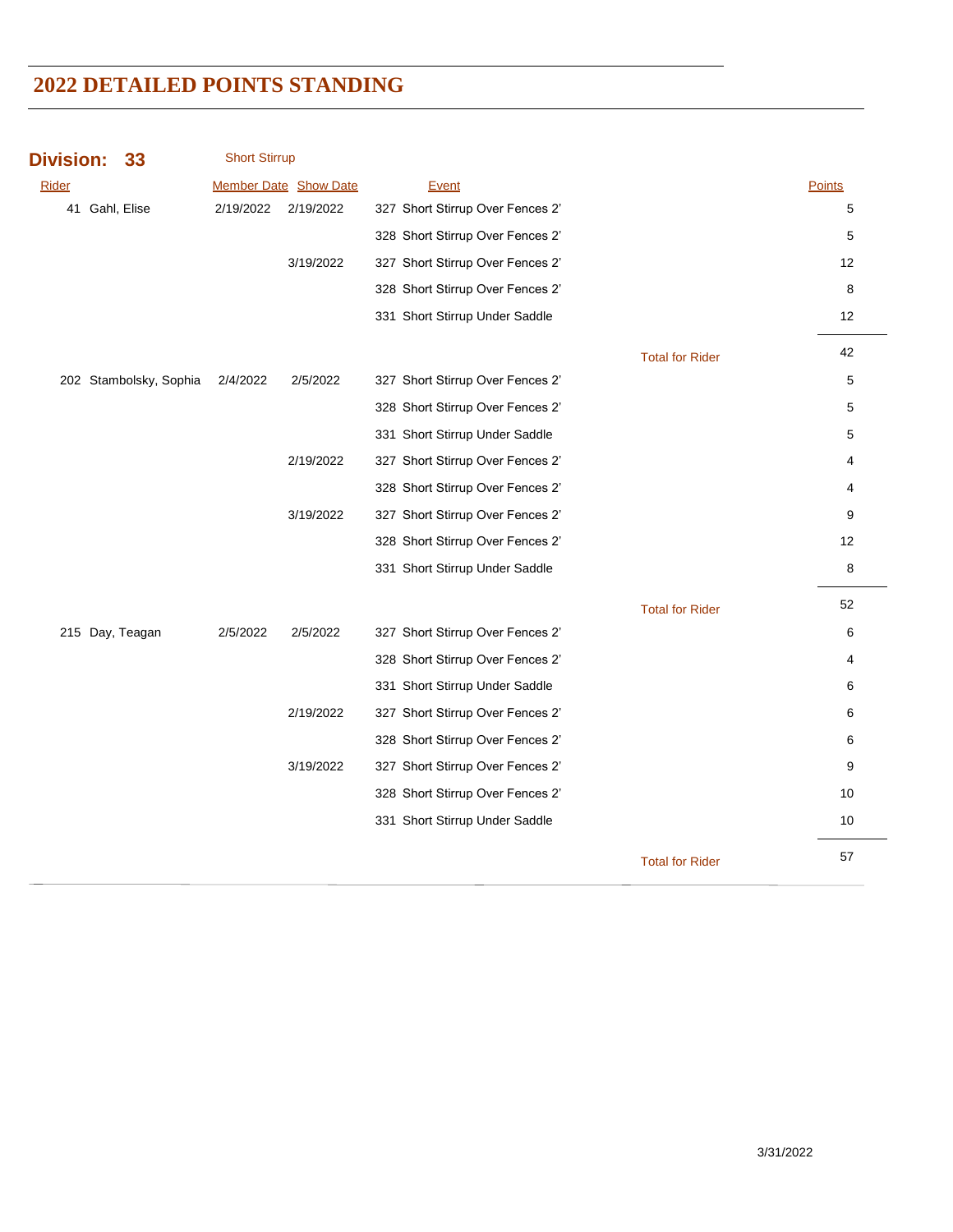# 2022 DETAILED POINTS STANDING

## Division: 33 Short Stirrup

| Rider | Member Date | Show Date | Event | | Points |
|---|---|---|---|---|---|
| 41 Gahl, Elise | 2/19/2022 | 2/19/2022 | 327 Short Stirrup Over Fences 2' | | 5 |
| | | | 328 Short Stirrup Over Fences 2' | | 5 |
| | | 3/19/2022 | 327 Short Stirrup Over Fences 2' | | 12 |
| | | | 328 Short Stirrup Over Fences 2' | | 8 |
| | | | 331 Short Stirrup Under Saddle | | 12 |
| | | | | Total for Rider | 42 |
| 202 Stambolsky, Sophia | 2/4/2022 | 2/5/2022 | 327 Short Stirrup Over Fences 2' | | 5 |
| | | | 328 Short Stirrup Over Fences 2' | | 5 |
| | | | 331 Short Stirrup Under Saddle | | 5 |
| | | 2/19/2022 | 327 Short Stirrup Over Fences 2' | | 4 |
| | | | 328 Short Stirrup Over Fences 2' | | 4 |
| | | 3/19/2022 | 327 Short Stirrup Over Fences 2' | | 9 |
| | | | 328 Short Stirrup Over Fences 2' | | 12 |
| | | | 331 Short Stirrup Under Saddle | | 8 |
| | | | | Total for Rider | 52 |
| 215 Day, Teagan | 2/5/2022 | 2/5/2022 | 327 Short Stirrup Over Fences 2' | | 6 |
| | | | 328 Short Stirrup Over Fences 2' | | 4 |
| | | | 331 Short Stirrup Under Saddle | | 6 |
| | | 2/19/2022 | 327 Short Stirrup Over Fences 2' | | 6 |
| | | | 328 Short Stirrup Over Fences 2' | | 6 |
| | | 3/19/2022 | 327 Short Stirrup Over Fences 2' | | 9 |
| | | | 328 Short Stirrup Over Fences 2' | | 10 |
| | | | 331 Short Stirrup Under Saddle | | 10 |
| | | | | Total for Rider | 57 |

3/31/2022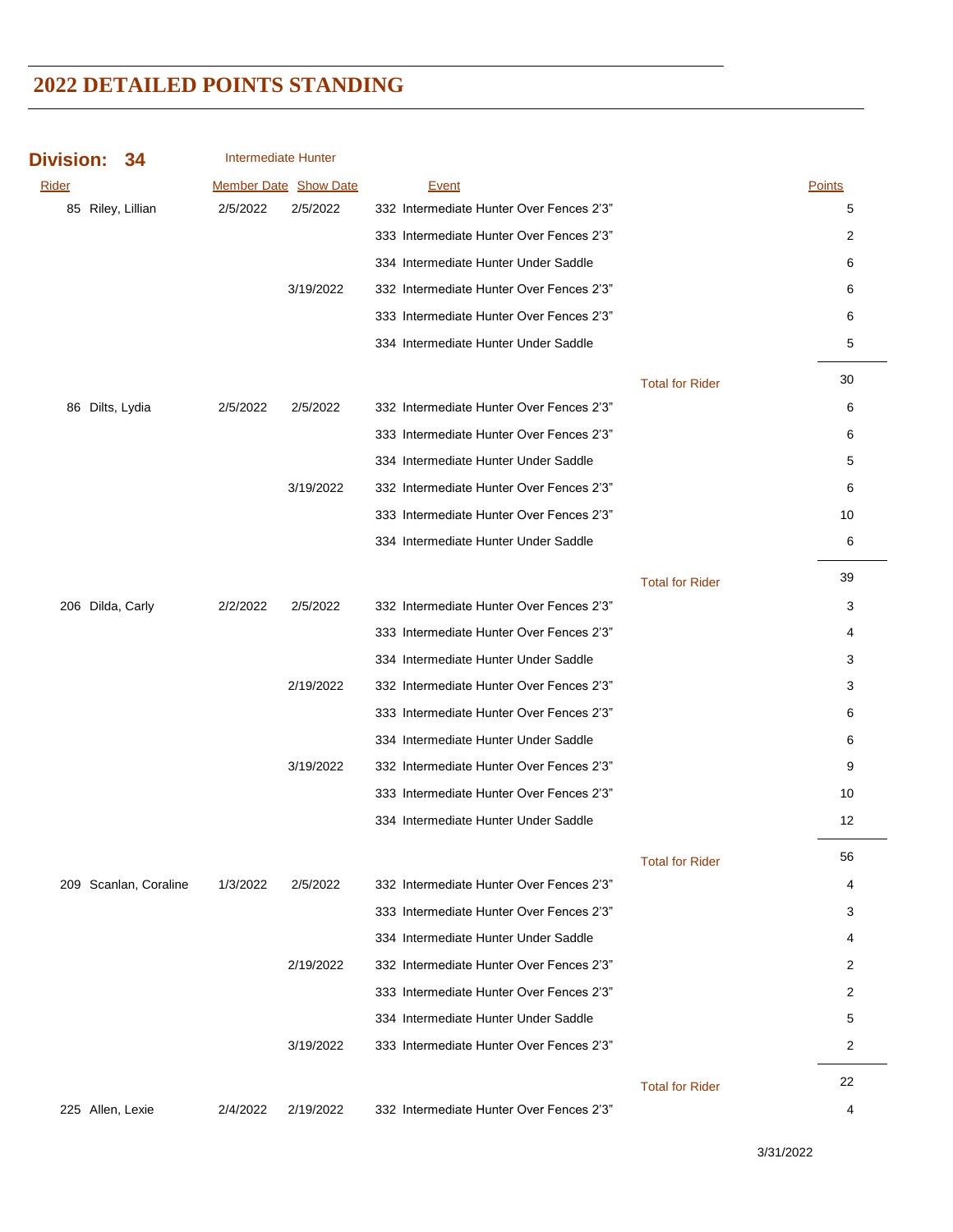## 2022 DETAILED POINTS STANDING

**Division: 34** Intermediate Hunter

| Rider | Member Date | Show Date | Event | | Points |
|---|---|---|---|---|---|
| 85 Riley, Lillian | 2/5/2022 | 2/5/2022 | 332 Intermediate Hunter Over Fences 2'3" | | 5 |
| | | | 333 Intermediate Hunter Over Fences 2'3" | | 2 |
| | | | 334 Intermediate Hunter Under Saddle | | 6 |
| | | 3/19/2022 | 332 Intermediate Hunter Over Fences 2'3" | | 6 |
| | | | 333 Intermediate Hunter Over Fences 2'3" | | 6 |
| | | | 334 Intermediate Hunter Under Saddle | | 5 |
| | | | | Total for Rider | 30 |
| 86 Dilts, Lydia | 2/5/2022 | 2/5/2022 | 332 Intermediate Hunter Over Fences 2'3" | | 6 |
| | | | 333 Intermediate Hunter Over Fences 2'3" | | 6 |
| | | | 334 Intermediate Hunter Under Saddle | | 5 |
| | | 3/19/2022 | 332 Intermediate Hunter Over Fences 2'3" | | 6 |
| | | | 333 Intermediate Hunter Over Fences 2'3" | | 10 |
| | | | 334 Intermediate Hunter Under Saddle | | 6 |
| | | | | Total for Rider | 39 |
| 206 Dilda, Carly | 2/2/2022 | 2/5/2022 | 332 Intermediate Hunter Over Fences 2'3" | | 3 |
| | | | 333 Intermediate Hunter Over Fences 2'3" | | 4 |
| | | | 334 Intermediate Hunter Under Saddle | | 3 |
| | | 2/19/2022 | 332 Intermediate Hunter Over Fences 2'3" | | 3 |
| | | | 333 Intermediate Hunter Over Fences 2'3" | | 6 |
| | | | 334 Intermediate Hunter Under Saddle | | 6 |
| | | 3/19/2022 | 332 Intermediate Hunter Over Fences 2'3" | | 9 |
| | | | 333 Intermediate Hunter Over Fences 2'3" | | 10 |
| | | | 334 Intermediate Hunter Under Saddle | | 12 |
| | | | | Total for Rider | 56 |
| 209 Scanlan, Coraline | 1/3/2022 | 2/5/2022 | 332 Intermediate Hunter Over Fences 2'3" | | 4 |
| | | | 333 Intermediate Hunter Over Fences 2'3" | | 3 |
| | | | 334 Intermediate Hunter Under Saddle | | 4 |
| | | 2/19/2022 | 332 Intermediate Hunter Over Fences 2'3" | | 2 |
| | | | 333 Intermediate Hunter Over Fences 2'3" | | 2 |
| | | | 334 Intermediate Hunter Under Saddle | | 5 |
| | | 3/19/2022 | 333 Intermediate Hunter Over Fences 2'3" | | 2 |
| | | | | Total for Rider | 22 |
| 225 Allen, Lexie | 2/4/2022 | 2/19/2022 | 332 Intermediate Hunter Over Fences 2'3" | | 4 |

3/31/2022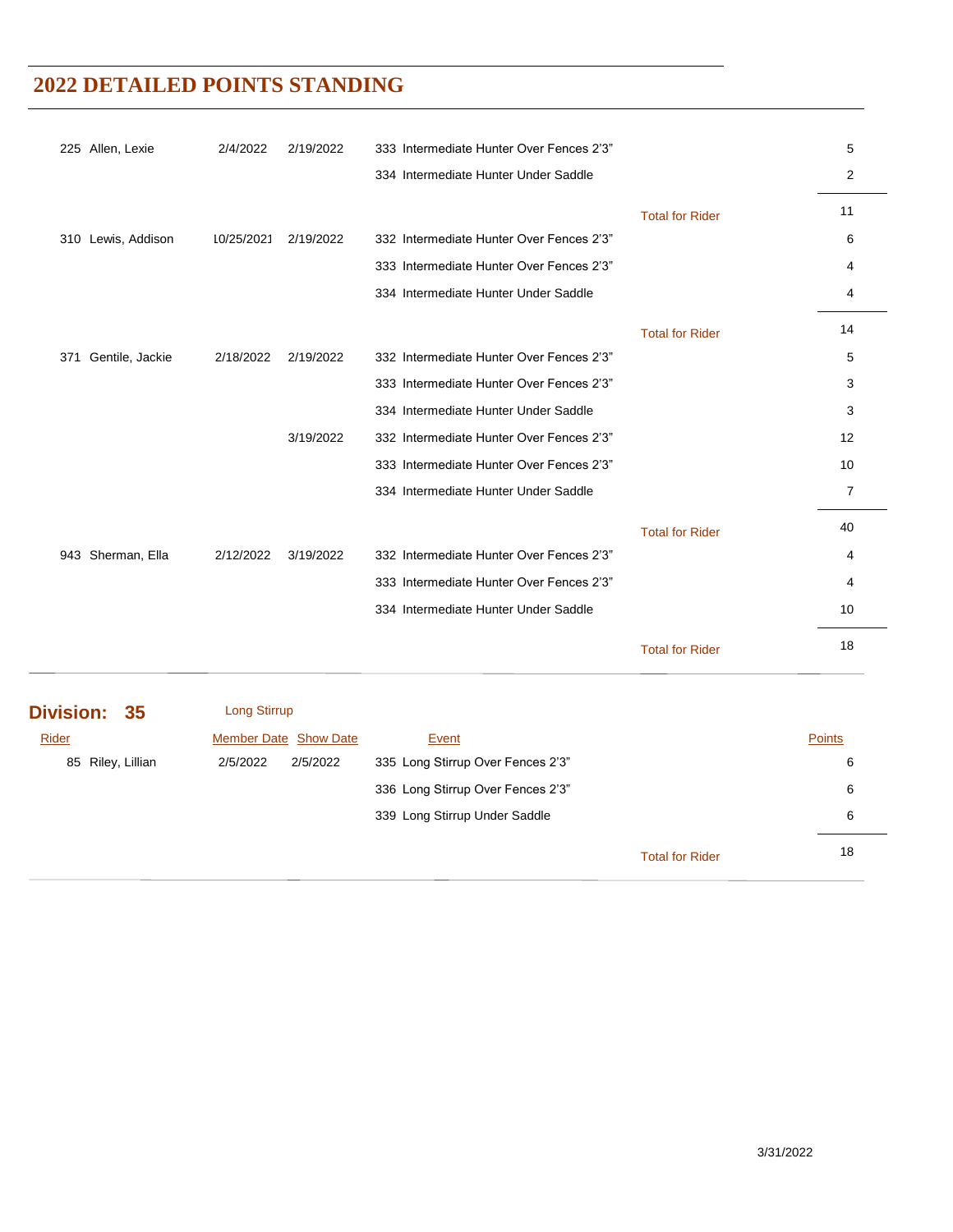# 2022 DETAILED POINTS STANDING

| Rider | Member Date | Show Date | Event | | Points |
|---|---|---|---|---|---|
| 225 Allen, Lexie | 2/4/2022 | 2/19/2022 | 333 Intermediate Hunter Over Fences 2'3" | | 5 |
| | | | 334 Intermediate Hunter Under Saddle | | 2 |
| | | | | Total for Rider | 11 |
| 310 Lewis, Addison | 10/25/2021 | 2/19/2022 | 332 Intermediate Hunter Over Fences 2'3" | | 6 |
| | | | 333 Intermediate Hunter Over Fences 2'3" | | 4 |
| | | | 334 Intermediate Hunter Under Saddle | | 4 |
| | | | | Total for Rider | 14 |
| 371 Gentile, Jackie | 2/18/2022 | 2/19/2022 | 332 Intermediate Hunter Over Fences 2'3" | | 5 |
| | | | 333 Intermediate Hunter Over Fences 2'3" | | 3 |
| | | | 334 Intermediate Hunter Under Saddle | | 3 |
| | | 3/19/2022 | 332 Intermediate Hunter Over Fences 2'3" | | 12 |
| | | | 333 Intermediate Hunter Over Fences 2'3" | | 10 |
| | | | 334 Intermediate Hunter Under Saddle | | 7 |
| | | | | Total for Rider | 40 |
| 943 Sherman, Ella | 2/12/2022 | 3/19/2022 | 332 Intermediate Hunter Over Fences 2'3" | | 4 |
| | | | 333 Intermediate Hunter Over Fences 2'3" | | 4 |
| | | | 334 Intermediate Hunter Under Saddle | | 10 |
| | | | | Total for Rider | 18 |

## Division: 35 Long Stirrup

| Rider | Member Date | Show Date | Event | | Points |
|---|---|---|---|---|---|
| 85 Riley, Lillian | 2/5/2022 | 2/5/2022 | 335 Long Stirrup Over Fences 2'3" | | 6 |
| | | | 336 Long Stirrup Over Fences 2'3" | | 6 |
| | | | 339 Long Stirrup Under Saddle | | 6 |
| | | | | Total for Rider | 18 |

3/31/2022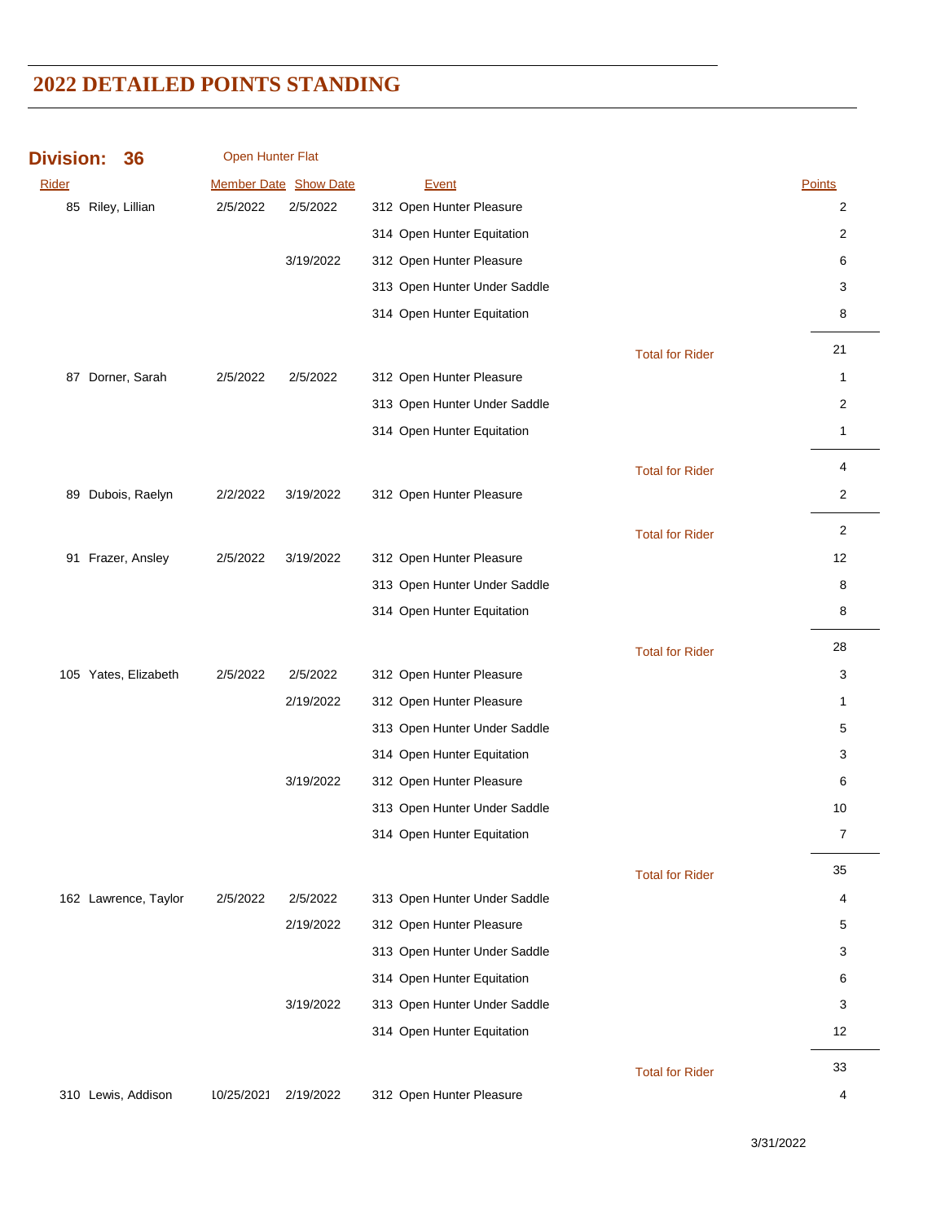# 2022 DETAILED POINTS STANDING

## Division: 36 Open Hunter Flat

| Rider | Member Date | Show Date | Event | | Points |
|---|---|---|---|---|---|
| 85 Riley, Lillian | 2/5/2022 | 2/5/2022 | 312 Open Hunter Pleasure | | 2 |
| | | | 314 Open Hunter Equitation | | 2 |
| | | 3/19/2022 | 312 Open Hunter Pleasure | | 6 |
| | | | 313 Open Hunter Under Saddle | | 3 |
| | | | 314 Open Hunter Equitation | | 8 |
| | | | | Total for Rider | 21 |
| 87 Dorner, Sarah | 2/5/2022 | 2/5/2022 | 312 Open Hunter Pleasure | | 1 |
| | | | 313 Open Hunter Under Saddle | | 2 |
| | | | 314 Open Hunter Equitation | | 1 |
| | | | | Total for Rider | 4 |
| 89 Dubois, Raelyn | 2/2/2022 | 3/19/2022 | 312 Open Hunter Pleasure | | 2 |
| | | | | Total for Rider | 2 |
| 91 Frazer, Ansley | 2/5/2022 | 3/19/2022 | 312 Open Hunter Pleasure | | 12 |
| | | | 313 Open Hunter Under Saddle | | 8 |
| | | | 314 Open Hunter Equitation | | 8 |
| | | | | Total for Rider | 28 |
| 105 Yates, Elizabeth | 2/5/2022 | 2/5/2022 | 312 Open Hunter Pleasure | | 3 |
| | | 2/19/2022 | 312 Open Hunter Pleasure | | 1 |
| | | | 313 Open Hunter Under Saddle | | 5 |
| | | | 314 Open Hunter Equitation | | 3 |
| | | 3/19/2022 | 312 Open Hunter Pleasure | | 6 |
| | | | 313 Open Hunter Under Saddle | | 10 |
| | | | 314 Open Hunter Equitation | | 7 |
| | | | | Total for Rider | 35 |
| 162 Lawrence, Taylor | 2/5/2022 | 2/5/2022 | 313 Open Hunter Under Saddle | | 4 |
| | | 2/19/2022 | 312 Open Hunter Pleasure | | 5 |
| | | | 313 Open Hunter Under Saddle | | 3 |
| | | | 314 Open Hunter Equitation | | 6 |
| | | 3/19/2022 | 313 Open Hunter Under Saddle | | 3 |
| | | | 314 Open Hunter Equitation | | 12 |
| | | | | Total for Rider | 33 |
| 310 Lewis, Addison | 10/25/2021 | 2/19/2022 | 312 Open Hunter Pleasure | | 4 |

3/31/2022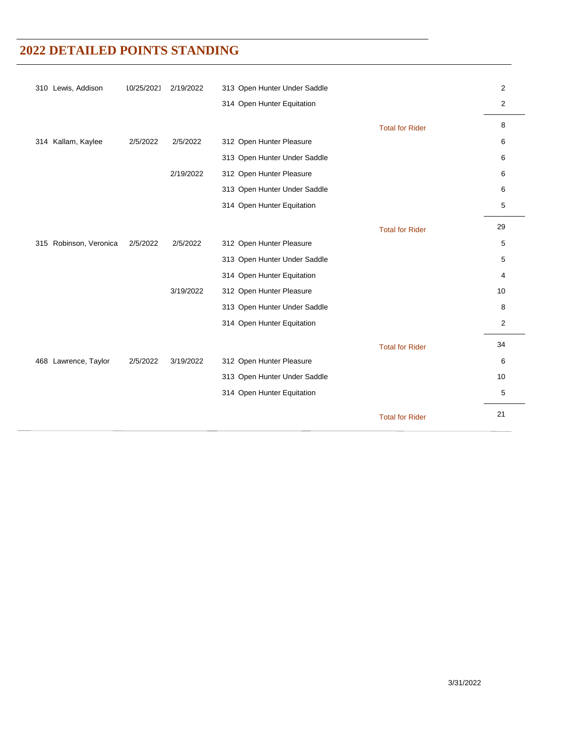# 2022 DETAILED POINTS STANDING

| | | | | | |
|---|---|---|---|---|---|
| 310 Lewis, Addison | 10/25/2021 | 2/19/2022 | 313 Open Hunter Under Saddle | | 2 |
| | | | 314 Open Hunter Equitation | | 2 |
| | | | | Total for Rider | 8 |
| 314 Kallam, Kaylee | 2/5/2022 | 2/5/2022 | 312 Open Hunter Pleasure | | 6 |
| | | | 313 Open Hunter Under Saddle | | 6 |
| | | 2/19/2022 | 312 Open Hunter Pleasure | | 6 |
| | | | 313 Open Hunter Under Saddle | | 6 |
| | | | 314 Open Hunter Equitation | | 5 |
| | | | | Total for Rider | 29 |
| 315 Robinson, Veronica | 2/5/2022 | 2/5/2022 | 312 Open Hunter Pleasure | | 5 |
| | | | 313 Open Hunter Under Saddle | | 5 |
| | | | 314 Open Hunter Equitation | | 4 |
| | | 3/19/2022 | 312 Open Hunter Pleasure | | 10 |
| | | | 313 Open Hunter Under Saddle | | 8 |
| | | | 314 Open Hunter Equitation | | 2 |
| | | | | Total for Rider | 34 |
| 468 Lawrence, Taylor | 2/5/2022 | 3/19/2022 | 312 Open Hunter Pleasure | | 6 |
| | | | 313 Open Hunter Under Saddle | | 10 |
| | | | 314 Open Hunter Equitation | | 5 |
| | | | | Total for Rider | 21 |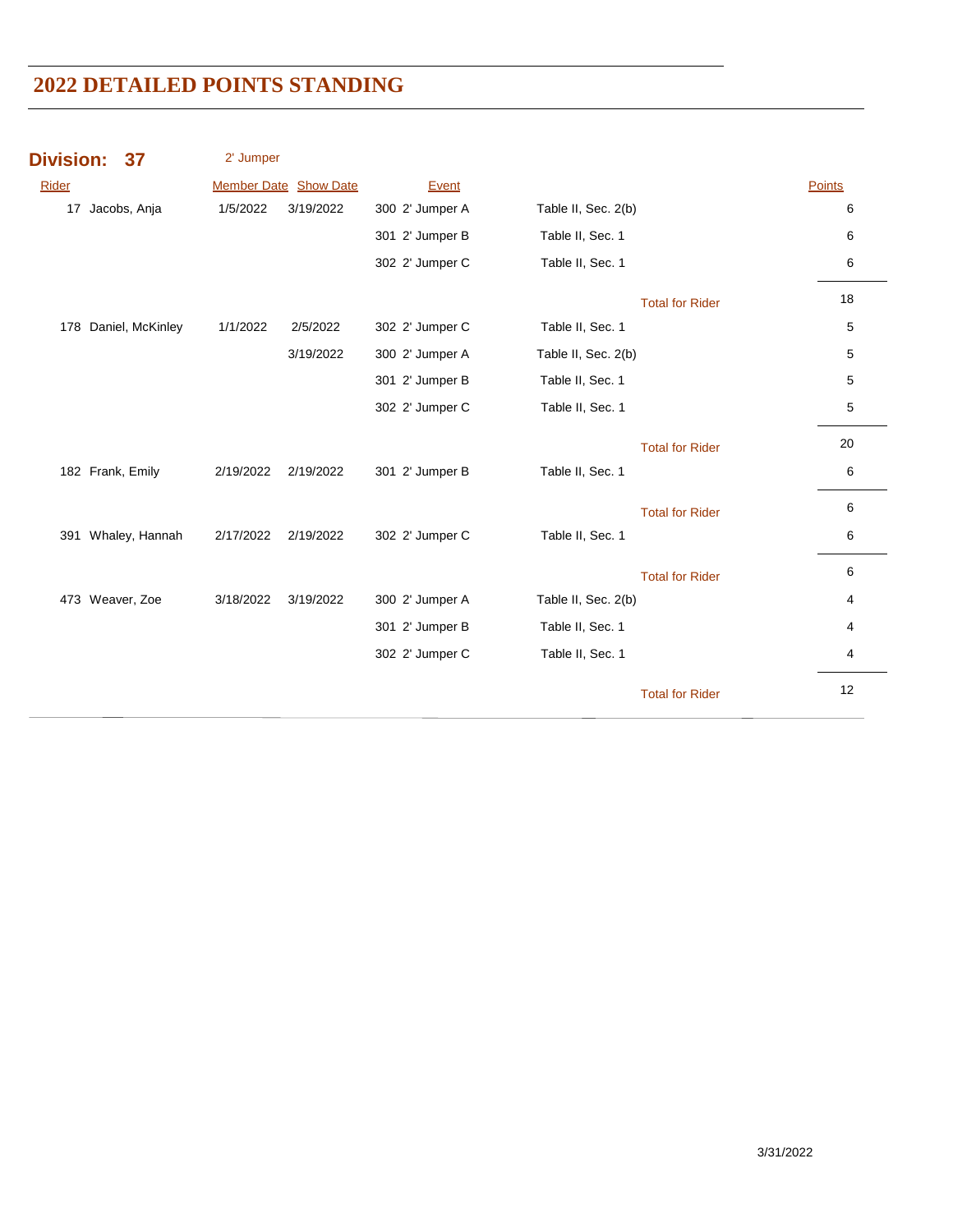# 2022 DETAILED POINTS STANDING

**Division: 37** 2' Jumper

| Rider | Member Date | Show Date | Event | | Points |
|---|---|---|---|---|---|
| 17 Jacobs, Anja | 1/5/2022 | 3/19/2022 | 300 2' Jumper A | Table II, Sec. 2(b) | 6 |
| | | | 301 2' Jumper B | Table II, Sec. 1 | 6 |
| | | | 302 2' Jumper C | Table II, Sec. 1 | 6 |
| | | | | Total for Rider | 18 |
| 178 Daniel, McKinley | 1/1/2022 | 2/5/2022 | 302 2' Jumper C | Table II, Sec. 1 | 5 |
| | | 3/19/2022 | 300 2' Jumper A | Table II, Sec. 2(b) | 5 |
| | | | 301 2' Jumper B | Table II, Sec. 1 | 5 |
| | | | 302 2' Jumper C | Table II, Sec. 1 | 5 |
| | | | | Total for Rider | 20 |
| 182 Frank, Emily | 2/19/2022 | 2/19/2022 | 301 2' Jumper B | Table II, Sec. 1 | 6 |
| | | | | Total for Rider | 6 |
| 391 Whaley, Hannah | 2/17/2022 | 2/19/2022 | 302 2' Jumper C | Table II, Sec. 1 | 6 |
| | | | | Total for Rider | 6 |
| 473 Weaver, Zoe | 3/18/2022 | 3/19/2022 | 300 2' Jumper A | Table II, Sec. 2(b) | 4 |
| | | | 301 2' Jumper B | Table II, Sec. 1 | 4 |
| | | | 302 2' Jumper C | Table II, Sec. 1 | 4 |
| | | | | Total for Rider | 12 |

3/31/2022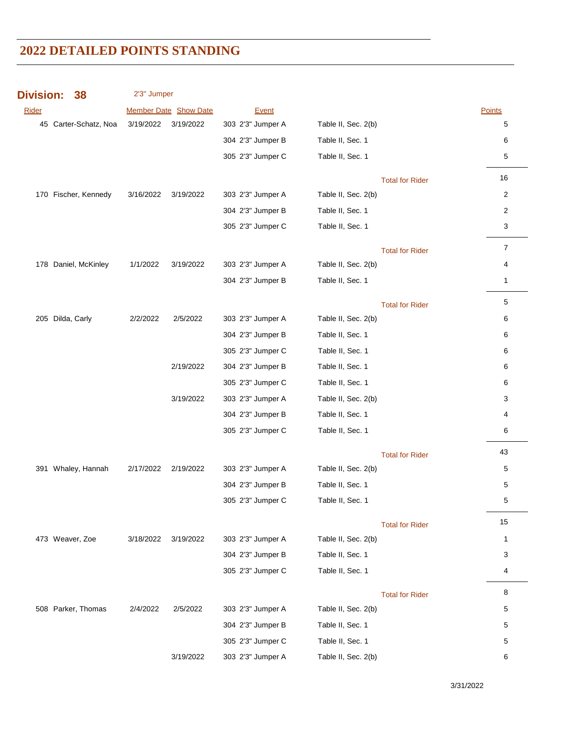# 2022 DETAILED POINTS STANDING

**Division: 38** 2'3" Jumper

| Rider | | Member Date | Show Date | Event | | Points |
|---|---|---|---|---|---|---|
| 45 | Carter-Schatz, Noa | 3/19/2022 | 3/19/2022 | 303 2'3" Jumper A | Table II, Sec. 2(b) | 5 |
| | | | | 304 2'3" Jumper B | Table II, Sec. 1 | 6 |
| | | | | 305 2'3" Jumper C | Table II, Sec. 1 | 5 |
| | | | | | Total for Rider | 16 |
| 170 | Fischer, Kennedy | 3/16/2022 | 3/19/2022 | 303 2'3" Jumper A | Table II, Sec. 2(b) | 2 |
| | | | | 304 2'3" Jumper B | Table II, Sec. 1 | 2 |
| | | | | 305 2'3" Jumper C | Table II, Sec. 1 | 3 |
| | | | | | Total for Rider | 7 |
| 178 | Daniel, McKinley | 1/1/2022 | 3/19/2022 | 303 2'3" Jumper A | Table II, Sec. 2(b) | 4 |
| | | | | 304 2'3" Jumper B | Table II, Sec. 1 | 1 |
| | | | | | Total for Rider | 5 |
| 205 | Dilda, Carly | 2/2/2022 | 2/5/2022 | 303 2'3" Jumper A | Table II, Sec. 2(b) | 6 |
| | | | | 304 2'3" Jumper B | Table II, Sec. 1 | 6 |
| | | | | 305 2'3" Jumper C | Table II, Sec. 1 | 6 |
| | | | 2/19/2022 | 304 2'3" Jumper B | Table II, Sec. 1 | 6 |
| | | | | 305 2'3" Jumper C | Table II, Sec. 1 | 6 |
| | | | 3/19/2022 | 303 2'3" Jumper A | Table II, Sec. 2(b) | 3 |
| | | | | 304 2'3" Jumper B | Table II, Sec. 1 | 4 |
| | | | | 305 2'3" Jumper C | Table II, Sec. 1 | 6 |
| | | | | | Total for Rider | 43 |
| 391 | Whaley, Hannah | 2/17/2022 | 2/19/2022 | 303 2'3" Jumper A | Table II, Sec. 2(b) | 5 |
| | | | | 304 2'3" Jumper B | Table II, Sec. 1 | 5 |
| | | | | 305 2'3" Jumper C | Table II, Sec. 1 | 5 |
| | | | | | Total for Rider | 15 |
| 473 | Weaver, Zoe | 3/18/2022 | 3/19/2022 | 303 2'3" Jumper A | Table II, Sec. 2(b) | 1 |
| | | | | 304 2'3" Jumper B | Table II, Sec. 1 | 3 |
| | | | | 305 2'3" Jumper C | Table II, Sec. 1 | 4 |
| | | | | | Total for Rider | 8 |
| 508 | Parker, Thomas | 2/4/2022 | 2/5/2022 | 303 2'3" Jumper A | Table II, Sec. 2(b) | 5 |
| | | | | 304 2'3" Jumper B | Table II, Sec. 1 | 5 |
| | | | | 305 2'3" Jumper C | Table II, Sec. 1 | 5 |
| | | | 3/19/2022 | 303 2'3" Jumper A | Table II, Sec. 2(b) | 6 |

3/31/2022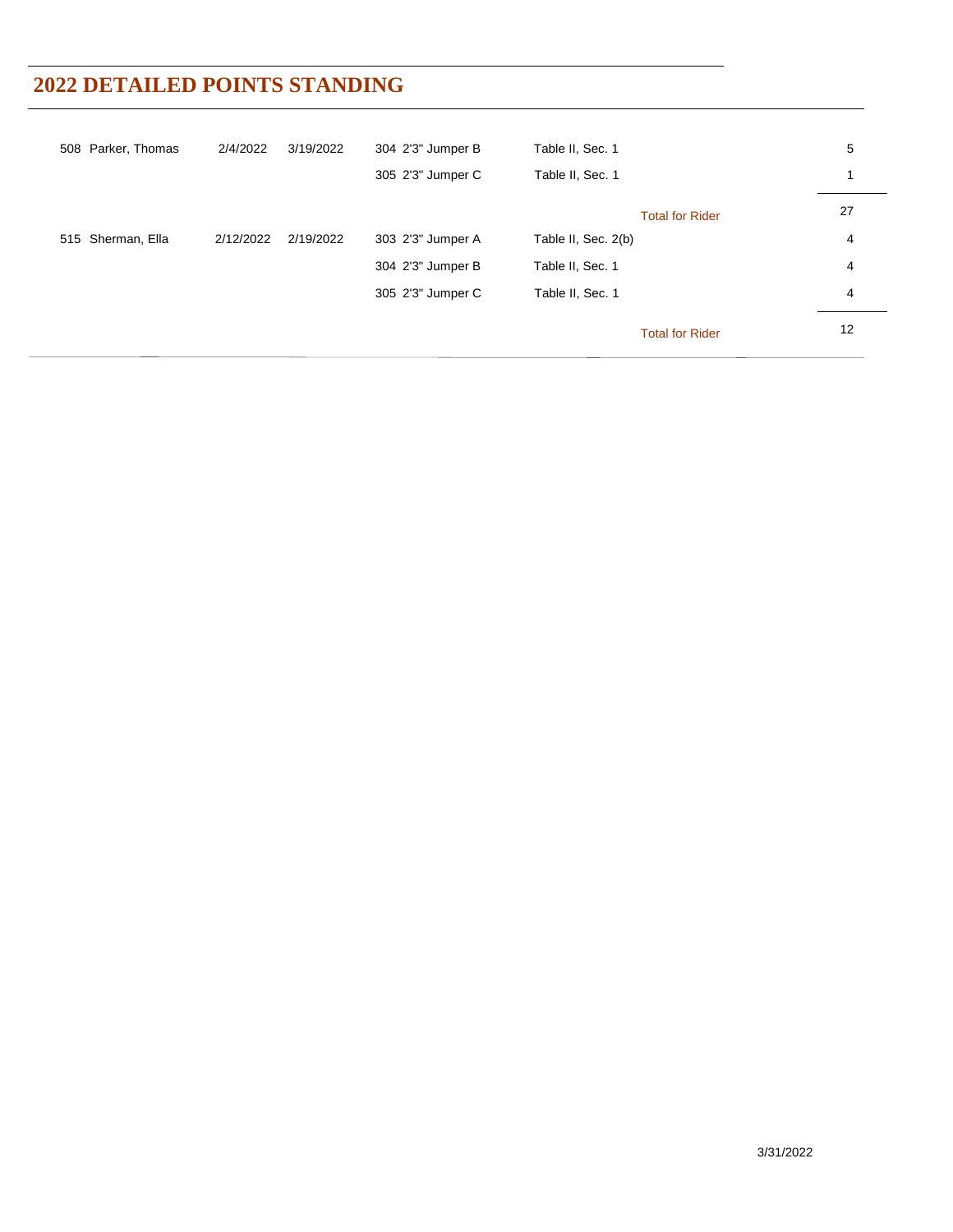# 2022 DETAILED POINTS STANDING

| Rider | First Date | Last Date | Class | Table | Points |
|---|---|---|---|---|---|
| 508 Parker, Thomas | 2/4/2022 | 3/19/2022 | 304 2'3" Jumper B | Table II, Sec. 1 | 5 |
| | | | 305 2'3" Jumper C | Table II, Sec. 1 | 1 |
| | | | | Total for Rider | 27 |
| 515 Sherman, Ella | 2/12/2022 | 2/19/2022 | 303 2'3" Jumper A | Table II, Sec. 2(b) | 4 |
| | | | 304 2'3" Jumper B | Table II, Sec. 1 | 4 |
| | | | 305 2'3" Jumper C | Table II, Sec. 1 | 4 |
| | | | | Total for Rider | 12 |

3/31/2022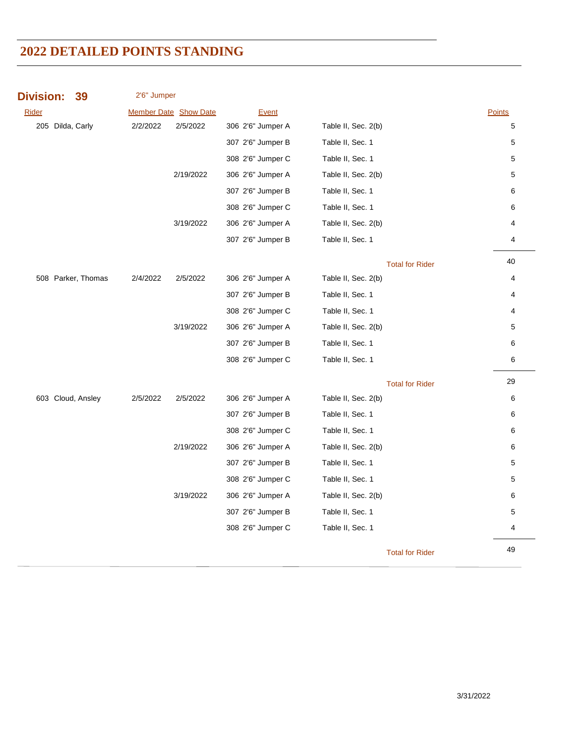# 2022 DETAILED POINTS STANDING

## Division: 39 — 2'6" Jumper

| Rider | Member Date | Show Date | Event | | Points |
|---|---|---|---|---|---|
| 205 Dilda, Carly | 2/2/2022 | 2/5/2022 | 306 2'6" Jumper A | Table II, Sec. 2(b) | 5 |
| | | | 307 2'6" Jumper B | Table II, Sec. 1 | 5 |
| | | | 308 2'6" Jumper C | Table II, Sec. 1 | 5 |
| | | 2/19/2022 | 306 2'6" Jumper A | Table II, Sec. 2(b) | 5 |
| | | | 307 2'6" Jumper B | Table II, Sec. 1 | 6 |
| | | | 308 2'6" Jumper C | Table II, Sec. 1 | 6 |
| | | 3/19/2022 | 306 2'6" Jumper A | Table II, Sec. 2(b) | 4 |
| | | | 307 2'6" Jumper B | Table II, Sec. 1 | 4 |
| | | | | Total for Rider | 40 |
| 508 Parker, Thomas | 2/4/2022 | 2/5/2022 | 306 2'6" Jumper A | Table II, Sec. 2(b) | 4 |
| | | | 307 2'6" Jumper B | Table II, Sec. 1 | 4 |
| | | | 308 2'6" Jumper C | Table II, Sec. 1 | 4 |
| | | 3/19/2022 | 306 2'6" Jumper A | Table II, Sec. 2(b) | 5 |
| | | | 307 2'6" Jumper B | Table II, Sec. 1 | 6 |
| | | | 308 2'6" Jumper C | Table II, Sec. 1 | 6 |
| | | | | Total for Rider | 29 |
| 603 Cloud, Ansley | 2/5/2022 | 2/5/2022 | 306 2'6" Jumper A | Table II, Sec. 2(b) | 6 |
| | | | 307 2'6" Jumper B | Table II, Sec. 1 | 6 |
| | | | 308 2'6" Jumper C | Table II, Sec. 1 | 6 |
| | | 2/19/2022 | 306 2'6" Jumper A | Table II, Sec. 2(b) | 6 |
| | | | 307 2'6" Jumper B | Table II, Sec. 1 | 5 |
| | | | 308 2'6" Jumper C | Table II, Sec. 1 | 5 |
| | | 3/19/2022 | 306 2'6" Jumper A | Table II, Sec. 2(b) | 6 |
| | | | 307 2'6" Jumper B | Table II, Sec. 1 | 5 |
| | | | 308 2'6" Jumper C | Table II, Sec. 1 | 4 |
| | | | | Total for Rider | 49 |

3/31/2022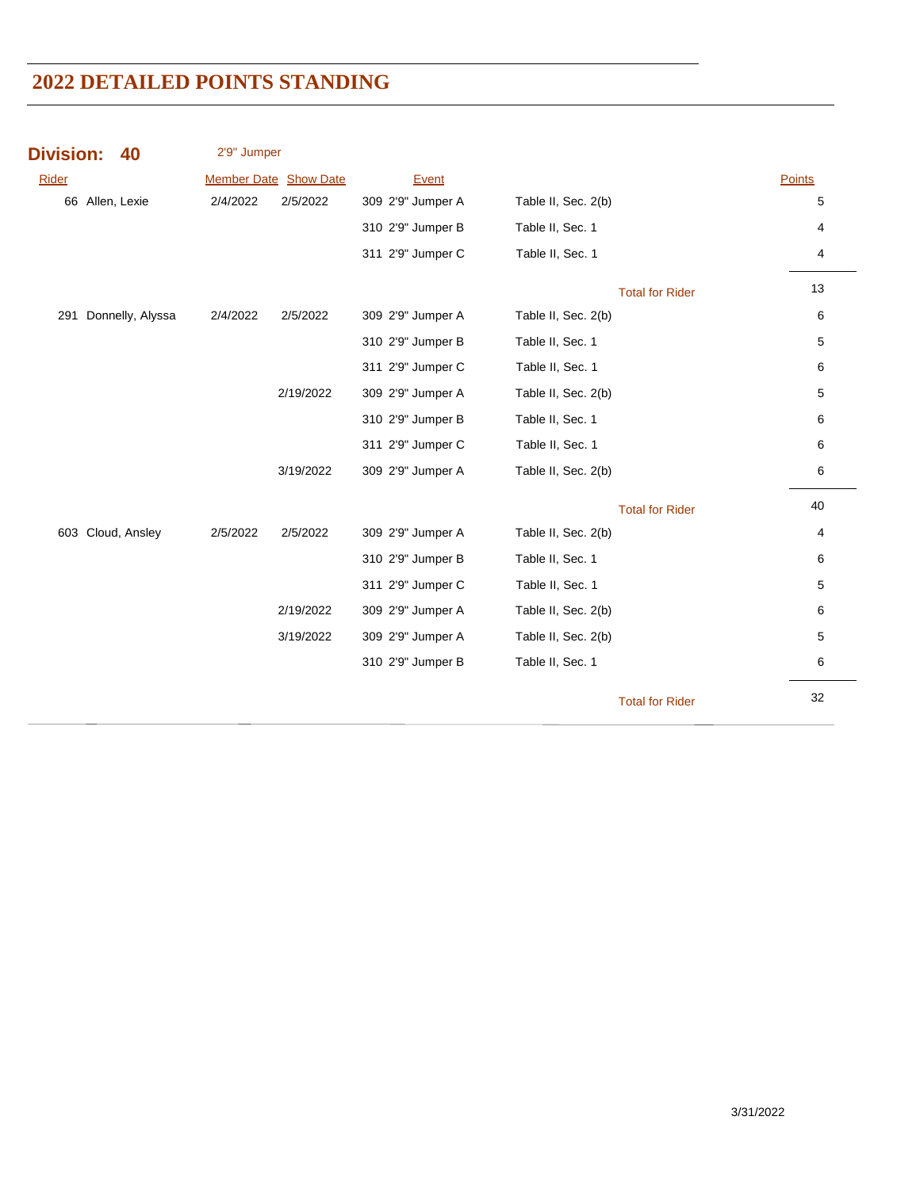# 2022 DETAILED POINTS STANDING

## Division: 40 — 2'9" Jumper

| Rider | Member Date | Show Date | Event | | Points |
|---|---|---|---|---|---|
| 66 Allen, Lexie | 2/4/2022 | 2/5/2022 | 309 2'9" Jumper A | Table II, Sec. 2(b) | 5 |
| | | | 310 2'9" Jumper B | Table II, Sec. 1 | 4 |
| | | | 311 2'9" Jumper C | Table II, Sec. 1 | 4 |
| | | | | Total for Rider | 13 |
| 291 Donnelly, Alyssa | 2/4/2022 | 2/5/2022 | 309 2'9" Jumper A | Table II, Sec. 2(b) | 6 |
| | | | 310 2'9" Jumper B | Table II, Sec. 1 | 5 |
| | | | 311 2'9" Jumper C | Table II, Sec. 1 | 6 |
| | | 2/19/2022 | 309 2'9" Jumper A | Table II, Sec. 2(b) | 5 |
| | | | 310 2'9" Jumper B | Table II, Sec. 1 | 6 |
| | | | 311 2'9" Jumper C | Table II, Sec. 1 | 6 |
| | | 3/19/2022 | 309 2'9" Jumper A | Table II, Sec. 2(b) | 6 |
| | | | | Total for Rider | 40 |
| 603 Cloud, Ansley | 2/5/2022 | 2/5/2022 | 309 2'9" Jumper A | Table II, Sec. 2(b) | 4 |
| | | | 310 2'9" Jumper B | Table II, Sec. 1 | 6 |
| | | | 311 2'9" Jumper C | Table II, Sec. 1 | 5 |
| | | 2/19/2022 | 309 2'9" Jumper A | Table II, Sec. 2(b) | 6 |
| | | 3/19/2022 | 309 2'9" Jumper A | Table II, Sec. 2(b) | 5 |
| | | | 310 2'9" Jumper B | Table II, Sec. 1 | 6 |
| | | | | Total for Rider | 32 |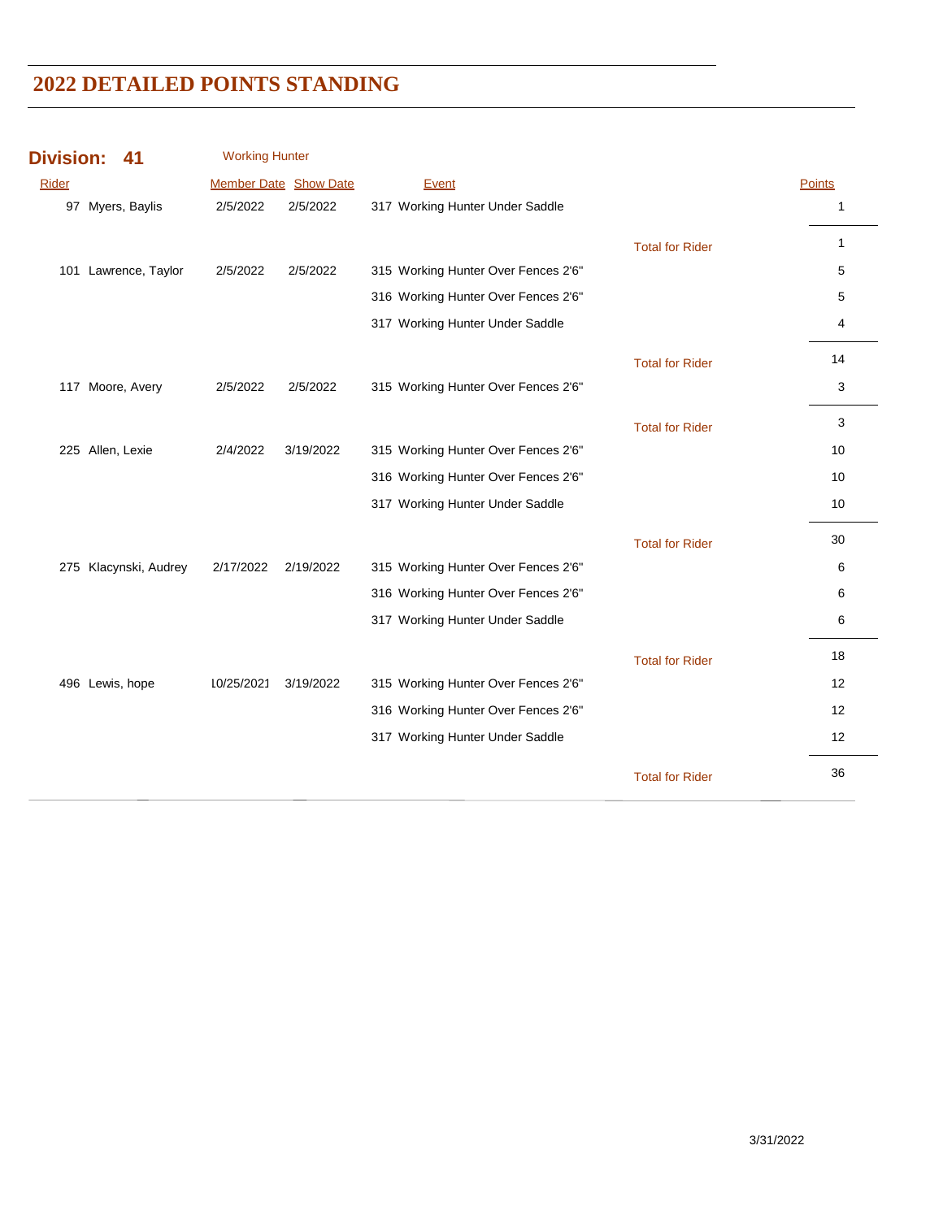# 2022 DETAILED POINTS STANDING

## Division: 41 Working Hunter

| Rider | Member Date | Show Date | Event | | Points |
|---|---|---|---|---|---|
| 97 Myers, Baylis | 2/5/2022 | 2/5/2022 | 317 Working Hunter Under Saddle | | 1 |
| | | | | Total for Rider | 1 |
| 101 Lawrence, Taylor | 2/5/2022 | 2/5/2022 | 315 Working Hunter Over Fences 2'6" | | 5 |
| | | | 316 Working Hunter Over Fences 2'6" | | 5 |
| | | | 317 Working Hunter Under Saddle | | 4 |
| | | | | Total for Rider | 14 |
| 117 Moore, Avery | 2/5/2022 | 2/5/2022 | 315 Working Hunter Over Fences 2'6" | | 3 |
| | | | | Total for Rider | 3 |
| 225 Allen, Lexie | 2/4/2022 | 3/19/2022 | 315 Working Hunter Over Fences 2'6" | | 10 |
| | | | 316 Working Hunter Over Fences 2'6" | | 10 |
| | | | 317 Working Hunter Under Saddle | | 10 |
| | | | | Total for Rider | 30 |
| 275 Klacynski, Audrey | 2/17/2022 | 2/19/2022 | 315 Working Hunter Over Fences 2'6" | | 6 |
| | | | 316 Working Hunter Over Fences 2'6" | | 6 |
| | | | 317 Working Hunter Under Saddle | | 6 |
| | | | | Total for Rider | 18 |
| 496 Lewis, hope | 10/25/2021 | 3/19/2022 | 315 Working Hunter Over Fences 2'6" | | 12 |
| | | | 316 Working Hunter Over Fences 2'6" | | 12 |
| | | | 317 Working Hunter Under Saddle | | 12 |
| | | | | Total for Rider | 36 |

3/31/2022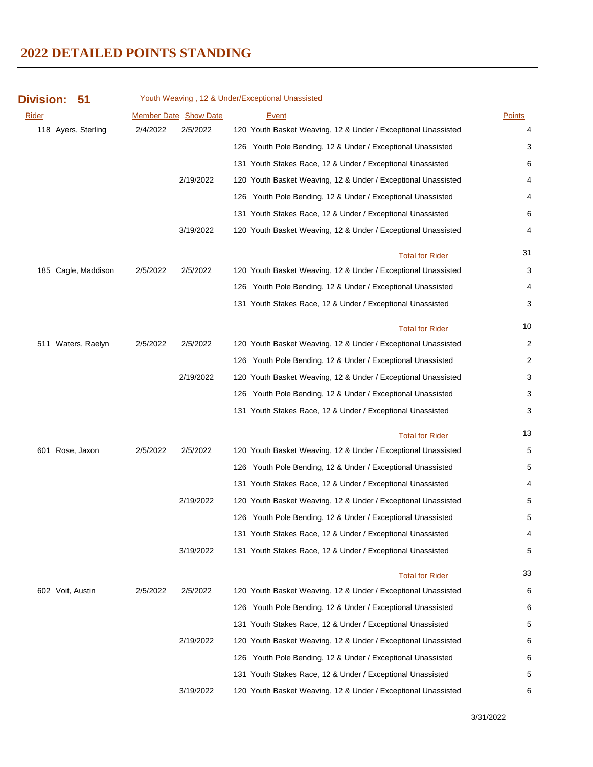# 2022 DETAILED POINTS STANDING

**Division: 51** Youth Weaving , 12 & Under/Exceptional Unassisted

| Rider | Member Date | Show Date | Event | Points |
|---|---|---|---|---|
| 118 Ayers, Sterling | 2/4/2022 | 2/5/2022 | 120 Youth Basket Weaving, 12 & Under / Exceptional Unassisted | 4 |
| | | | 126 Youth Pole Bending, 12 & Under / Exceptional Unassisted | 3 |
| | | | 131 Youth Stakes Race, 12 & Under / Exceptional Unassisted | 6 |
| | | 2/19/2022 | 120 Youth Basket Weaving, 12 & Under / Exceptional Unassisted | 4 |
| | | | 126 Youth Pole Bending, 12 & Under / Exceptional Unassisted | 4 |
| | | | 131 Youth Stakes Race, 12 & Under / Exceptional Unassisted | 6 |
| | | 3/19/2022 | 120 Youth Basket Weaving, 12 & Under / Exceptional Unassisted | 4 |
| | | | Total for Rider | 31 |
| 185 Cagle, Maddison | 2/5/2022 | 2/5/2022 | 120 Youth Basket Weaving, 12 & Under / Exceptional Unassisted | 3 |
| | | | 126 Youth Pole Bending, 12 & Under / Exceptional Unassisted | 4 |
| | | | 131 Youth Stakes Race, 12 & Under / Exceptional Unassisted | 3 |
| | | | Total for Rider | 10 |
| 511 Waters, Raelyn | 2/5/2022 | 2/5/2022 | 120 Youth Basket Weaving, 12 & Under / Exceptional Unassisted | 2 |
| | | | 126 Youth Pole Bending, 12 & Under / Exceptional Unassisted | 2 |
| | | 2/19/2022 | 120 Youth Basket Weaving, 12 & Under / Exceptional Unassisted | 3 |
| | | | 126 Youth Pole Bending, 12 & Under / Exceptional Unassisted | 3 |
| | | | 131 Youth Stakes Race, 12 & Under / Exceptional Unassisted | 3 |
| | | | Total for Rider | 13 |
| 601 Rose, Jaxon | 2/5/2022 | 2/5/2022 | 120 Youth Basket Weaving, 12 & Under / Exceptional Unassisted | 5 |
| | | | 126 Youth Pole Bending, 12 & Under / Exceptional Unassisted | 5 |
| | | | 131 Youth Stakes Race, 12 & Under / Exceptional Unassisted | 4 |
| | | 2/19/2022 | 120 Youth Basket Weaving, 12 & Under / Exceptional Unassisted | 5 |
| | | | 126 Youth Pole Bending, 12 & Under / Exceptional Unassisted | 5 |
| | | | 131 Youth Stakes Race, 12 & Under / Exceptional Unassisted | 4 |
| | | 3/19/2022 | 131 Youth Stakes Race, 12 & Under / Exceptional Unassisted | 5 |
| | | | Total for Rider | 33 |
| 602 Voit, Austin | 2/5/2022 | 2/5/2022 | 120 Youth Basket Weaving, 12 & Under / Exceptional Unassisted | 6 |
| | | | 126 Youth Pole Bending, 12 & Under / Exceptional Unassisted | 6 |
| | | | 131 Youth Stakes Race, 12 & Under / Exceptional Unassisted | 5 |
| | | 2/19/2022 | 120 Youth Basket Weaving, 12 & Under / Exceptional Unassisted | 6 |
| | | | 126 Youth Pole Bending, 12 & Under / Exceptional Unassisted | 6 |
| | | | 131 Youth Stakes Race, 12 & Under / Exceptional Unassisted | 5 |
| | | 3/19/2022 | 120 Youth Basket Weaving, 12 & Under / Exceptional Unassisted | 6 |

3/31/2022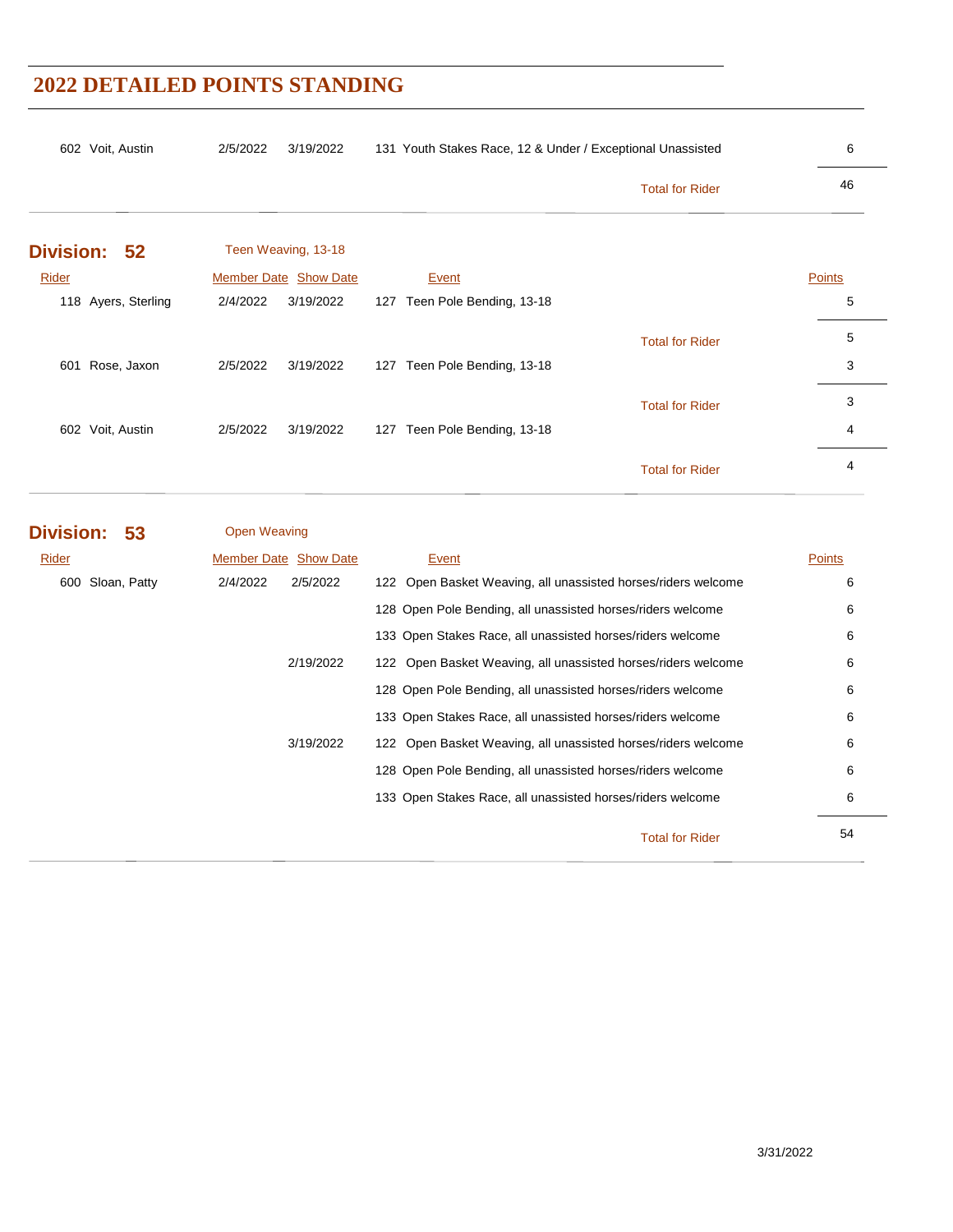## 2022 DETAILED POINTS STANDING

| Rider | Member Date | Show Date | Event | Points |
|---|---|---|---|---|
| 602 Voit, Austin | 2/5/2022 | 3/19/2022 | 131 Youth Stakes Race, 12 & Under / Exceptional Unassisted | 6 |
| | | | Total for Rider | 46 |

### Division: 52 — Teen Weaving, 13-18

| Rider | Member Date | Show Date | Event | Points |
|---|---|---|---|---|
| 118 Ayers, Sterling | 2/4/2022 | 3/19/2022 | 127 Teen Pole Bending, 13-18 | 5 |
| | | | Total for Rider | 5 |
| 601 Rose, Jaxon | 2/5/2022 | 3/19/2022 | 127 Teen Pole Bending, 13-18 | 3 |
| | | | Total for Rider | 3 |
| 602 Voit, Austin | 2/5/2022 | 3/19/2022 | 127 Teen Pole Bending, 13-18 | 4 |
| | | | Total for Rider | 4 |

### Division: 53 — Open Weaving

| Rider | Member Date | Show Date | Event | Points |
|---|---|---|---|---|
| 600 Sloan, Patty | 2/4/2022 | 2/5/2022 | 122 Open Basket Weaving, all unassisted horses/riders welcome | 6 |
| | | | 128 Open Pole Bending, all unassisted horses/riders welcome | 6 |
| | | | 133 Open Stakes Race, all unassisted horses/riders welcome | 6 |
| | | 2/19/2022 | 122 Open Basket Weaving, all unassisted horses/riders welcome | 6 |
| | | | 128 Open Pole Bending, all unassisted horses/riders welcome | 6 |
| | | | 133 Open Stakes Race, all unassisted horses/riders welcome | 6 |
| | | 3/19/2022 | 122 Open Basket Weaving, all unassisted horses/riders welcome | 6 |
| | | | 128 Open Pole Bending, all unassisted horses/riders welcome | 6 |
| | | | 133 Open Stakes Race, all unassisted horses/riders welcome | 6 |
| | | | Total for Rider | 54 |

3/31/2022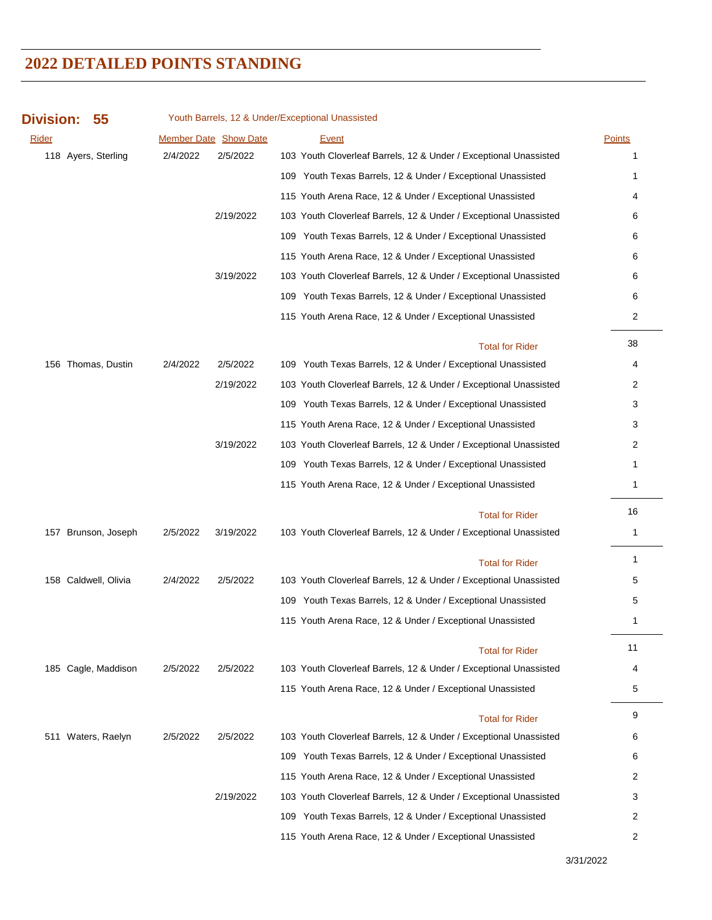# 2022 DETAILED POINTS STANDING

**Division: 55** Youth Barrels, 12 & Under/Exceptional Unassisted

| Rider | Member Date | Show Date | Event | Points |
|---|---|---|---|---|
| 118 Ayers, Sterling | 2/4/2022 | 2/5/2022 | 103 Youth Cloverleaf Barrels, 12 & Under / Exceptional Unassisted | 1 |
| | | | 109 Youth Texas Barrels, 12 & Under / Exceptional Unassisted | 1 |
| | | | 115 Youth Arena Race, 12 & Under / Exceptional Unassisted | 4 |
| | | 2/19/2022 | 103 Youth Cloverleaf Barrels, 12 & Under / Exceptional Unassisted | 6 |
| | | | 109 Youth Texas Barrels, 12 & Under / Exceptional Unassisted | 6 |
| | | | 115 Youth Arena Race, 12 & Under / Exceptional Unassisted | 6 |
| | | 3/19/2022 | 103 Youth Cloverleaf Barrels, 12 & Under / Exceptional Unassisted | 6 |
| | | | 109 Youth Texas Barrels, 12 & Under / Exceptional Unassisted | 6 |
| | | | 115 Youth Arena Race, 12 & Under / Exceptional Unassisted | 2 |
| | | | Total for Rider | 38 |
| 156 Thomas, Dustin | 2/4/2022 | 2/5/2022 | 109 Youth Texas Barrels, 12 & Under / Exceptional Unassisted | 4 |
| | | 2/19/2022 | 103 Youth Cloverleaf Barrels, 12 & Under / Exceptional Unassisted | 2 |
| | | | 109 Youth Texas Barrels, 12 & Under / Exceptional Unassisted | 3 |
| | | | 115 Youth Arena Race, 12 & Under / Exceptional Unassisted | 3 |
| | | 3/19/2022 | 103 Youth Cloverleaf Barrels, 12 & Under / Exceptional Unassisted | 2 |
| | | | 109 Youth Texas Barrels, 12 & Under / Exceptional Unassisted | 1 |
| | | | 115 Youth Arena Race, 12 & Under / Exceptional Unassisted | 1 |
| | | | Total for Rider | 16 |
| 157 Brunson, Joseph | 2/5/2022 | 3/19/2022 | 103 Youth Cloverleaf Barrels, 12 & Under / Exceptional Unassisted | 1 |
| | | | Total for Rider | 1 |
| 158 Caldwell, Olivia | 2/4/2022 | 2/5/2022 | 103 Youth Cloverleaf Barrels, 12 & Under / Exceptional Unassisted | 5 |
| | | | 109 Youth Texas Barrels, 12 & Under / Exceptional Unassisted | 5 |
| | | | 115 Youth Arena Race, 12 & Under / Exceptional Unassisted | 1 |
| | | | Total for Rider | 11 |
| 185 Cagle, Maddison | 2/5/2022 | 2/5/2022 | 103 Youth Cloverleaf Barrels, 12 & Under / Exceptional Unassisted | 4 |
| | | | 115 Youth Arena Race, 12 & Under / Exceptional Unassisted | 5 |
| | | | Total for Rider | 9 |
| 511 Waters, Raelyn | 2/5/2022 | 2/5/2022 | 103 Youth Cloverleaf Barrels, 12 & Under / Exceptional Unassisted | 6 |
| | | | 109 Youth Texas Barrels, 12 & Under / Exceptional Unassisted | 6 |
| | | | 115 Youth Arena Race, 12 & Under / Exceptional Unassisted | 2 |
| | | 2/19/2022 | 103 Youth Cloverleaf Barrels, 12 & Under / Exceptional Unassisted | 3 |
| | | | 109 Youth Texas Barrels, 12 & Under / Exceptional Unassisted | 2 |
| | | | 115 Youth Arena Race, 12 & Under / Exceptional Unassisted | 2 |

3/31/2022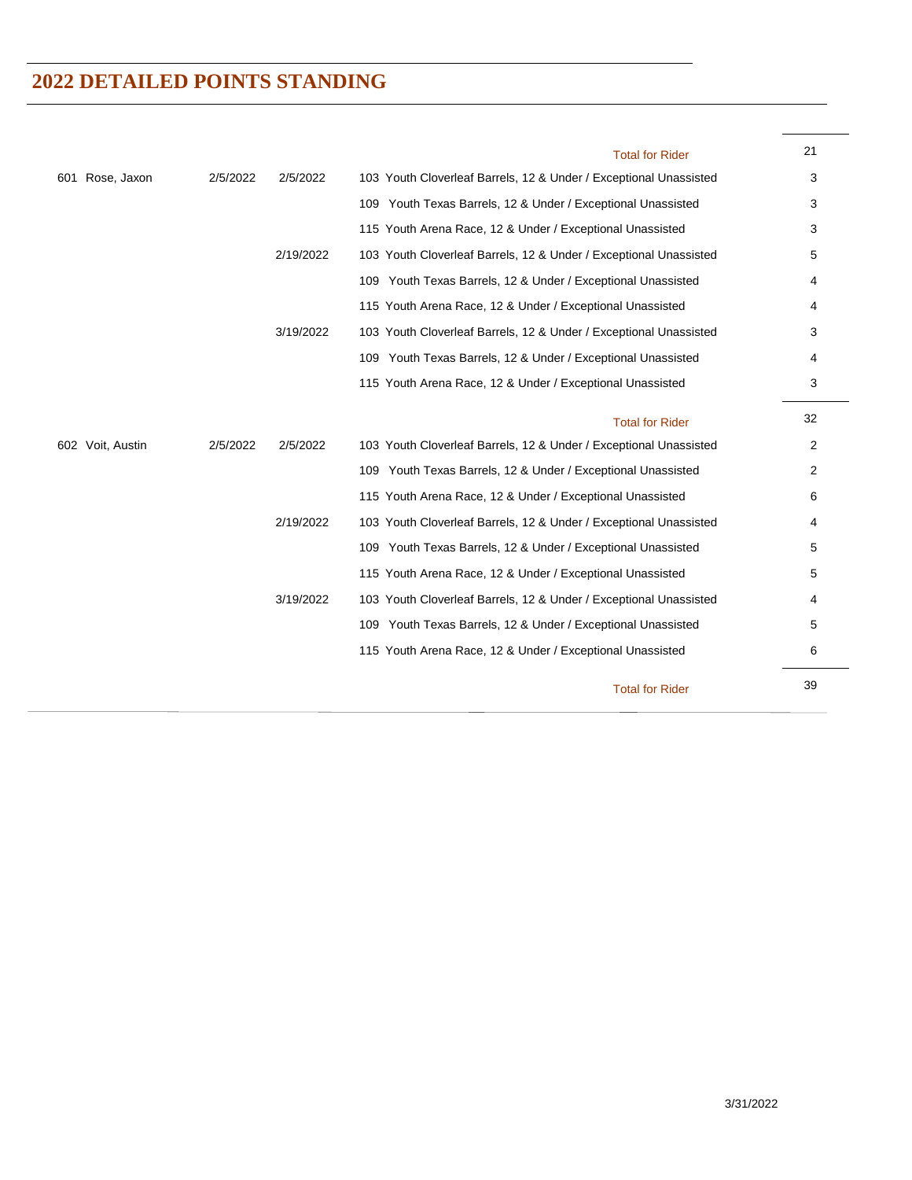## 2022 DETAILED POINTS STANDING

| | | | | |
|---|---|---|---|---|
| | | | Total for Rider | 21 |
| 601 Rose, Jaxon | 2/5/2022 | 2/5/2022 | 103 Youth Cloverleaf Barrels, 12 & Under / Exceptional Unassisted | 3 |
| | | | 109 Youth Texas Barrels, 12 & Under / Exceptional Unassisted | 3 |
| | | | 115 Youth Arena Race, 12 & Under / Exceptional Unassisted | 3 |
| | | 2/19/2022 | 103 Youth Cloverleaf Barrels, 12 & Under / Exceptional Unassisted | 5 |
| | | | 109 Youth Texas Barrels, 12 & Under / Exceptional Unassisted | 4 |
| | | | 115 Youth Arena Race, 12 & Under / Exceptional Unassisted | 4 |
| | | 3/19/2022 | 103 Youth Cloverleaf Barrels, 12 & Under / Exceptional Unassisted | 3 |
| | | | 109 Youth Texas Barrels, 12 & Under / Exceptional Unassisted | 4 |
| | | | 115 Youth Arena Race, 12 & Under / Exceptional Unassisted | 3 |
| | | | Total for Rider | 32 |
| 602 Voit, Austin | 2/5/2022 | 2/5/2022 | 103 Youth Cloverleaf Barrels, 12 & Under / Exceptional Unassisted | 2 |
| | | | 109 Youth Texas Barrels, 12 & Under / Exceptional Unassisted | 2 |
| | | | 115 Youth Arena Race, 12 & Under / Exceptional Unassisted | 6 |
| | | 2/19/2022 | 103 Youth Cloverleaf Barrels, 12 & Under / Exceptional Unassisted | 4 |
| | | | 109 Youth Texas Barrels, 12 & Under / Exceptional Unassisted | 5 |
| | | | 115 Youth Arena Race, 12 & Under / Exceptional Unassisted | 5 |
| | | 3/19/2022 | 103 Youth Cloverleaf Barrels, 12 & Under / Exceptional Unassisted | 4 |
| | | | 109 Youth Texas Barrels, 12 & Under / Exceptional Unassisted | 5 |
| | | | 115 Youth Arena Race, 12 & Under / Exceptional Unassisted | 6 |
| | | | Total for Rider | 39 |

3/31/2022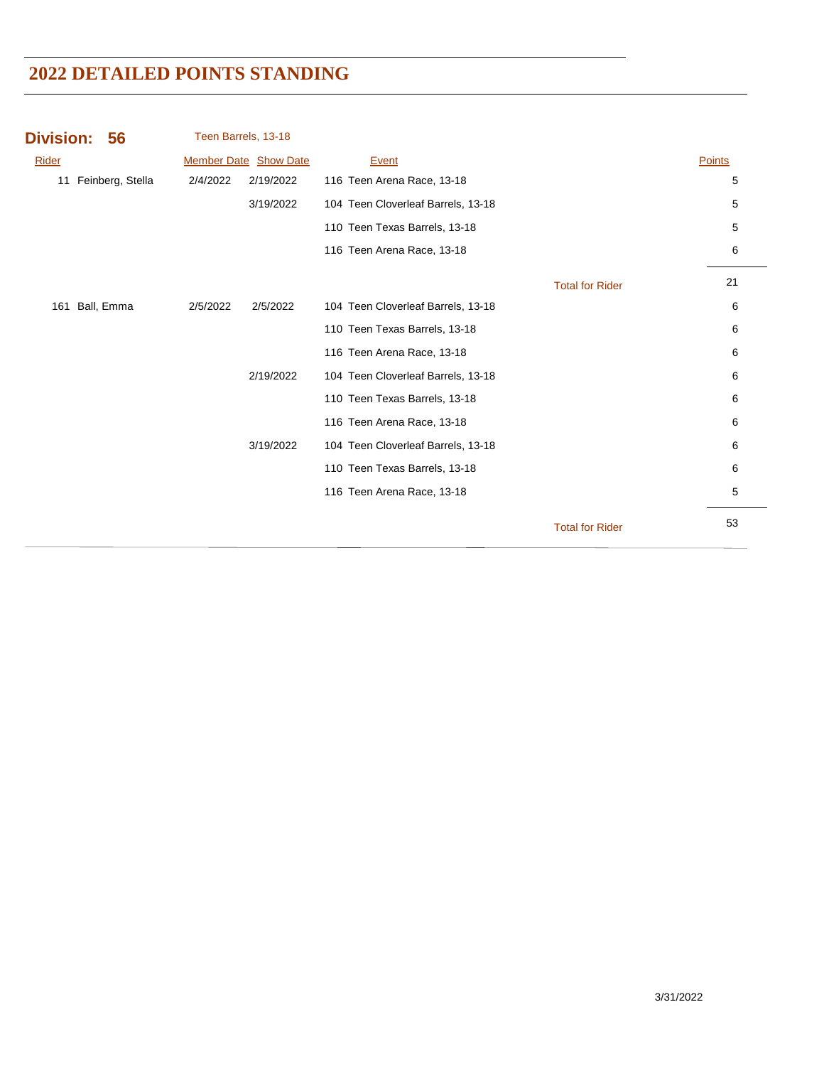# 2022 DETAILED POINTS STANDING

## Division: 56 — Teen Barrels, 13-18

| Rider | Member Date | Show Date | Event | | Points |
|---|---|---|---|---|---|
| 11 Feinberg, Stella | 2/4/2022 | 2/19/2022 | 116 Teen Arena Race, 13-18 | | 5 |
| | | 3/19/2022 | 104 Teen Cloverleaf Barrels, 13-18 | | 5 |
| | | | 110 Teen Texas Barrels, 13-18 | | 5 |
| | | | 116 Teen Arena Race, 13-18 | | 6 |
| | | | | Total for Rider | 21 |
| 161 Ball, Emma | 2/5/2022 | 2/5/2022 | 104 Teen Cloverleaf Barrels, 13-18 | | 6 |
| | | | 110 Teen Texas Barrels, 13-18 | | 6 |
| | | | 116 Teen Arena Race, 13-18 | | 6 |
| | | 2/19/2022 | 104 Teen Cloverleaf Barrels, 13-18 | | 6 |
| | | | 110 Teen Texas Barrels, 13-18 | | 6 |
| | | | 116 Teen Arena Race, 13-18 | | 6 |
| | | 3/19/2022 | 104 Teen Cloverleaf Barrels, 13-18 | | 6 |
| | | | 110 Teen Texas Barrels, 13-18 | | 6 |
| | | | 116 Teen Arena Race, 13-18 | | 5 |
| | | | | Total for Rider | 53 |

3/31/2022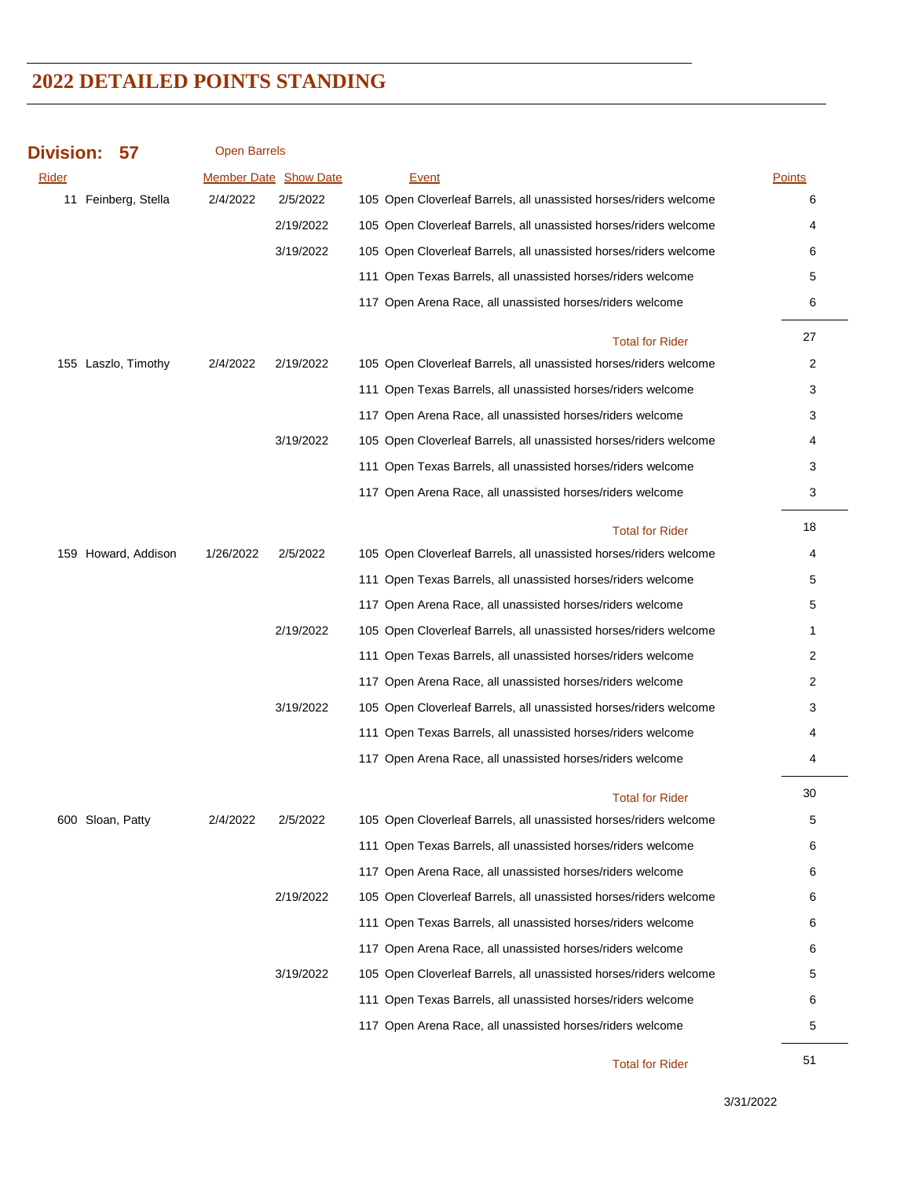# 2022 DETAILED POINTS STANDING

**Division: 57** Open Barrels

| Rider | Member Date | Show Date | Event | Points |
|---|---|---|---|---|
| 11 Feinberg, Stella | 2/4/2022 | 2/5/2022 | 105 Open Cloverleaf Barrels, all unassisted horses/riders welcome | 6 |
| | | 2/19/2022 | 105 Open Cloverleaf Barrels, all unassisted horses/riders welcome | 4 |
| | | 3/19/2022 | 105 Open Cloverleaf Barrels, all unassisted horses/riders welcome | 6 |
| | | | 111 Open Texas Barrels, all unassisted horses/riders welcome | 5 |
| | | | 117 Open Arena Race, all unassisted horses/riders welcome | 6 |
| | | | Total for Rider | 27 |
| 155 Laszlo, Timothy | 2/4/2022 | 2/19/2022 | 105 Open Cloverleaf Barrels, all unassisted horses/riders welcome | 2 |
| | | | 111 Open Texas Barrels, all unassisted horses/riders welcome | 3 |
| | | | 117 Open Arena Race, all unassisted horses/riders welcome | 3 |
| | | 3/19/2022 | 105 Open Cloverleaf Barrels, all unassisted horses/riders welcome | 4 |
| | | | 111 Open Texas Barrels, all unassisted horses/riders welcome | 3 |
| | | | 117 Open Arena Race, all unassisted horses/riders welcome | 3 |
| | | | Total for Rider | 18 |
| 159 Howard, Addison | 1/26/2022 | 2/5/2022 | 105 Open Cloverleaf Barrels, all unassisted horses/riders welcome | 4 |
| | | | 111 Open Texas Barrels, all unassisted horses/riders welcome | 5 |
| | | | 117 Open Arena Race, all unassisted horses/riders welcome | 5 |
| | | 2/19/2022 | 105 Open Cloverleaf Barrels, all unassisted horses/riders welcome | 1 |
| | | | 111 Open Texas Barrels, all unassisted horses/riders welcome | 2 |
| | | | 117 Open Arena Race, all unassisted horses/riders welcome | 2 |
| | | 3/19/2022 | 105 Open Cloverleaf Barrels, all unassisted horses/riders welcome | 3 |
| | | | 111 Open Texas Barrels, all unassisted horses/riders welcome | 4 |
| | | | 117 Open Arena Race, all unassisted horses/riders welcome | 4 |
| | | | Total for Rider | 30 |
| 600 Sloan, Patty | 2/4/2022 | 2/5/2022 | 105 Open Cloverleaf Barrels, all unassisted horses/riders welcome | 5 |
| | | | 111 Open Texas Barrels, all unassisted horses/riders welcome | 6 |
| | | | 117 Open Arena Race, all unassisted horses/riders welcome | 6 |
| | | 2/19/2022 | 105 Open Cloverleaf Barrels, all unassisted horses/riders welcome | 6 |
| | | | 111 Open Texas Barrels, all unassisted horses/riders welcome | 6 |
| | | | 117 Open Arena Race, all unassisted horses/riders welcome | 6 |
| | | 3/19/2022 | 105 Open Cloverleaf Barrels, all unassisted horses/riders welcome | 5 |
| | | | 111 Open Texas Barrels, all unassisted horses/riders welcome | 6 |
| | | | 117 Open Arena Race, all unassisted horses/riders welcome | 5 |
| | | | Total for Rider | 51 |

3/31/2022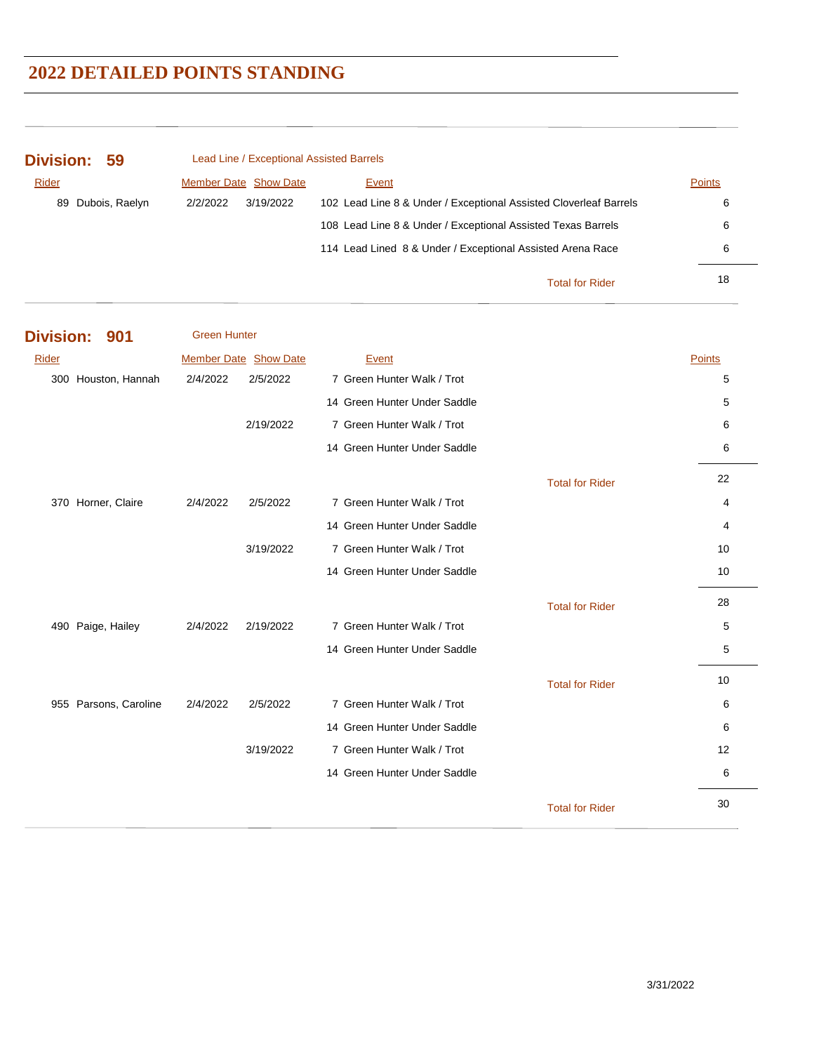# 2022 DETAILED POINTS STANDING

## Division: 59

Lead Line / Exceptional Assisted Barrels

| Rider | Member Date | Show Date | Event | Points |
|---|---|---|---|---|
| 89 Dubois, Raelyn | 2/2/2022 | 3/19/2022 | 102 Lead Line 8 & Under / Exceptional Assisted Cloverleaf Barrels | 6 |
| | | | 108 Lead Line 8 & Under / Exceptional Assisted Texas Barrels | 6 |
| | | | 114 Lead Lined 8 & Under / Exceptional Assisted Arena Race | 6 |
| | | | Total for Rider | 18 |

## Division: 901

Green Hunter

| Rider | Member Date | Show Date | Event | Points |
|---|---|---|---|---|
| 300 Houston, Hannah | 2/4/2022 | 2/5/2022 | 7 Green Hunter Walk / Trot | 5 |
| | | | 14 Green Hunter Under Saddle | 5 |
| | | 2/19/2022 | 7 Green Hunter Walk / Trot | 6 |
| | | | 14 Green Hunter Under Saddle | 6 |
| | | | Total for Rider | 22 |
| 370 Horner, Claire | 2/4/2022 | 2/5/2022 | 7 Green Hunter Walk / Trot | 4 |
| | | | 14 Green Hunter Under Saddle | 4 |
| | | 3/19/2022 | 7 Green Hunter Walk / Trot | 10 |
| | | | 14 Green Hunter Under Saddle | 10 |
| | | | Total for Rider | 28 |
| 490 Paige, Hailey | 2/4/2022 | 2/19/2022 | 7 Green Hunter Walk / Trot | 5 |
| | | | 14 Green Hunter Under Saddle | 5 |
| | | | Total for Rider | 10 |
| 955 Parsons, Caroline | 2/4/2022 | 2/5/2022 | 7 Green Hunter Walk / Trot | 6 |
| | | | 14 Green Hunter Under Saddle | 6 |
| | | 3/19/2022 | 7 Green Hunter Walk / Trot | 12 |
| | | | 14 Green Hunter Under Saddle | 6 |
| | | | Total for Rider | 30 |

3/31/2022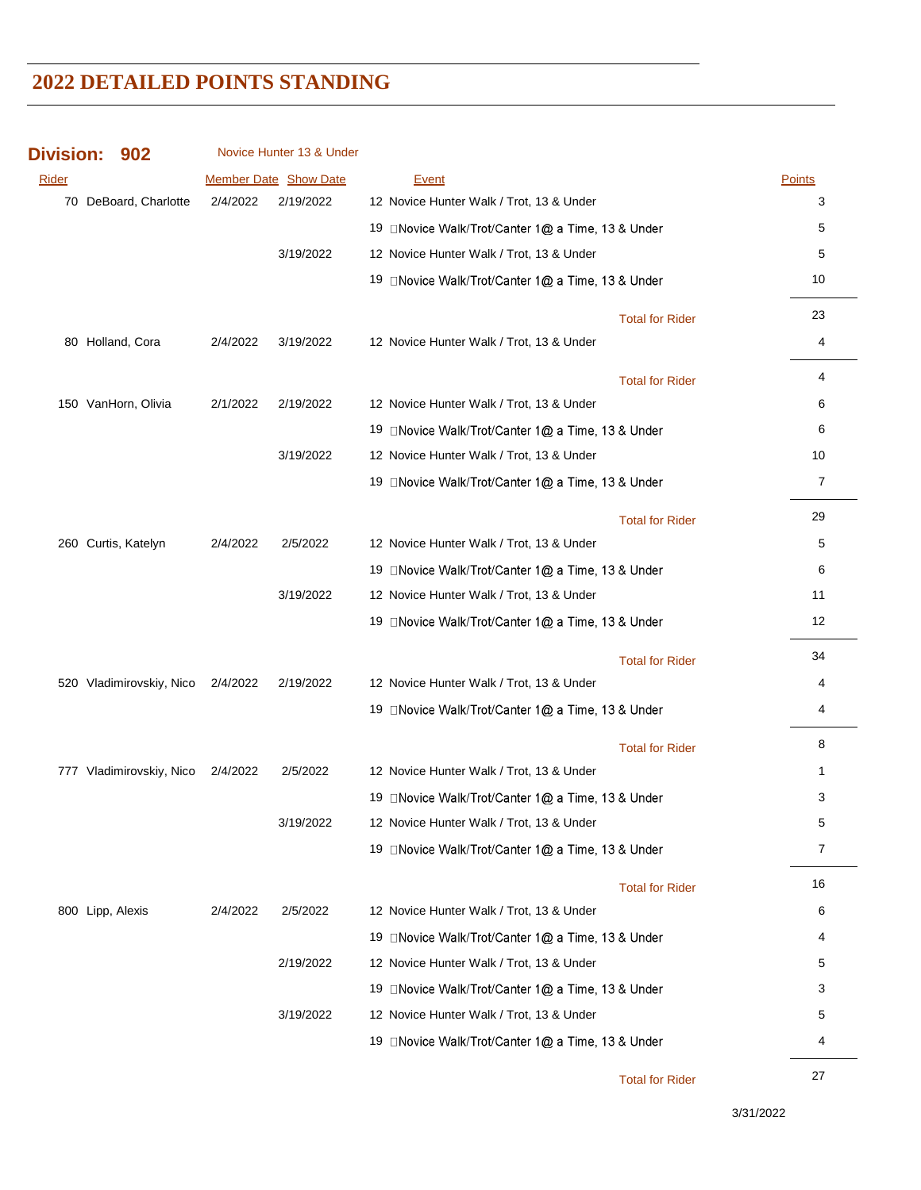# 2022 DETAILED POINTS STANDING

**Division: 902** Novice Hunter 13 & Under

| Rider | Member Date | Show Date | Event | Points |
|---|---|---|---|---|
| 70 DeBoard, Charlotte | 2/4/2022 | 2/19/2022 | 12 Novice Hunter Walk / Trot, 13 & Under | 3 |
| | | | 19 Novice Walk/Trot/Canter 1@ a Time, 13 & Under | 5 |
| | | 3/19/2022 | 12 Novice Hunter Walk / Trot, 13 & Under | 5 |
| | | | 19 Novice Walk/Trot/Canter 1@ a Time, 13 & Under | 10 |
| | | | Total for Rider | 23 |
| 80 Holland, Cora | 2/4/2022 | 3/19/2022 | 12 Novice Hunter Walk / Trot, 13 & Under | 4 |
| | | | Total for Rider | 4 |
| 150 VanHorn, Olivia | 2/1/2022 | 2/19/2022 | 12 Novice Hunter Walk / Trot, 13 & Under | 6 |
| | | | 19 Novice Walk/Trot/Canter 1@ a Time, 13 & Under | 6 |
| | | 3/19/2022 | 12 Novice Hunter Walk / Trot, 13 & Under | 10 |
| | | | 19 Novice Walk/Trot/Canter 1@ a Time, 13 & Under | 7 |
| | | | Total for Rider | 29 |
| 260 Curtis, Katelyn | 2/4/2022 | 2/5/2022 | 12 Novice Hunter Walk / Trot, 13 & Under | 5 |
| | | | 19 Novice Walk/Trot/Canter 1@ a Time, 13 & Under | 6 |
| | | 3/19/2022 | 12 Novice Hunter Walk / Trot, 13 & Under | 11 |
| | | | 19 Novice Walk/Trot/Canter 1@ a Time, 13 & Under | 12 |
| | | | Total for Rider | 34 |
| 520 Vladimirovskiy, Nico | 2/4/2022 | 2/19/2022 | 12 Novice Hunter Walk / Trot, 13 & Under | 4 |
| | | | 19 Novice Walk/Trot/Canter 1@ a Time, 13 & Under | 4 |
| | | | Total for Rider | 8 |
| 777 Vladimirovskiy, Nico | 2/4/2022 | 2/5/2022 | 12 Novice Hunter Walk / Trot, 13 & Under | 1 |
| | | | 19 Novice Walk/Trot/Canter 1@ a Time, 13 & Under | 3 |
| | | 3/19/2022 | 12 Novice Hunter Walk / Trot, 13 & Under | 5 |
| | | | 19 Novice Walk/Trot/Canter 1@ a Time, 13 & Under | 7 |
| | | | Total for Rider | 16 |
| 800 Lipp, Alexis | 2/4/2022 | 2/5/2022 | 12 Novice Hunter Walk / Trot, 13 & Under | 6 |
| | | | 19 Novice Walk/Trot/Canter 1@ a Time, 13 & Under | 4 |
| | | 2/19/2022 | 12 Novice Hunter Walk / Trot, 13 & Under | 5 |
| | | | 19 Novice Walk/Trot/Canter 1@ a Time, 13 & Under | 3 |
| | | 3/19/2022 | 12 Novice Hunter Walk / Trot, 13 & Under | 5 |
| | | | 19 Novice Walk/Trot/Canter 1@ a Time, 13 & Under | 4 |
| | | | Total for Rider | 27 |

3/31/2022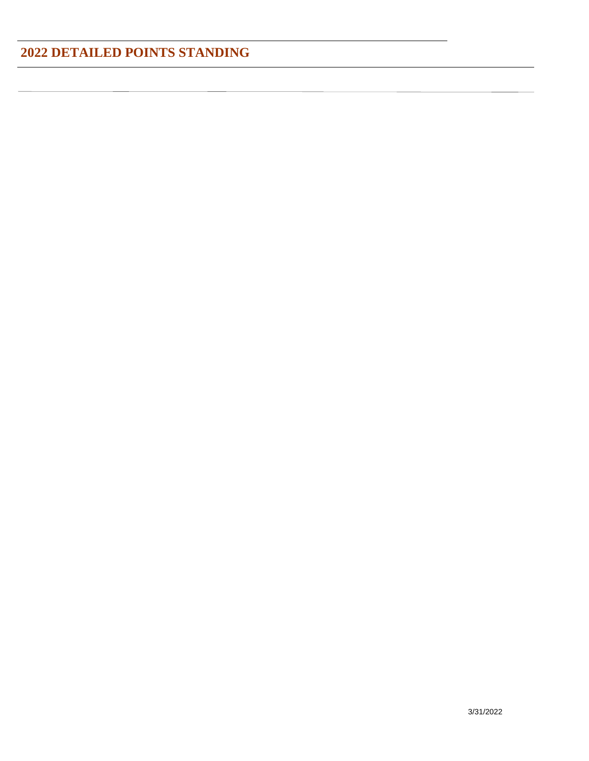## 2022 DETAILED POINTS STANDING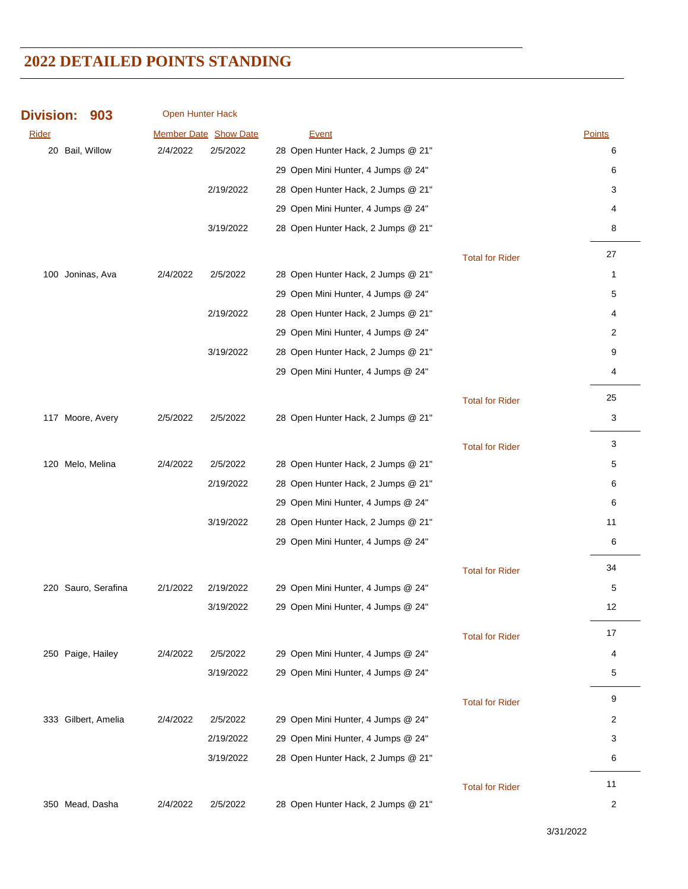# 2022 DETAILED POINTS STANDING

## Division: 903 Open Hunter Hack

| Rider | | Member Date | Show Date | Event | | Points |
|---|---|---|---|---|---|---|
| 20 | Bail, Willow | 2/4/2022 | 2/5/2022 | 28 Open Hunter Hack, 2 Jumps @ 21" | | 6 |
| | | | | 29 Open Mini Hunter, 4 Jumps @ 24" | | 6 |
| | | | 2/19/2022 | 28 Open Hunter Hack, 2 Jumps @ 21" | | 3 |
| | | | | 29 Open Mini Hunter, 4 Jumps @ 24" | | 4 |
| | | | 3/19/2022 | 28 Open Hunter Hack, 2 Jumps @ 21" | | 8 |
| | | | | | Total for Rider | 27 |
| 100 | Joninas, Ava | 2/4/2022 | 2/5/2022 | 28 Open Hunter Hack, 2 Jumps @ 21" | | 1 |
| | | | | 29 Open Mini Hunter, 4 Jumps @ 24" | | 5 |
| | | | 2/19/2022 | 28 Open Hunter Hack, 2 Jumps @ 21" | | 4 |
| | | | | 29 Open Mini Hunter, 4 Jumps @ 24" | | 2 |
| | | | 3/19/2022 | 28 Open Hunter Hack, 2 Jumps @ 21" | | 9 |
| | | | | 29 Open Mini Hunter, 4 Jumps @ 24" | | 4 |
| | | | | | Total for Rider | 25 |
| 117 | Moore, Avery | 2/5/2022 | 2/5/2022 | 28 Open Hunter Hack, 2 Jumps @ 21" | | 3 |
| | | | | | Total for Rider | 3 |
| 120 | Melo, Melina | 2/4/2022 | 2/5/2022 | 28 Open Hunter Hack, 2 Jumps @ 21" | | 5 |
| | | | 2/19/2022 | 28 Open Hunter Hack, 2 Jumps @ 21" | | 6 |
| | | | | 29 Open Mini Hunter, 4 Jumps @ 24" | | 6 |
| | | | 3/19/2022 | 28 Open Hunter Hack, 2 Jumps @ 21" | | 11 |
| | | | | 29 Open Mini Hunter, 4 Jumps @ 24" | | 6 |
| | | | | | Total for Rider | 34 |
| 220 | Sauro, Serafina | 2/1/2022 | 2/19/2022 | 29 Open Mini Hunter, 4 Jumps @ 24" | | 5 |
| | | | 3/19/2022 | 29 Open Mini Hunter, 4 Jumps @ 24" | | 12 |
| | | | | | Total for Rider | 17 |
| 250 | Paige, Hailey | 2/4/2022 | 2/5/2022 | 29 Open Mini Hunter, 4 Jumps @ 24" | | 4 |
| | | | 3/19/2022 | 29 Open Mini Hunter, 4 Jumps @ 24" | | 5 |
| | | | | | Total for Rider | 9 |
| 333 | Gilbert, Amelia | 2/4/2022 | 2/5/2022 | 29 Open Mini Hunter, 4 Jumps @ 24" | | 2 |
| | | | 2/19/2022 | 29 Open Mini Hunter, 4 Jumps @ 24" | | 3 |
| | | | 3/19/2022 | 28 Open Hunter Hack, 2 Jumps @ 21" | | 6 |
| | | | | | Total for Rider | 11 |
| 350 | Mead, Dasha | 2/4/2022 | 2/5/2022 | 28 Open Hunter Hack, 2 Jumps @ 21" | | 2 |

3/31/2022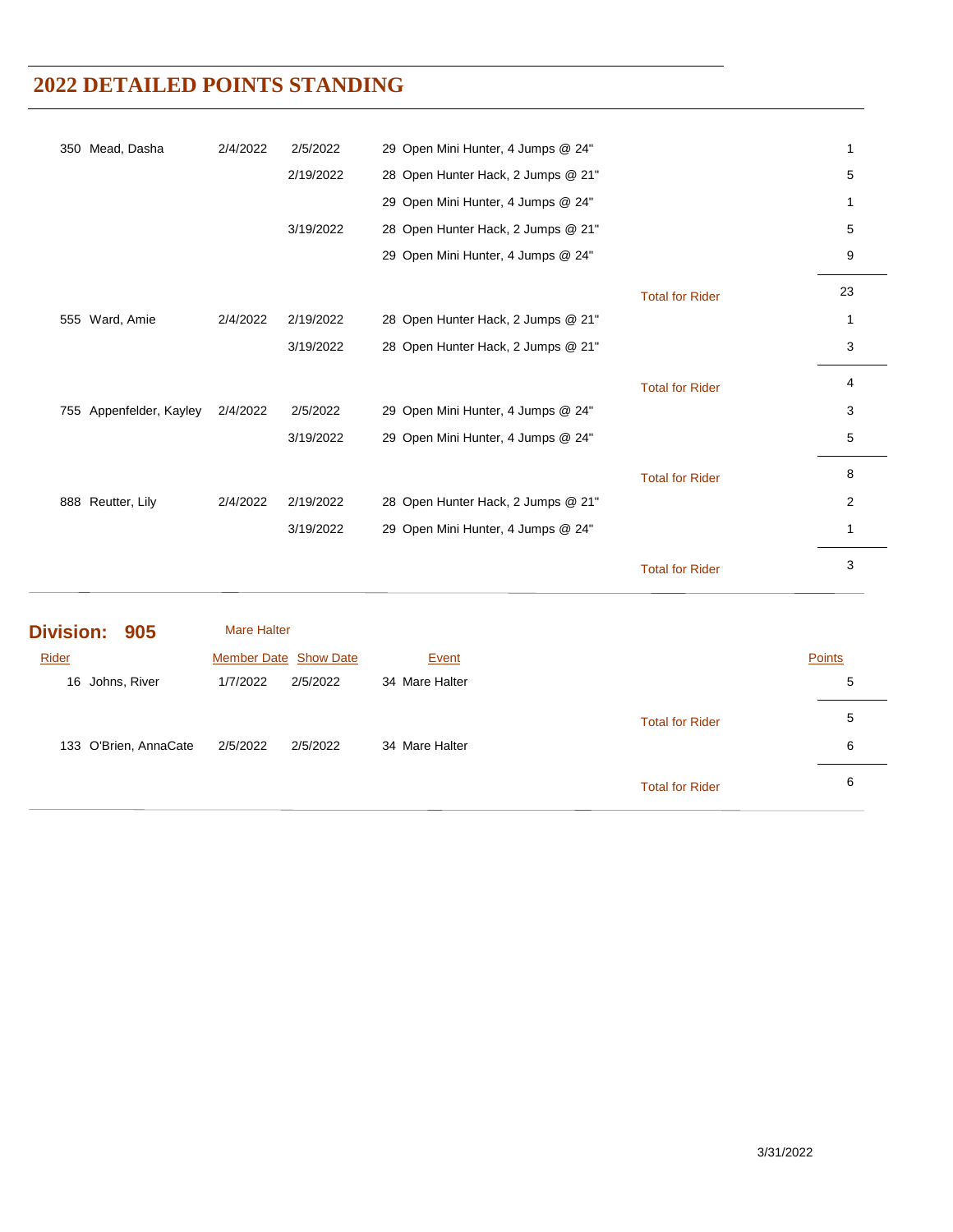## 2022 DETAILED POINTS STANDING

| Rider | Member Date | Show Date | Event | | Points |
|---|---|---|---|---|---|
| 350 Mead, Dasha | 2/4/2022 | 2/5/2022 | 29 Open Mini Hunter, 4 Jumps @ 24" | | 1 |
| | | 2/19/2022 | 28 Open Hunter Hack, 2 Jumps @ 21" | | 5 |
| | | | 29 Open Mini Hunter, 4 Jumps @ 24" | | 1 |
| | | 3/19/2022 | 28 Open Hunter Hack, 2 Jumps @ 21" | | 5 |
| | | | 29 Open Mini Hunter, 4 Jumps @ 24" | | 9 |
| | | | | Total for Rider | 23 |
| 555 Ward, Amie | 2/4/2022 | 2/19/2022 | 28 Open Hunter Hack, 2 Jumps @ 21" | | 1 |
| | | 3/19/2022 | 28 Open Hunter Hack, 2 Jumps @ 21" | | 3 |
| | | | | Total for Rider | 4 |
| 755 Appenfelder, Kayley | 2/4/2022 | 2/5/2022 | 29 Open Mini Hunter, 4 Jumps @ 24" | | 3 |
| | | 3/19/2022 | 29 Open Mini Hunter, 4 Jumps @ 24" | | 5 |
| | | | | Total for Rider | 8 |
| 888 Reutter, Lily | 2/4/2022 | 2/19/2022 | 28 Open Hunter Hack, 2 Jumps @ 21" | | 2 |
| | | 3/19/2022 | 29 Open Mini Hunter, 4 Jumps @ 24" | | 1 |
| | | | | Total for Rider | 3 |

### Division: 905 — Mare Halter

| Rider | Member Date | Show Date | Event | | Points |
|---|---|---|---|---|---|
| 16 Johns, River | 1/7/2022 | 2/5/2022 | 34 Mare Halter | | 5 |
| | | | | Total for Rider | 5 |
| 133 O'Brien, AnnaCate | 2/5/2022 | 2/5/2022 | 34 Mare Halter | | 6 |
| | | | | Total for Rider | 6 |

3/31/2022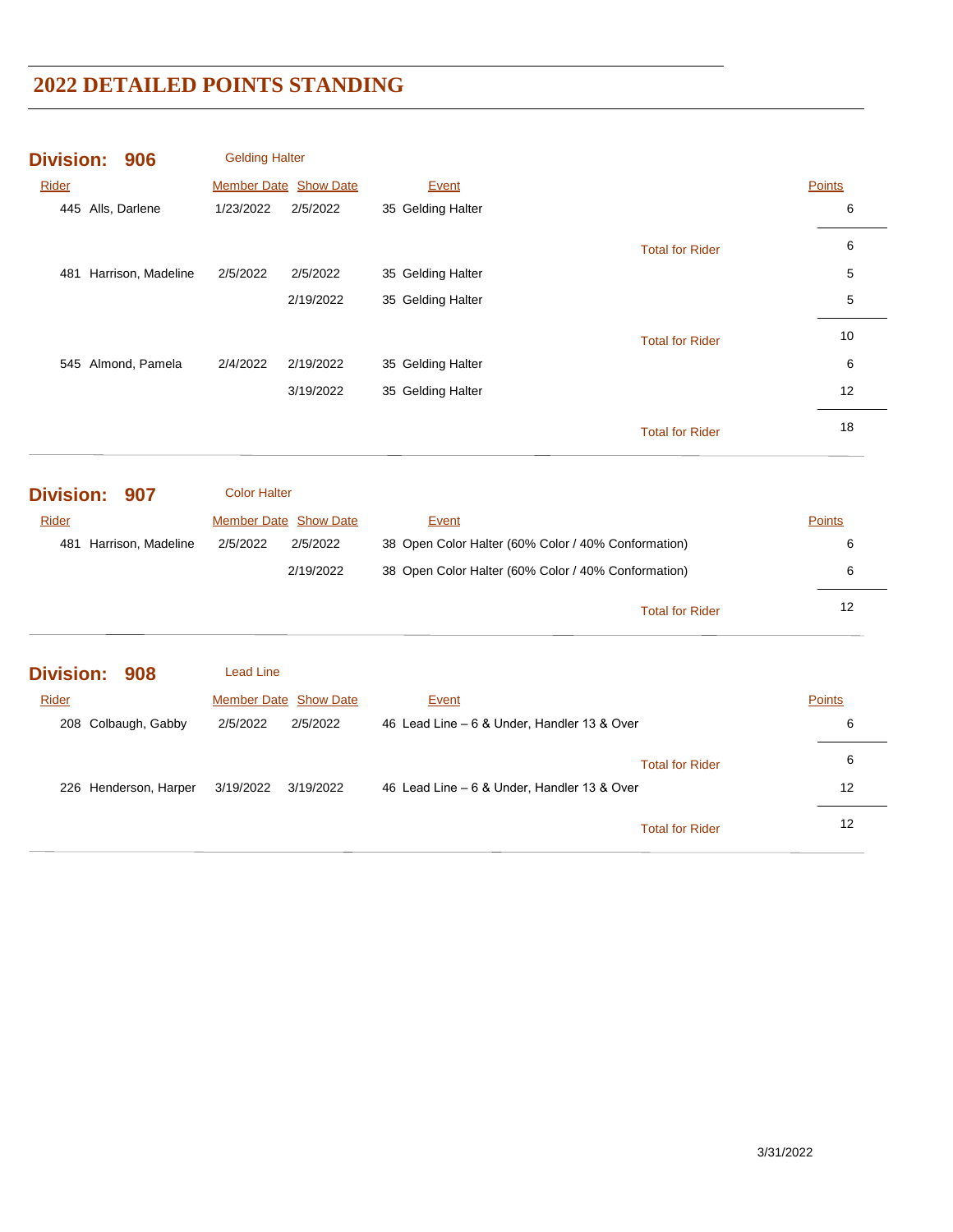# 2022 DETAILED POINTS STANDING

## Division: 906 — Gelding Halter

| Rider | Member Date | Show Date | Event | Points |
| --- | --- | --- | --- | --- |
| 445 Alls, Darlene | 1/23/2022 | 2/5/2022 | 35 Gelding Halter | 6 |
| | | | Total for Rider | 6 |
| 481 Harrison, Madeline | 2/5/2022 | 2/5/2022 | 35 Gelding Halter | 5 |
| | | 2/19/2022 | 35 Gelding Halter | 5 |
| | | | Total for Rider | 10 |
| 545 Almond, Pamela | 2/4/2022 | 2/19/2022 | 35 Gelding Halter | 6 |
| | | 3/19/2022 | 35 Gelding Halter | 12 |
| | | | Total for Rider | 18 |

## Division: 907 — Color Halter

| Rider | Member Date | Show Date | Event | Points |
| --- | --- | --- | --- | --- |
| 481 Harrison, Madeline | 2/5/2022 | 2/5/2022 | 38 Open Color Halter (60% Color / 40% Conformation) | 6 |
| | | 2/19/2022 | 38 Open Color Halter (60% Color / 40% Conformation) | 6 |
| | | | Total for Rider | 12 |

## Division: 908 — Lead Line

| Rider | Member Date | Show Date | Event | Points |
| --- | --- | --- | --- | --- |
| 208 Colbaugh, Gabby | 2/5/2022 | 2/5/2022 | 46 Lead Line – 6 & Under, Handler 13 & Over | 6 |
| | | | Total for Rider | 6 |
| 226 Henderson, Harper | 3/19/2022 | 3/19/2022 | 46 Lead Line – 6 & Under, Handler 13 & Over | 12 |
| | | | Total for Rider | 12 |

3/31/2022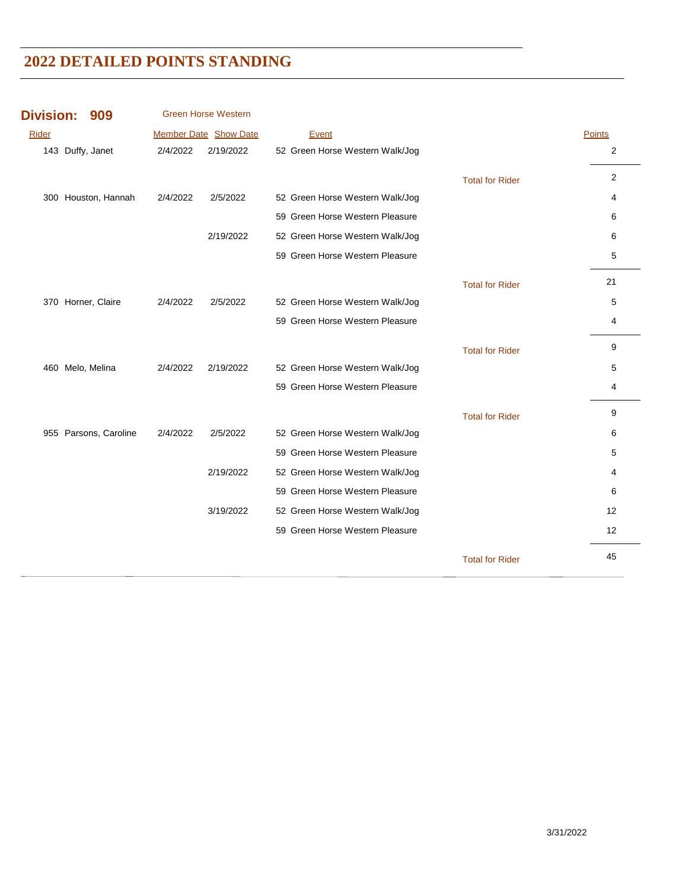# 2022 DETAILED POINTS STANDING

## Division: 909 Green Horse Western

| Rider | Member Date | Show Date | Event | | Points |
|---|---|---|---|---|---|
| 143 Duffy, Janet | 2/4/2022 | 2/19/2022 | 52 Green Horse Western Walk/Jog | | 2 |
| | | | | Total for Rider | 2 |
| 300 Houston, Hannah | 2/4/2022 | 2/5/2022 | 52 Green Horse Western Walk/Jog | | 4 |
| | | | 59 Green Horse Western Pleasure | | 6 |
| | | 2/19/2022 | 52 Green Horse Western Walk/Jog | | 6 |
| | | | 59 Green Horse Western Pleasure | | 5 |
| | | | | Total for Rider | 21 |
| 370 Horner, Claire | 2/4/2022 | 2/5/2022 | 52 Green Horse Western Walk/Jog | | 5 |
| | | | 59 Green Horse Western Pleasure | | 4 |
| | | | | Total for Rider | 9 |
| 460 Melo, Melina | 2/4/2022 | 2/19/2022 | 52 Green Horse Western Walk/Jog | | 5 |
| | | | 59 Green Horse Western Pleasure | | 4 |
| | | | | Total for Rider | 9 |
| 955 Parsons, Caroline | 2/4/2022 | 2/5/2022 | 52 Green Horse Western Walk/Jog | | 6 |
| | | | 59 Green Horse Western Pleasure | | 5 |
| | | 2/19/2022 | 52 Green Horse Western Walk/Jog | | 4 |
| | | | 59 Green Horse Western Pleasure | | 6 |
| | | 3/19/2022 | 52 Green Horse Western Walk/Jog | | 12 |
| | | | 59 Green Horse Western Pleasure | | 12 |
| | | | | Total for Rider | 45 |

3/31/2022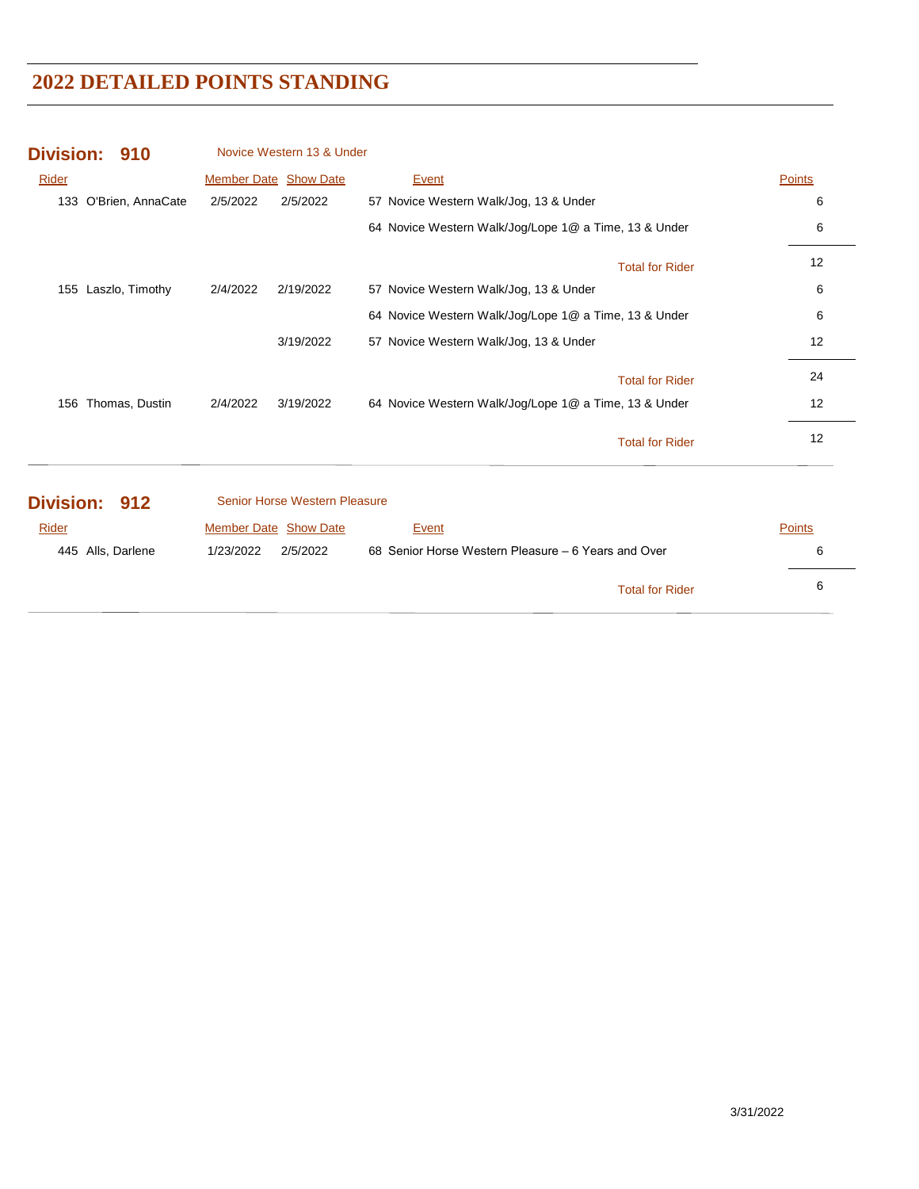# 2022 DETAILED POINTS STANDING

## Division: 910 — Novice Western 13 & Under

| Rider | Member Date | Show Date | Event | Points |
|---|---|---|---|---|
| 133 O'Brien, AnnaCate | 2/5/2022 | 2/5/2022 | 57 Novice Western Walk/Jog, 13 & Under | 6 |
| | | | 64 Novice Western Walk/Jog/Lope 1@ a Time, 13 & Under | 6 |
| | | | Total for Rider | 12 |
| 155 Laszlo, Timothy | 2/4/2022 | 2/19/2022 | 57 Novice Western Walk/Jog, 13 & Under | 6 |
| | | | 64 Novice Western Walk/Jog/Lope 1@ a Time, 13 & Under | 6 |
| | | 3/19/2022 | 57 Novice Western Walk/Jog, 13 & Under | 12 |
| | | | Total for Rider | 24 |
| 156 Thomas, Dustin | 2/4/2022 | 3/19/2022 | 64 Novice Western Walk/Jog/Lope 1@ a Time, 13 & Under | 12 |
| | | | Total for Rider | 12 |

## Division: 912 — Senior Horse Western Pleasure

| Rider | Member Date | Show Date | Event | Points |
|---|---|---|---|---|
| 445 Alls, Darlene | 1/23/2022 | 2/5/2022 | 68 Senior Horse Western Pleasure – 6 Years and Over | 6 |
| | | | Total for Rider | 6 |

3/31/2022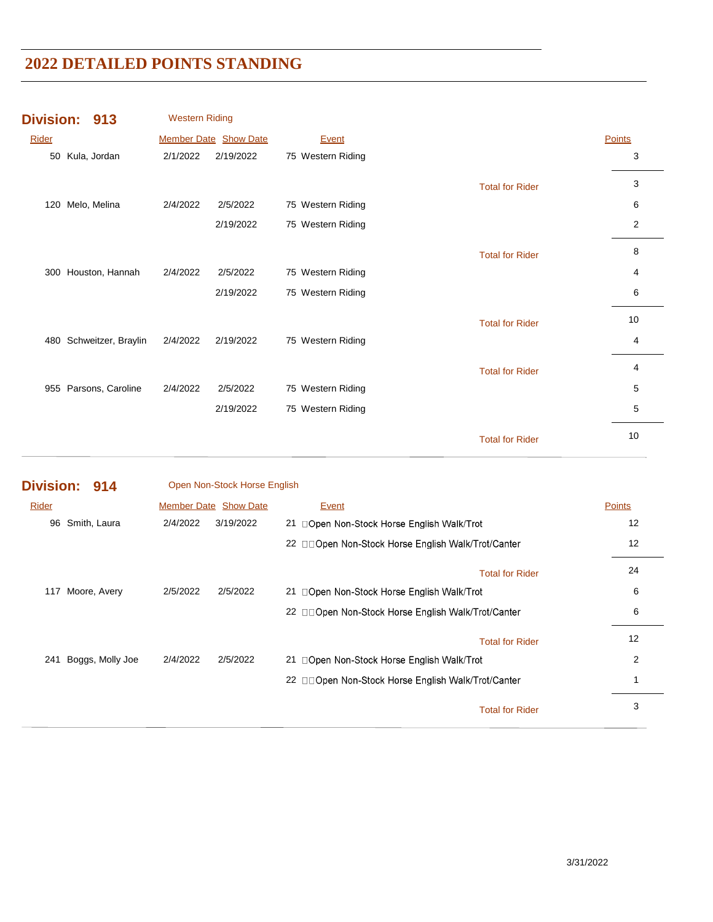# 2022 DETAILED POINTS STANDING

## Division: 913 Western Riding

| Rider | Member Date | Show Date | Event | | Points |
|---|---|---|---|---|---|
| 50 Kula, Jordan | 2/1/2022 | 2/19/2022 | 75 Western Riding | | 3 |
| | | | | Total for Rider | 3 |
| 120 Melo, Melina | 2/4/2022 | 2/5/2022 | 75 Western Riding | | 6 |
| | | 2/19/2022 | 75 Western Riding | | 2 |
| | | | | Total for Rider | 8 |
| 300 Houston, Hannah | 2/4/2022 | 2/5/2022 | 75 Western Riding | | 4 |
| | | 2/19/2022 | 75 Western Riding | | 6 |
| | | | | Total for Rider | 10 |
| 480 Schweitzer, Braylin | 2/4/2022 | 2/19/2022 | 75 Western Riding | | 4 |
| | | | | Total for Rider | 4 |
| 955 Parsons, Caroline | 2/4/2022 | 2/5/2022 | 75 Western Riding | | 5 |
| | | 2/19/2022 | 75 Western Riding | | 5 |
| | | | | Total for Rider | 10 |

## Division: 914 Open Non-Stock Horse English

| Rider | Member Date | Show Date | Event | | Points |
|---|---|---|---|---|---|
| 96 Smith, Laura | 2/4/2022 | 3/19/2022 | 21 Open Non-Stock Horse English Walk/Trot | | 12 |
| | | | 22 Open Non-Stock Horse English Walk/Trot/Canter | | 12 |
| | | | | Total for Rider | 24 |
| 117 Moore, Avery | 2/5/2022 | 2/5/2022 | 21 Open Non-Stock Horse English Walk/Trot | | 6 |
| | | | 22 Open Non-Stock Horse English Walk/Trot/Canter | | 6 |
| | | | | Total for Rider | 12 |
| 241 Boggs, Molly Joe | 2/4/2022 | 2/5/2022 | 21 Open Non-Stock Horse English Walk/Trot | | 2 |
| | | | 22 Open Non-Stock Horse English Walk/Trot/Canter | | 1 |
| | | | | Total for Rider | 3 |

3/31/2022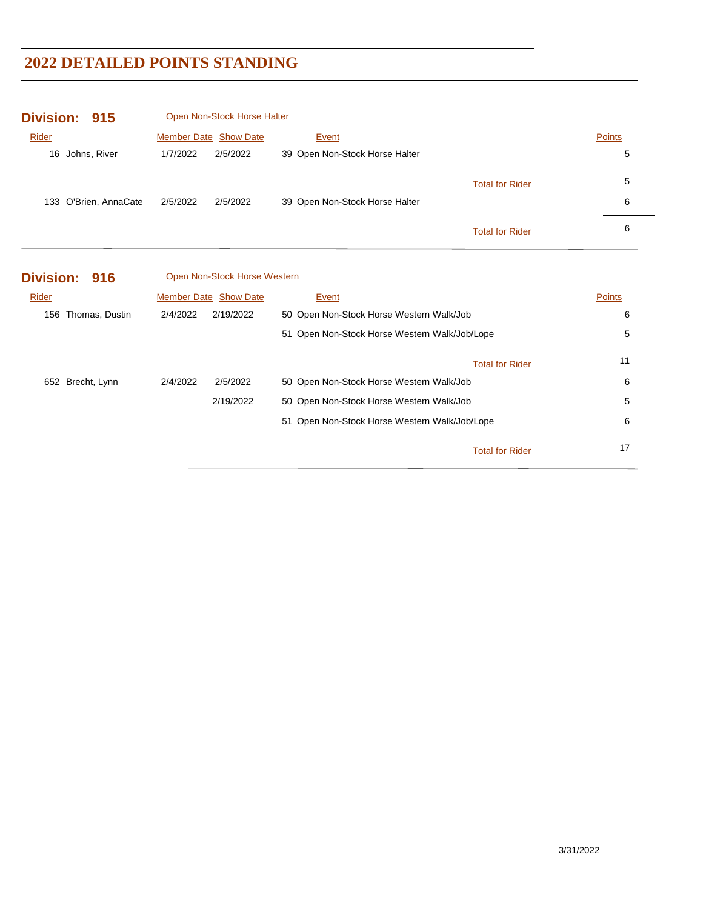# 2022 DETAILED POINTS STANDING

## Division: 915 Open Non-Stock Horse Halter

| Rider | Member Date | Show Date | Event | Points |
|---|---|---|---|---|
| 16 Johns, River | 1/7/2022 | 2/5/2022 | 39 Open Non-Stock Horse Halter | 5 |
| | | | Total for Rider | 5 |
| 133 O'Brien, AnnaCate | 2/5/2022 | 2/5/2022 | 39 Open Non-Stock Horse Halter | 6 |
| | | | Total for Rider | 6 |

## Division: 916 Open Non-Stock Horse Western

| Rider | Member Date | Show Date | Event | Points |
|---|---|---|---|---|
| 156 Thomas, Dustin | 2/4/2022 | 2/19/2022 | 50 Open Non-Stock Horse Western Walk/Job | 6 |
| | | | 51 Open Non-Stock Horse Western Walk/Job/Lope | 5 |
| | | | Total for Rider | 11 |
| 652 Brecht, Lynn | 2/4/2022 | 2/5/2022 | 50 Open Non-Stock Horse Western Walk/Job | 6 |
| | | 2/19/2022 | 50 Open Non-Stock Horse Western Walk/Job | 5 |
| | | | 51 Open Non-Stock Horse Western Walk/Job/Lope | 6 |
| | | | Total for Rider | 17 |

3/31/2022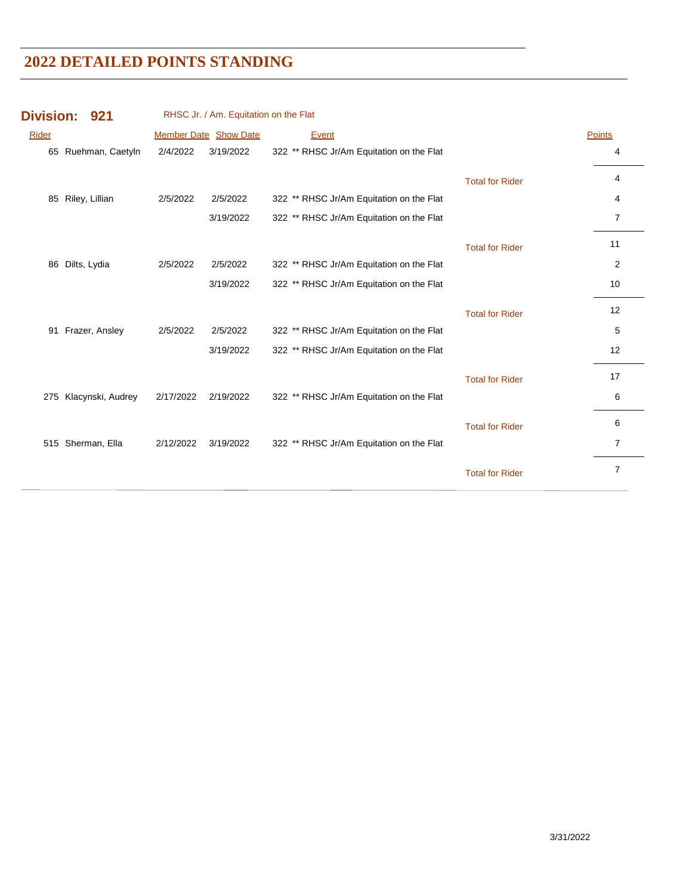# 2022 DETAILED POINTS STANDING

## Division: 921 RHSC Jr. / Am. Equitation on the Flat

| Rider | Member Date | Show Date | Event | | Points |
|---|---|---|---|---|---|
| 65 Ruehman, Caetyln | 2/4/2022 | 3/19/2022 | 322 ** RHSC Jr/Am Equitation on the Flat | | 4 |
| | | | | Total for Rider | 4 |
| 85 Riley, Lillian | 2/5/2022 | 2/5/2022 | 322 ** RHSC Jr/Am Equitation on the Flat | | 4 |
| | | 3/19/2022 | 322 ** RHSC Jr/Am Equitation on the Flat | | 7 |
| | | | | Total for Rider | 11 |
| 86 Dilts, Lydia | 2/5/2022 | 2/5/2022 | 322 ** RHSC Jr/Am Equitation on the Flat | | 2 |
| | | 3/19/2022 | 322 ** RHSC Jr/Am Equitation on the Flat | | 10 |
| | | | | Total for Rider | 12 |
| 91 Frazer, Ansley | 2/5/2022 | 2/5/2022 | 322 ** RHSC Jr/Am Equitation on the Flat | | 5 |
| | | 3/19/2022 | 322 ** RHSC Jr/Am Equitation on the Flat | | 12 |
| | | | | Total for Rider | 17 |
| 275 Klacynski, Audrey | 2/17/2022 | 2/19/2022 | 322 ** RHSC Jr/Am Equitation on the Flat | | 6 |
| | | | | Total for Rider | 6 |
| 515 Sherman, Ella | 2/12/2022 | 3/19/2022 | 322 ** RHSC Jr/Am Equitation on the Flat | | 7 |
| | | | | Total for Rider | 7 |

3/31/2022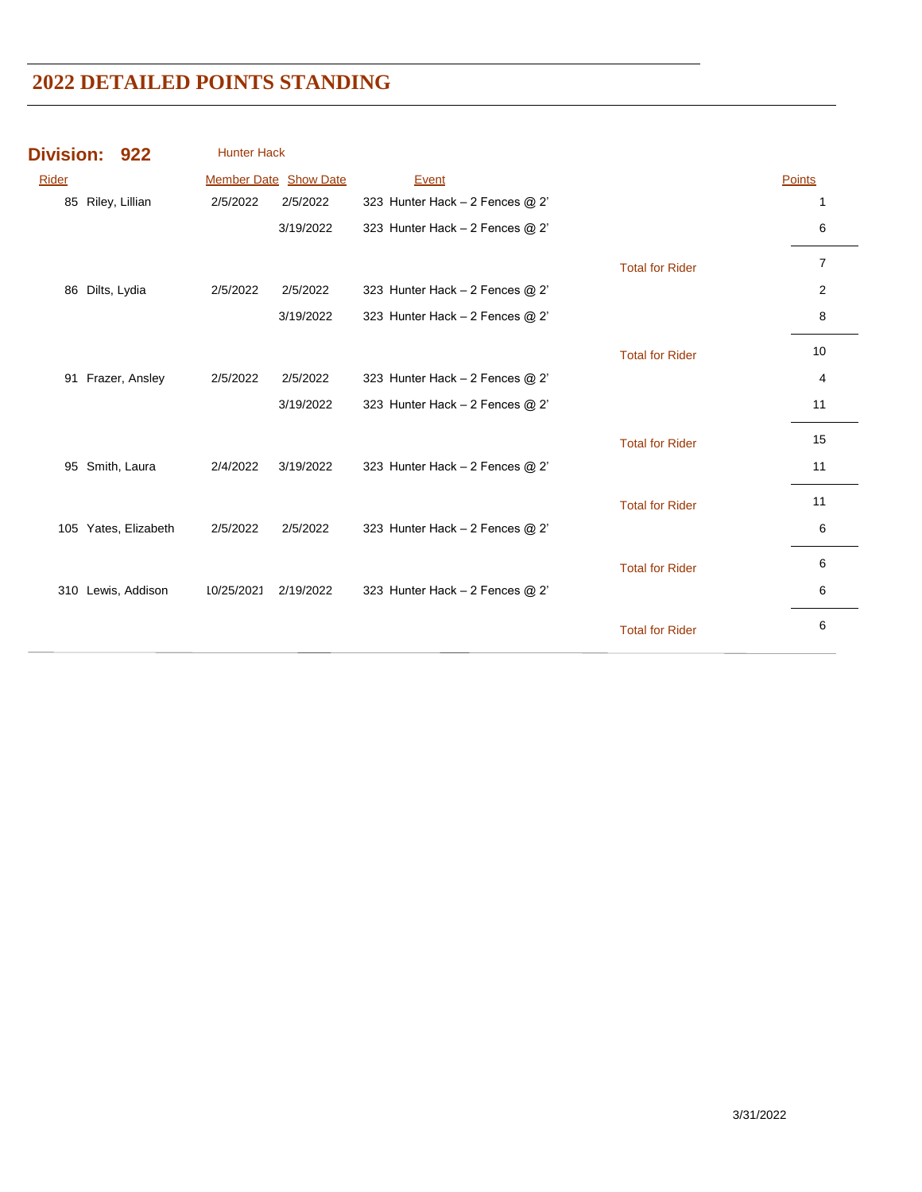# 2022 DETAILED POINTS STANDING

**Division: 922** Hunter Hack

| Rider | Member Date | Show Date | Event | | Points |
|---|---|---|---|---|---|
| 85 Riley, Lillian | 2/5/2022 | 2/5/2022 | 323 Hunter Hack – 2 Fences @ 2' | | 1 |
| | | 3/19/2022 | 323 Hunter Hack – 2 Fences @ 2' | | 6 |
| | | | | Total for Rider | 7 |
| 86 Dilts, Lydia | 2/5/2022 | 2/5/2022 | 323 Hunter Hack – 2 Fences @ 2' | | 2 |
| | | 3/19/2022 | 323 Hunter Hack – 2 Fences @ 2' | | 8 |
| | | | | Total for Rider | 10 |
| 91 Frazer, Ansley | 2/5/2022 | 2/5/2022 | 323 Hunter Hack – 2 Fences @ 2' | | 4 |
| | | 3/19/2022 | 323 Hunter Hack – 2 Fences @ 2' | | 11 |
| | | | | Total for Rider | 15 |
| 95 Smith, Laura | 2/4/2022 | 3/19/2022 | 323 Hunter Hack – 2 Fences @ 2' | | 11 |
| | | | | Total for Rider | 11 |
| 105 Yates, Elizabeth | 2/5/2022 | 2/5/2022 | 323 Hunter Hack – 2 Fences @ 2' | | 6 |
| | | | | Total for Rider | 6 |
| 310 Lewis, Addison | 10/25/2021 | 2/19/2022 | 323 Hunter Hack – 2 Fences @ 2' | | 6 |
| | | | | Total for Rider | 6 |

3/31/2022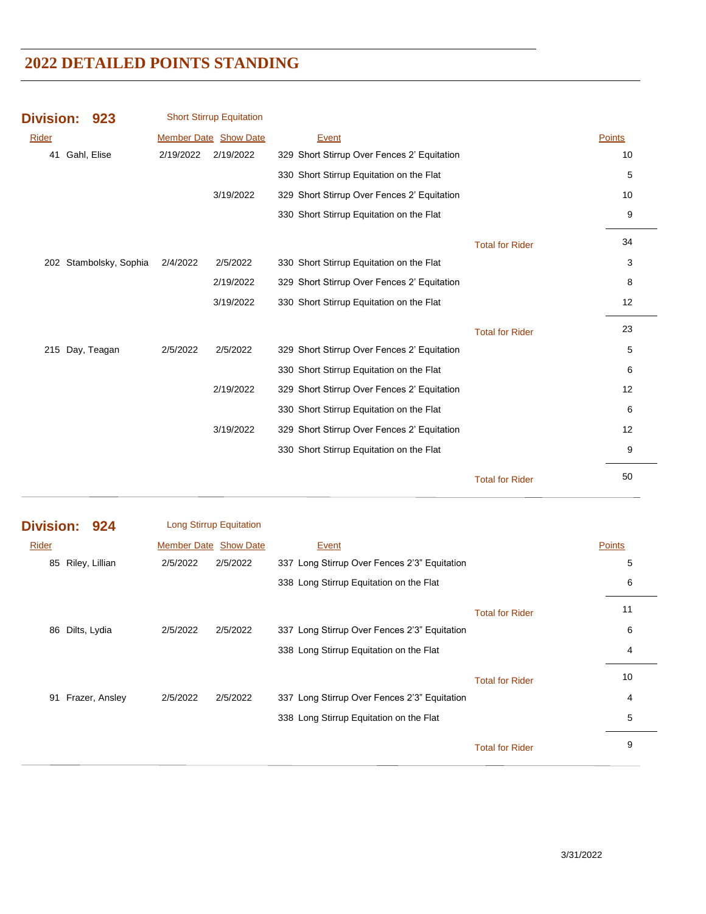# 2022 DETAILED POINTS STANDING

## Division: 923 Short Stirrup Equitation

| Rider | Member Date | Show Date | Event | | Points |
|---|---|---|---|---|---|
| 41 Gahl, Elise | 2/19/2022 | 2/19/2022 | 329 Short Stirrup Over Fences 2' Equitation | | 10 |
| | | | 330 Short Stirrup Equitation on the Flat | | 5 |
| | | 3/19/2022 | 329 Short Stirrup Over Fences 2' Equitation | | 10 |
| | | | 330 Short Stirrup Equitation on the Flat | | 9 |
| | | | | Total for Rider | 34 |
| 202 Stambolsky, Sophia | 2/4/2022 | 2/5/2022 | 330 Short Stirrup Equitation on the Flat | | 3 |
| | | 2/19/2022 | 329 Short Stirrup Over Fences 2' Equitation | | 8 |
| | | 3/19/2022 | 330 Short Stirrup Equitation on the Flat | | 12 |
| | | | | Total for Rider | 23 |
| 215 Day, Teagan | 2/5/2022 | 2/5/2022 | 329 Short Stirrup Over Fences 2' Equitation | | 5 |
| | | | 330 Short Stirrup Equitation on the Flat | | 6 |
| | | 2/19/2022 | 329 Short Stirrup Over Fences 2' Equitation | | 12 |
| | | | 330 Short Stirrup Equitation on the Flat | | 6 |
| | | 3/19/2022 | 329 Short Stirrup Over Fences 2' Equitation | | 12 |
| | | | 330 Short Stirrup Equitation on the Flat | | 9 |
| | | | | Total for Rider | 50 |

## Division: 924 Long Stirrup Equitation

| Rider | Member Date | Show Date | Event | | Points |
|---|---|---|---|---|---|
| 85 Riley, Lillian | 2/5/2022 | 2/5/2022 | 337 Long Stirrup Over Fences 2'3" Equitation | | 5 |
| | | | 338 Long Stirrup Equitation on the Flat | | 6 |
| | | | | Total for Rider | 11 |
| 86 Dilts, Lydia | 2/5/2022 | 2/5/2022 | 337 Long Stirrup Over Fences 2'3" Equitation | | 6 |
| | | | 338 Long Stirrup Equitation on the Flat | | 4 |
| | | | | Total for Rider | 10 |
| 91 Frazer, Ansley | 2/5/2022 | 2/5/2022 | 337 Long Stirrup Over Fences 2'3" Equitation | | 4 |
| | | | 338 Long Stirrup Equitation on the Flat | | 5 |
| | | | | Total for Rider | 9 |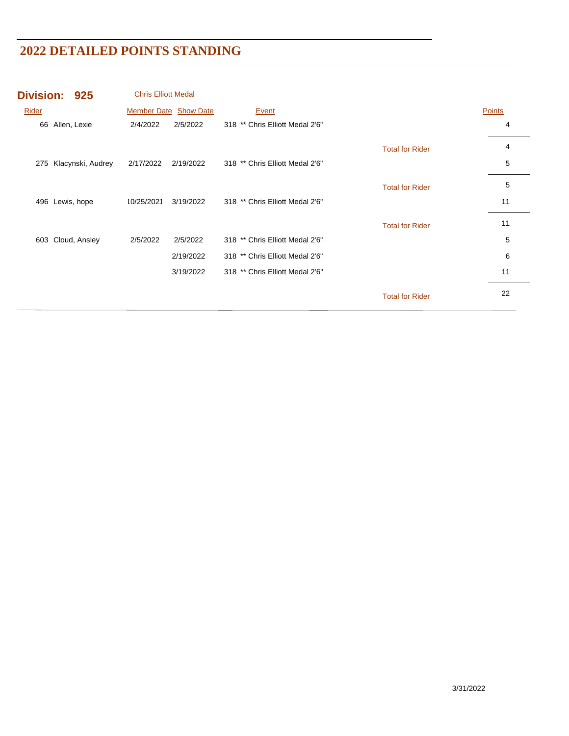# 2022 DETAILED POINTS STANDING

## Division: 925 Chris Elliott Medal

| Rider | Member Date | Show Date | Event | | Points |
|---|---|---|---|---|---|
| 66 Allen, Lexie | 2/4/2022 | 2/5/2022 | 318 ** Chris Elliott Medal 2'6" | | 4 |
| | | | | Total for Rider | 4 |
| 275 Klacynski, Audrey | 2/17/2022 | 2/19/2022 | 318 ** Chris Elliott Medal 2'6" | | 5 |
| | | | | Total for Rider | 5 |
| 496 Lewis, hope | 10/25/2021 | 3/19/2022 | 318 ** Chris Elliott Medal 2'6" | | 11 |
| | | | | Total for Rider | 11 |
| 603 Cloud, Ansley | 2/5/2022 | 2/5/2022 | 318 ** Chris Elliott Medal 2'6" | | 5 |
| | | 2/19/2022 | 318 ** Chris Elliott Medal 2'6" | | 6 |
| | | 3/19/2022 | 318 ** Chris Elliott Medal 2'6" | | 11 |
| | | | | Total for Rider | 22 |

3/31/2022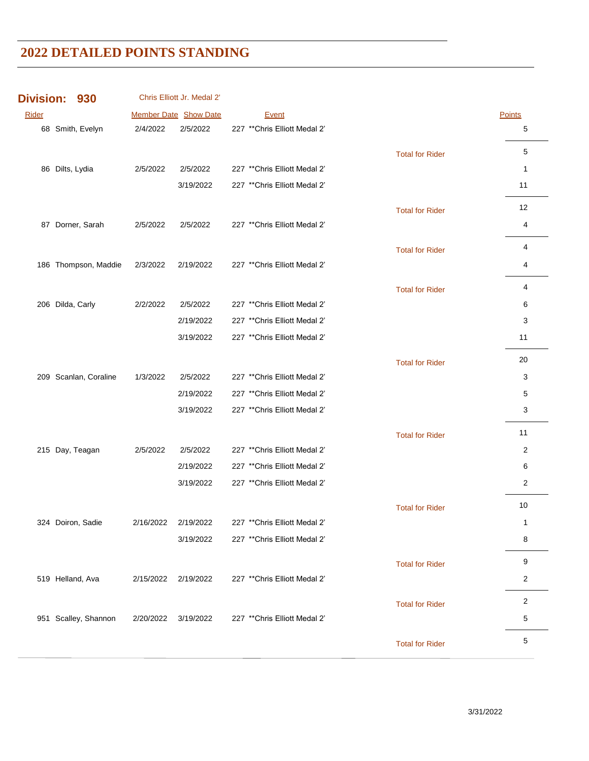# 2022 DETAILED POINTS STANDING

**Division: 930** Chris Elliott Jr. Medal 2'

| Rider | Member Date | Show Date | Event | | Points |
|---|---|---|---|---|---|
| 68 Smith, Evelyn | 2/4/2022 | 2/5/2022 | 227 **Chris Elliott Medal 2' | | 5 |
| | | | | Total for Rider | 5 |
| 86 Dilts, Lydia | 2/5/2022 | 2/5/2022 | 227 **Chris Elliott Medal 2' | | 1 |
| | | 3/19/2022 | 227 **Chris Elliott Medal 2' | | 11 |
| | | | | Total for Rider | 12 |
| 87 Dorner, Sarah | 2/5/2022 | 2/5/2022 | 227 **Chris Elliott Medal 2' | | 4 |
| | | | | Total for Rider | 4 |
| 186 Thompson, Maddie | 2/3/2022 | 2/19/2022 | 227 **Chris Elliott Medal 2' | | 4 |
| | | | | Total for Rider | 4 |
| 206 Dilda, Carly | 2/2/2022 | 2/5/2022 | 227 **Chris Elliott Medal 2' | | 6 |
| | | 2/19/2022 | 227 **Chris Elliott Medal 2' | | 3 |
| | | 3/19/2022 | 227 **Chris Elliott Medal 2' | | 11 |
| | | | | Total for Rider | 20 |
| 209 Scanlan, Coraline | 1/3/2022 | 2/5/2022 | 227 **Chris Elliott Medal 2' | | 3 |
| | | 2/19/2022 | 227 **Chris Elliott Medal 2' | | 5 |
| | | 3/19/2022 | 227 **Chris Elliott Medal 2' | | 3 |
| | | | | Total for Rider | 11 |
| 215 Day, Teagan | 2/5/2022 | 2/5/2022 | 227 **Chris Elliott Medal 2' | | 2 |
| | | 2/19/2022 | 227 **Chris Elliott Medal 2' | | 6 |
| | | 3/19/2022 | 227 **Chris Elliott Medal 2' | | 2 |
| | | | | Total for Rider | 10 |
| 324 Doiron, Sadie | 2/16/2022 | 2/19/2022 | 227 **Chris Elliott Medal 2' | | 1 |
| | | 3/19/2022 | 227 **Chris Elliott Medal 2' | | 8 |
| | | | | Total for Rider | 9 |
| 519 Helland, Ava | 2/15/2022 | 2/19/2022 | 227 **Chris Elliott Medal 2' | | 2 |
| | | | | Total for Rider | 2 |
| 951 Scalley, Shannon | 2/20/2022 | 3/19/2022 | 227 **Chris Elliott Medal 2' | | 5 |
| | | | | Total for Rider | 5 |

3/31/2022